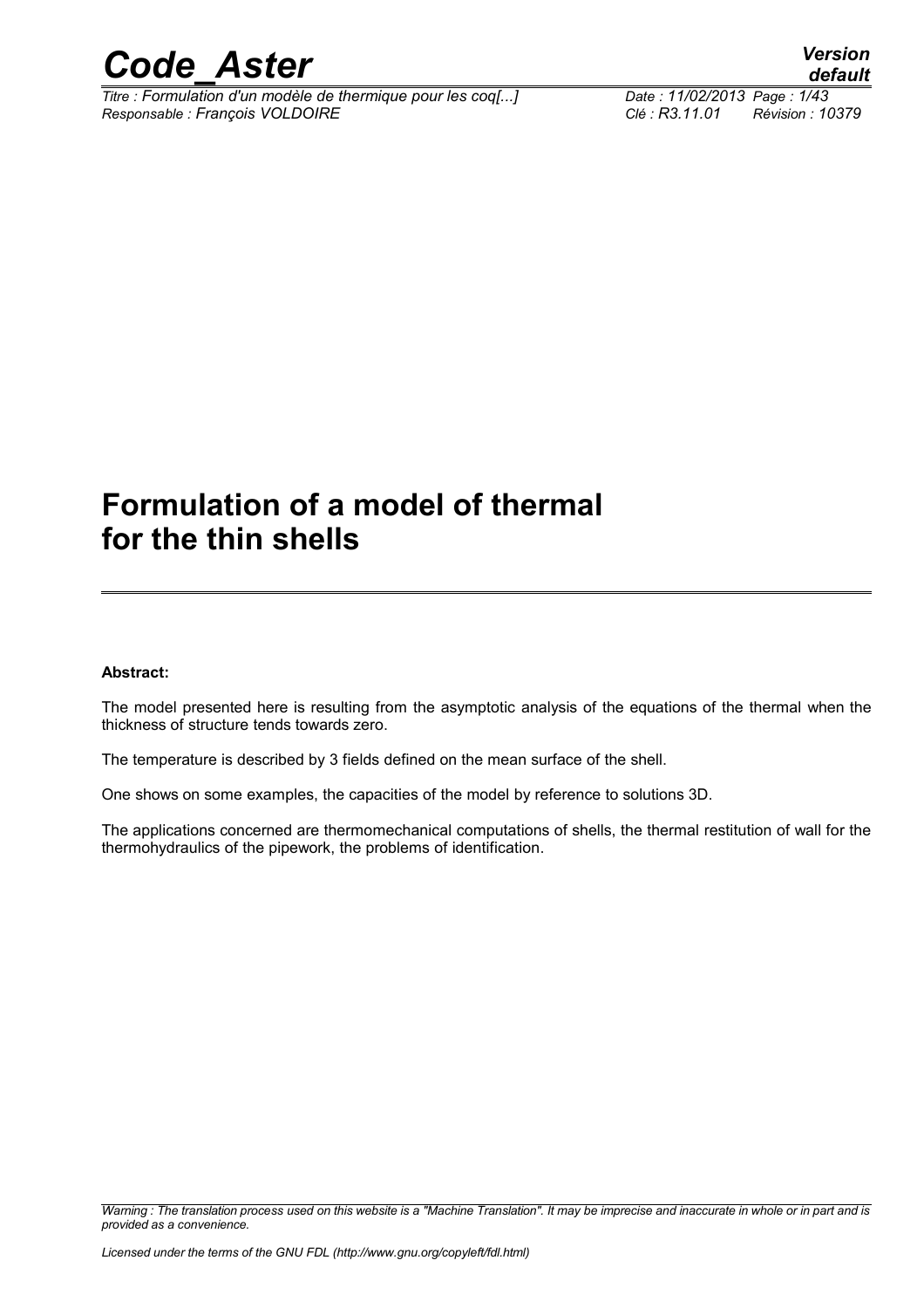# Formulation of a model of thermal for the thin shells

**Abstract:**

The model presented here is resulting from the asymptotic analysis of the equations of the thermal when the thickness of structure tends towards zero.

The temperature is described by 3 fields defined on the mean surface of the shell.

One shows on some examples, the capacities of the model by reference to solutions 3D.

The applications concerned are thermomechanical computations of shells, the thermal restitution of wall for the thermohydraulics of the pipework, the problems of identification.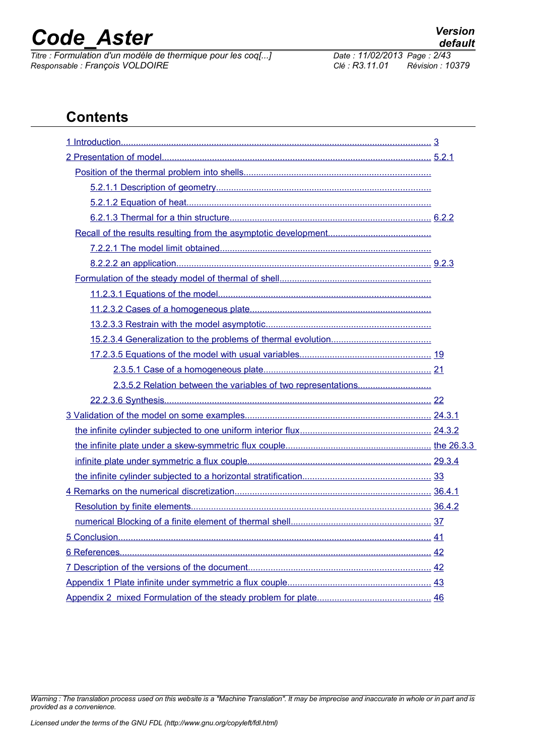## Contents

1 Introduction........................................................................................................................ 3

2 Presentation of model......................................................................................................... 5.2.1

Position of the thermal problem into shells.........................................................................

5.2.1.1 Description of geometry....................................................................................

5.2.1.2 Equation of heat................................................................................................

6.2.1.3 Thermal for a thin structure.............................................................................. 6.2.2

Recall of the results resulting from the asymptotic development.........................................

7.2.2.1 The model limit obtained...................................................................................

8.2.2.2 an application.................................................................................................... 9.2.3

Formulation of the steady model of thermal of shell...........................................................

11.2.3.1 Equations of the model....................................................................................

11.2.3.2 Cases of a homogeneous plate.......................................................................

13.2.3.3 Restrain with the model asymptotic................................................................

15.2.3.4 Generalization to the problems of thermal evolution.......................................

17.2.3.5 Equations of the model with usual variables................................................... 19

2.3.5.1 Case of a homogeneous plate................................................................. 21

2.3.5.2 Relation between the variables of two representations............................

22.2.3.6 Synthesis........................................................................................................ 22

3 Validation of the model on some examples........................................................................ 24.3.1

the infinite cylinder subjected to one uniform interior flux................................................... 24.3.2

the infinite plate under a skew-symmetric flux couple......................................................... the 26.3.3

infinite plate under symmetric a flux couple........................................................................ 29.3.4

the infinite cylinder subjected to a horizontal stratification.................................................. 33

4 Remarks on the numerical discretization............................................................................. 36.4.1

Resolution by finite elements.............................................................................................. 36.4.2

numerical Blocking of a finite element of thermal shell....................................................... 37

5 Conclusion.......................................................................................................................... 41

6 References.......................................................................................................................... 42

7 Description of the versions of the document....................................................................... 42

Appendix 1 Plate infinite under symmetric a flux couple......................................................... 43

Appendix 2 mixed Formulation of the steady problem for plate.............................................. 46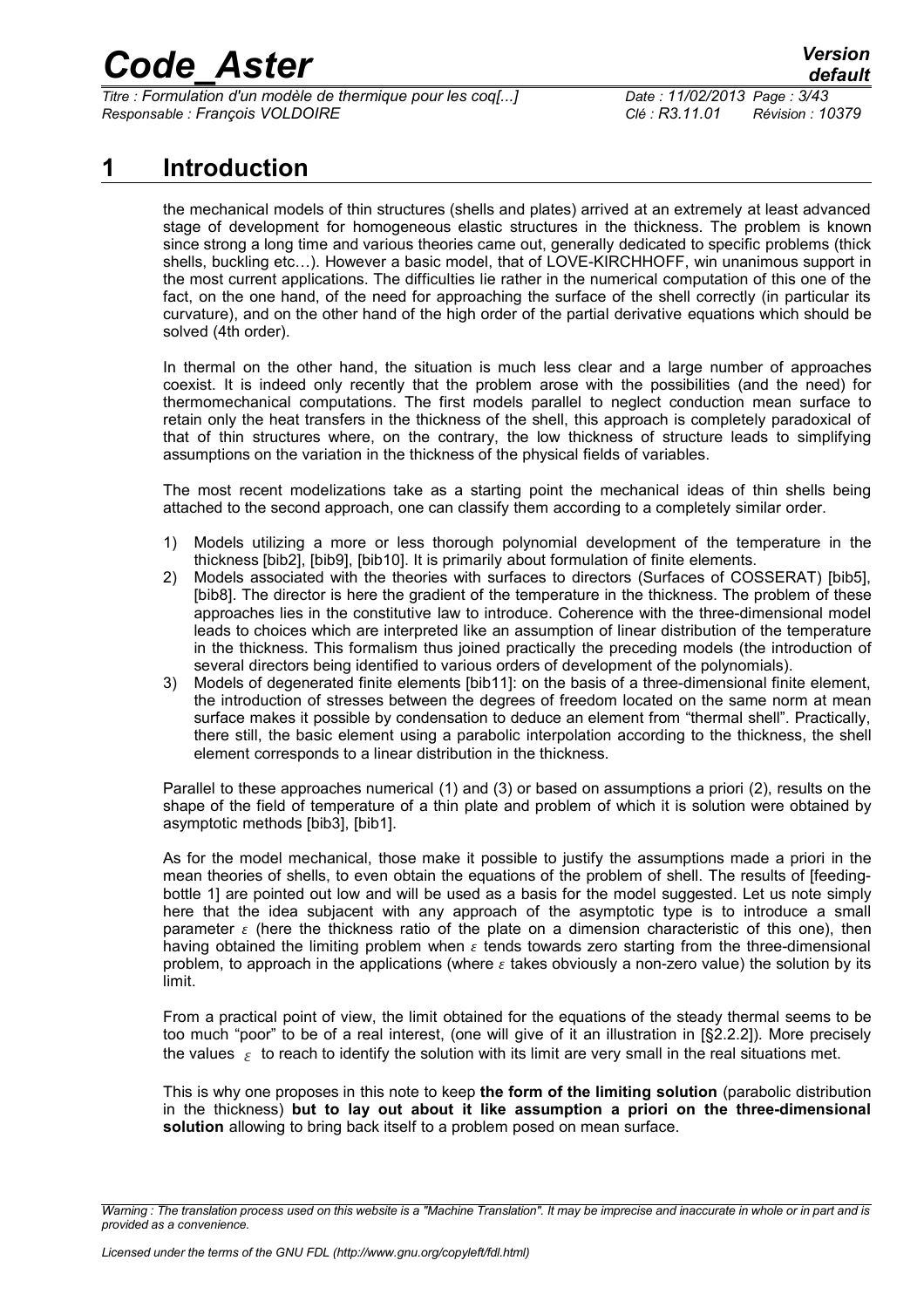# 1 Introduction

the mechanical models of thin structures (shells and plates) arrived at an extremely at least advanced stage of development for homogeneous elastic structures in the thickness. The problem is known since strong a long time and various theories came out, generally dedicated to specific problems (thick shells, buckling etc…). However a basic model, that of LOVE-KIRCHHOFF, win unanimous support in the most current applications. The difficulties lie rather in the numerical computation of this one of the fact, on the one hand, of the need for approaching the surface of the shell correctly (in particular its curvature), and on the other hand of the high order of the partial derivative equations which should be solved (4th order).

In thermal on the other hand, the situation is much less clear and a large number of approaches coexist. It is indeed only recently that the problem arose with the possibilities (and the need) for thermomechanical computations. The first models parallel to neglect conduction mean surface to retain only the heat transfers in the thickness of the shell, this approach is completely paradoxical of that of thin structures where, on the contrary, the low thickness of structure leads to simplifying assumptions on the variation in the thickness of the physical fields of variables.

The most recent modelizations take as a starting point the mechanical ideas of thin shells being attached to the second approach, one can classify them according to a completely similar order.

1) Models utilizing a more or less thorough polynomial development of the temperature in the thickness [bib2], [bib9], [bib10]. It is primarily about formulation of finite elements.
2) Models associated with the theories with surfaces to directors (Surfaces of COSSERAT) [bib5], [bib8]. The director is here the gradient of the temperature in the thickness. The problem of these approaches lies in the constitutive law to introduce. Coherence with the three-dimensional model leads to choices which are interpreted like an assumption of linear distribution of the temperature in the thickness. This formalism thus joined practically the preceding models (the introduction of several directors being identified to various orders of development of the polynomials).
3) Models of degenerated finite elements [bib11]: on the basis of a three-dimensional finite element, the introduction of stresses between the degrees of freedom located on the same norm at mean surface makes it possible by condensation to deduce an element from "thermal shell". Practically, there still, the basic element using a parabolic interpolation according to the thickness, the shell element corresponds to a linear distribution in the thickness.

Parallel to these approaches numerical (1) and (3) or based on assumptions a priori (2), results on the shape of the field of temperature of a thin plate and problem of which it is solution were obtained by asymptotic methods [bib3], [bib1].

As for the model mechanical, those make it possible to justify the assumptions made a priori in the mean theories of shells, to even obtain the equations of the problem of shell. The results of [feeding-bottle 1] are pointed out low and will be used as a basis for the model suggested. Let us note simply here that the idea subjacent with any approach of the asymptotic type is to introduce a small parameter $\varepsilon$ (here the thickness ratio of the plate on a dimension characteristic of this one), then having obtained the limiting problem when $\varepsilon$ tends towards zero starting from the three-dimensional problem, to approach in the applications (where $\varepsilon$ takes obviously a non-zero value) the solution by its limit.

From a practical point of view, the limit obtained for the equations of the steady thermal seems to be too much "poor" to be of a real interest, (one will give of it an illustration in [§2.2.2]). More precisely the values $\varepsilon$ to reach to identify the solution with its limit are very small in the real situations met.

This is why one proposes in this note to keep **the form of the limiting solution** (parabolic distribution in the thickness) **but to lay out about it like assumption a priori on the three-dimensional solution** allowing to bring back itself to a problem posed on mean surface.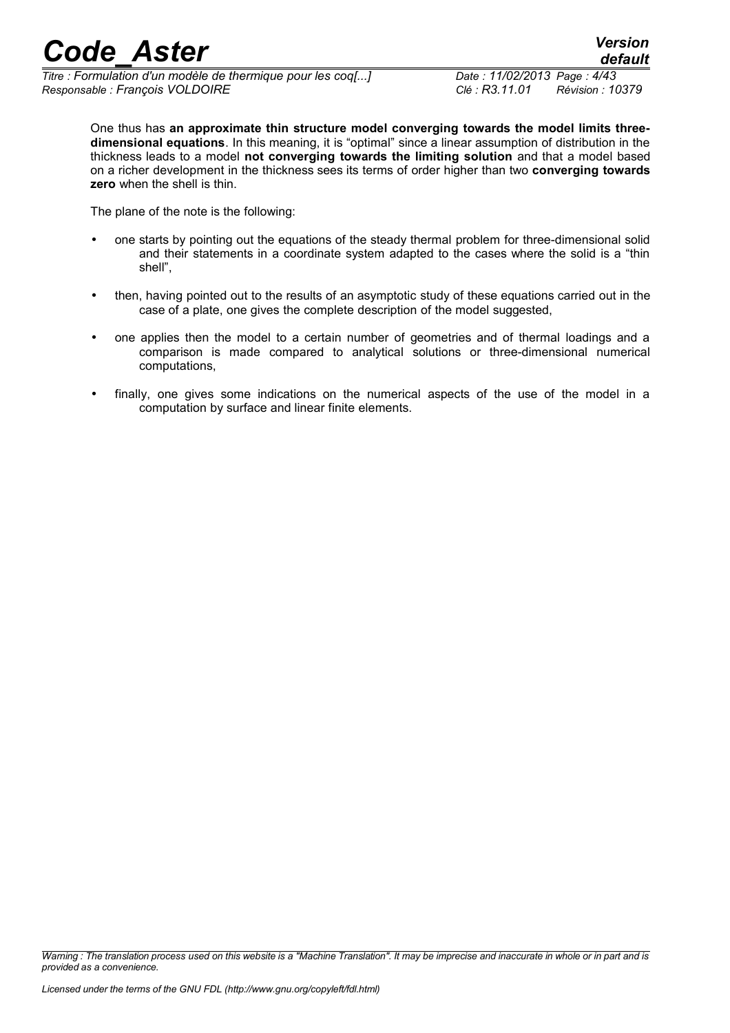One thus has **an approximate thin structure model converging towards the model limits three-dimensional equations**. In this meaning, it is "optimal" since a linear assumption of distribution in the thickness leads to a model **not converging towards the limiting solution** and that a model based on a richer development in the thickness sees its terms of order higher than two **converging towards zero** when the shell is thin.

The plane of the note is the following:

- one starts by pointing out the equations of the steady thermal problem for three-dimensional solid and their statements in a coordinate system adapted to the cases where the solid is a "thin shell",
- then, having pointed out to the results of an asymptotic study of these equations carried out in the case of a plate, one gives the complete description of the model suggested,
- one applies then the model to a certain number of geometries and of thermal loadings and a comparison is made compared to analytical solutions or three-dimensional numerical computations,
- finally, one gives some indications on the numerical aspects of the use of the model in a computation by surface and linear finite elements.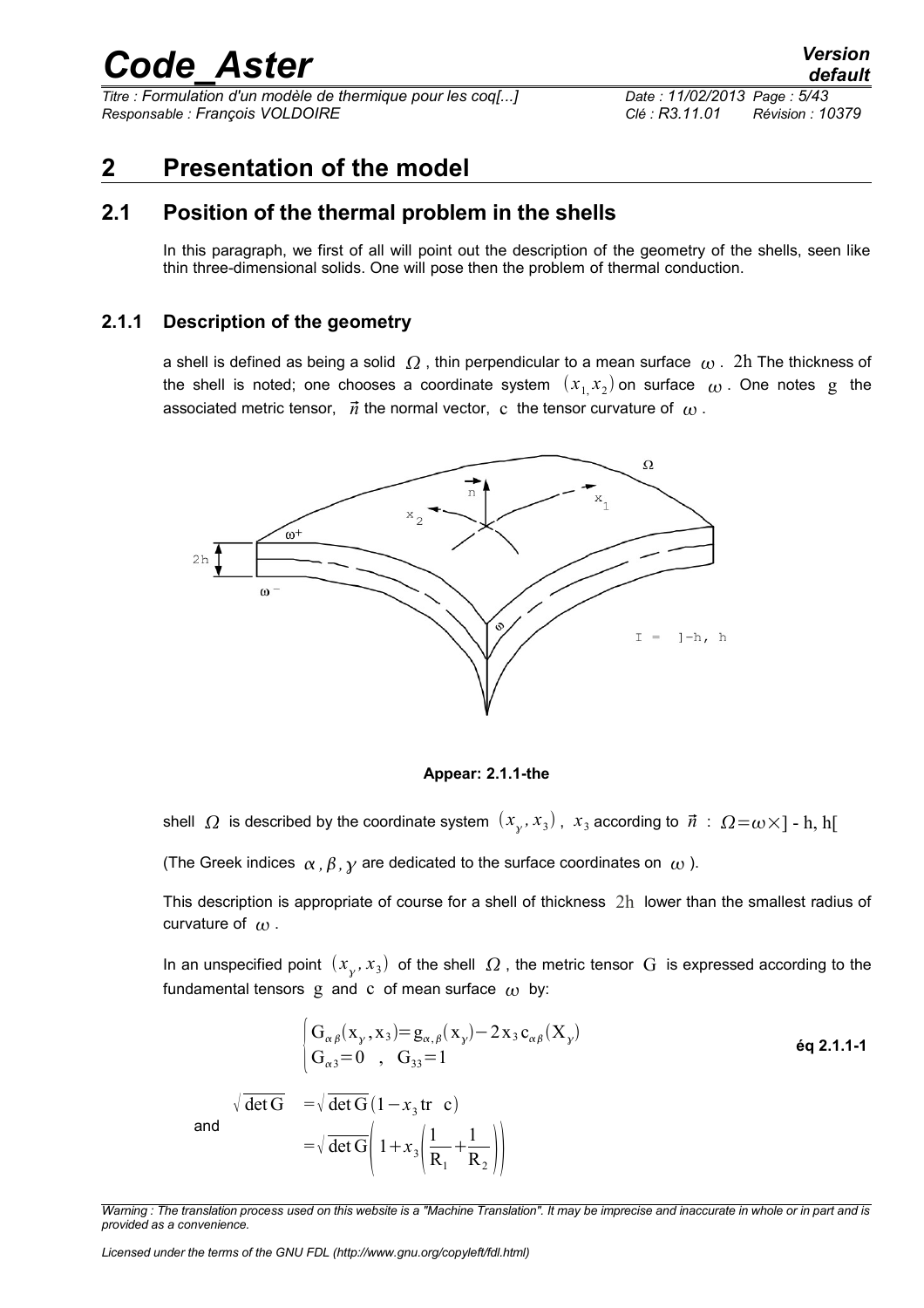# 2 Presentation of the model

## 2.1 Position of the thermal problem in the shells

In this paragraph, we first of all will point out the description of the geometry of the shells, seen like thin three-dimensional solids. One will pose then the problem of thermal conduction.

### 2.1.1 Description of the geometry

a shell is defined as being a solid $\Omega$ , thin perpendicular to a mean surface $\omega$ . $2h$ The thickness of the shell is noted; one chooses a coordinate system $(x_1, x_2)$ on surface $\omega$ . One notes $g$ the associated metric tensor, $\vec{n}$ the normal vector, $c$ the tensor curvature of $\omega$ .

**Appear: 2.1.1-the**

shell $\Omega$ is described by the coordinate system $(x_\gamma, x_3)$ , $x_3$ according to $\vec{n}$ : $\Omega = \omega \times ]-h, h[$

(The Greek indices $\alpha, \beta, \gamma$ are dedicated to the surface coordinates on $\omega$ ).

This description is appropriate of course for a shell of thickness $2h$ lower than the smallest radius of curvature of $\omega$ .

In an unspecified point $(x_\gamma, x_3)$ of the shell $\Omega$ , the metric tensor $G$ is expressed according to the fundamental tensors $g$ and $c$ of mean surface $\omega$ by:

$$\begin{cases} G_{\alpha\beta}(x_\gamma, x_3) = g_{\alpha,\beta}(x_\gamma) - 2 x_3 c_{\alpha\beta}(X_\gamma) \\ G_{\alpha 3} = 0 \quad , \quad G_{33} = 1 \end{cases} \qquad \text{éq 2.1.1-1}$$

and

$$\begin{aligned} \sqrt{\det G} &= \sqrt{\det G}\,(1 - x_3 \operatorname{tr} \ c) \\ &= \sqrt{\det G}\left(1 + x_3\left(\frac{1}{R_1} + \frac{1}{R_2}\right)\right) \end{aligned}$$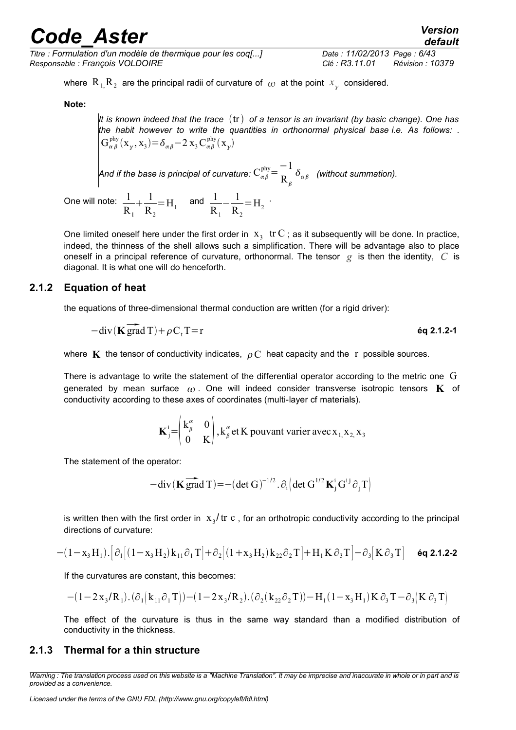where $R_1, R_2$ are the principal radii of curvature of $\omega$ at the point $x_\gamma$ considered.

**Note:**

> *It is known indeed that the trace* $(\mathrm{tr})$ *of a tensor is an invariant (by basic change). One has the habit however to write the quantities in orthonormal physical base i.e. As follows: .* $G^{phy}_{\alpha\beta}(x_\gamma, x_3) = \delta_{\alpha\beta} - 2\,x_3\,C^{phy}_{\alpha\beta}(x_\gamma)$
>
> *And if the base is principal of curvature:* $C^{phy}_{\alpha\beta} = \dfrac{-1}{R_\beta}\delta_{\alpha\beta}$ *(without summation).*

One will note: $\dfrac{1}{R_1} + \dfrac{1}{R_2} = H_1$ and $\dfrac{1}{R_1} - \dfrac{1}{R_2} = H_2$ .

One limited oneself here under the first order in $x_3$ $\mathrm{tr}\,C$ ; as it subsequently will be done. In practice, indeed, the thinness of the shell allows such a simplification. There will be advantage also to place oneself in a principal reference of curvature, orthonormal. The tensor $g$ is then the identity, $C$ is diagonal. It is what one will do henceforth.

### 2.1.2 Equation of heat

the equations of three-dimensional thermal conduction are written (for a rigid driver):

$$-\mathrm{div}(\mathbf{K}\,\overrightarrow{\mathrm{grad}}\,T) + \rho C_t T = r \qquad \textbf{éq 2.1.2-1}$$

where $\mathbf{K}$ the tensor of conductivity indicates, $\rho C$ heat capacity and the $r$ possible sources.

There is advantage to write the statement of the differential operator according to the metric one $G$ generated by mean surface $\omega$ . One will indeed consider transverse isotropic tensors $\mathbf{K}$ of conductivity according to these axes of coordinates (multi-layer of materials).

$$\mathbf{K}^i_j = \begin{pmatrix} k^\alpha_\beta & 0 \\ 0 & K \end{pmatrix}, k^\alpha_\beta \text{ et K pouvant varier avec } x_1, x_2, x_3$$

The statement of the operator:

$$-\mathrm{div}(\mathbf{K}\,\overrightarrow{\mathrm{grad}}\,T) = -(\det G)^{-1/2}.\partial_i\left(\det G^{1/2}\mathbf{K}^i_j G^{ij}\partial_j T\right)$$

is written then with the first order in $x_3/\mathrm{tr}\;c$ , for an orthotropic conductivity according to the principal directions of curvature:

$$-(1 - x_3 H_1).\left[\partial_1\left[(1 - x_3 H_2)k_{11}\partial_1 T\right] + \partial_2\left[(1 + x_3 H_2)k_{22}\partial_2 T\right] + H_1 K\,\partial_3 T\right] - \partial_3\left[K\,\partial_3 T\right] \qquad \textbf{éq 2.1.2-2}$$

If the curvatures are constant, this becomes:

$$-(1 - 2x_3/R_1).\left(\partial_1\left(k_{11}\partial_1 T\right)\right) - (1 - 2x_3/R_2).\left(\partial_2\left(k_{22}\partial_2 T\right)\right) - H_1(1 - x_3 H_1)K\,\partial_3 T - \partial_3\left(K\,\partial_3 T\right)$$

The effect of the curvature is thus in the same way standard than a modified distribution of conductivity in the thickness.

### 2.1.3 Thermal for a thin structure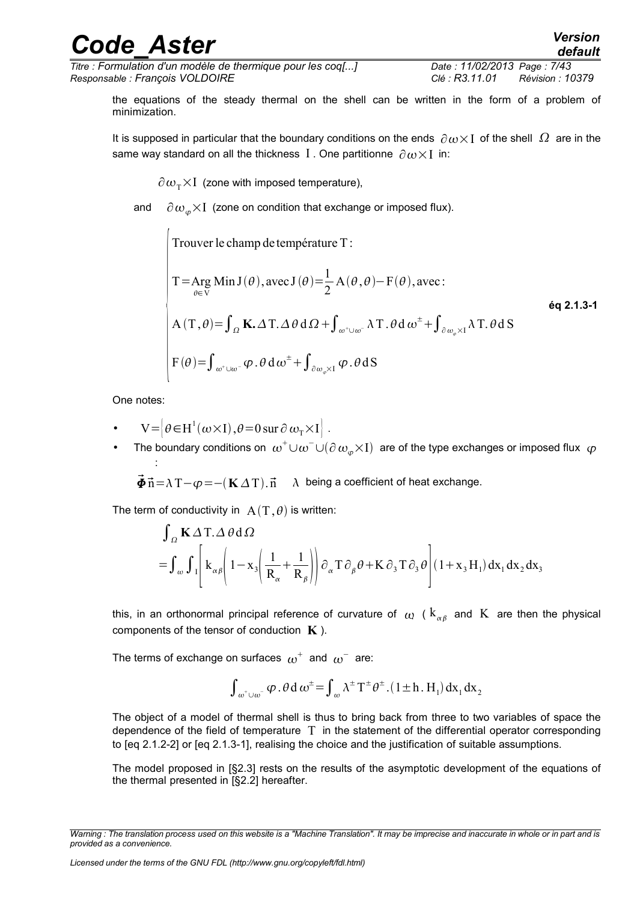the equations of the steady thermal on the shell can be written in the form of a problem of minimization.

It is supposed in particular that the boundary conditions on the ends $\partial\omega\times I$ of the shell $\Omega$ are in the same way standard on all the thickness $I$ . One partitionne $\partial\omega\times I$ in:

$\partial\omega_T\times I$ (zone with imposed temperature),

and $\partial\omega_\varphi\times I$ (zone on condition that exchange or imposed flux).

$$
\left\{
\begin{array}{l}
\text{Trouver le champ de température T :}\\
T=\underset{\theta\in V}{\operatorname{Arg\,Min}}\, J(\theta), \text{avec}\, J(\theta)=\dfrac{1}{2}A(\theta,\theta)-F(\theta), \text{avec :}\\
A(T,\theta)=\int_\Omega \mathbf{K}.\Delta T.\Delta\theta\, d\Omega+\int_{\omega^+\cup\omega^-}\lambda T.\theta\, d\omega^\pm+\int_{\partial\omega_\varphi\times I}\lambda T.\theta\, dS\\
F(\theta)=\int_{\omega^+\cup\omega^-}\varphi.\theta\, d\omega^\pm+\int_{\partial\omega_\varphi\times I}\varphi.\theta\, dS
\end{array}
\right.
\qquad \textbf{éq 2.1.3-1}
$$

One notes:

- $V=\left\{\theta\in H^1(\omega\times I), \theta=0 \text{ sur } \partial\omega_T\times I\right\}$ .
- The boundary conditions on $\omega^+\cup\omega^-\cup(\partial\omega_\varphi\times I)$ are of the type exchanges or imposed flux $\varphi$ :

  $\vec{\boldsymbol{\Phi}}\vec{n}=\lambda T-\varphi=-(\mathbf{K}\Delta T).\vec{n}$ $\lambda$ being a coefficient of heat exchange.

The term of conductivity in $A(T,\theta)$ is written:

$$
\begin{aligned}
&\int_\Omega \mathbf{K}\Delta T.\Delta\theta\, d\Omega\\
&=\int_\omega\int_I\left[k_{\alpha\beta}\left(1-x_3\left(\frac{1}{R_\alpha}+\frac{1}{R_\beta}\right)\right)\partial_\alpha T\,\partial_\beta\theta+K\,\partial_3 T\,\partial_3\theta\right](1+x_3 H_1)\,dx_1\,dx_2\,dx_3
\end{aligned}
$$

this, in an orthonormal principal reference of curvature of $\omega$ ( $k_{\alpha\beta}$ and $K$ are then the physical components of the tensor of conduction $\mathbf{K}$ ).

The terms of exchange on surfaces $\omega^+$ and $\omega^-$ are:

$$
\int_{\omega^+\cup\omega^-}\varphi.\theta\, d\omega^\pm=\int_\omega\lambda^\pm T^\pm\theta^\pm.(1\pm h.H_1)\,dx_1\,dx_2
$$

The object of a model of thermal shell is thus to bring back from three to two variables of space the dependence of the field of temperature $T$ in the statement of the differential operator corresponding to [eq 2.1.2-2] or [eq 2.1.3-1], realising the choice and the justification of suitable assumptions.

The model proposed in [§2.3] rests on the results of the asymptotic development of the equations of the thermal presented in [§2.2] hereafter.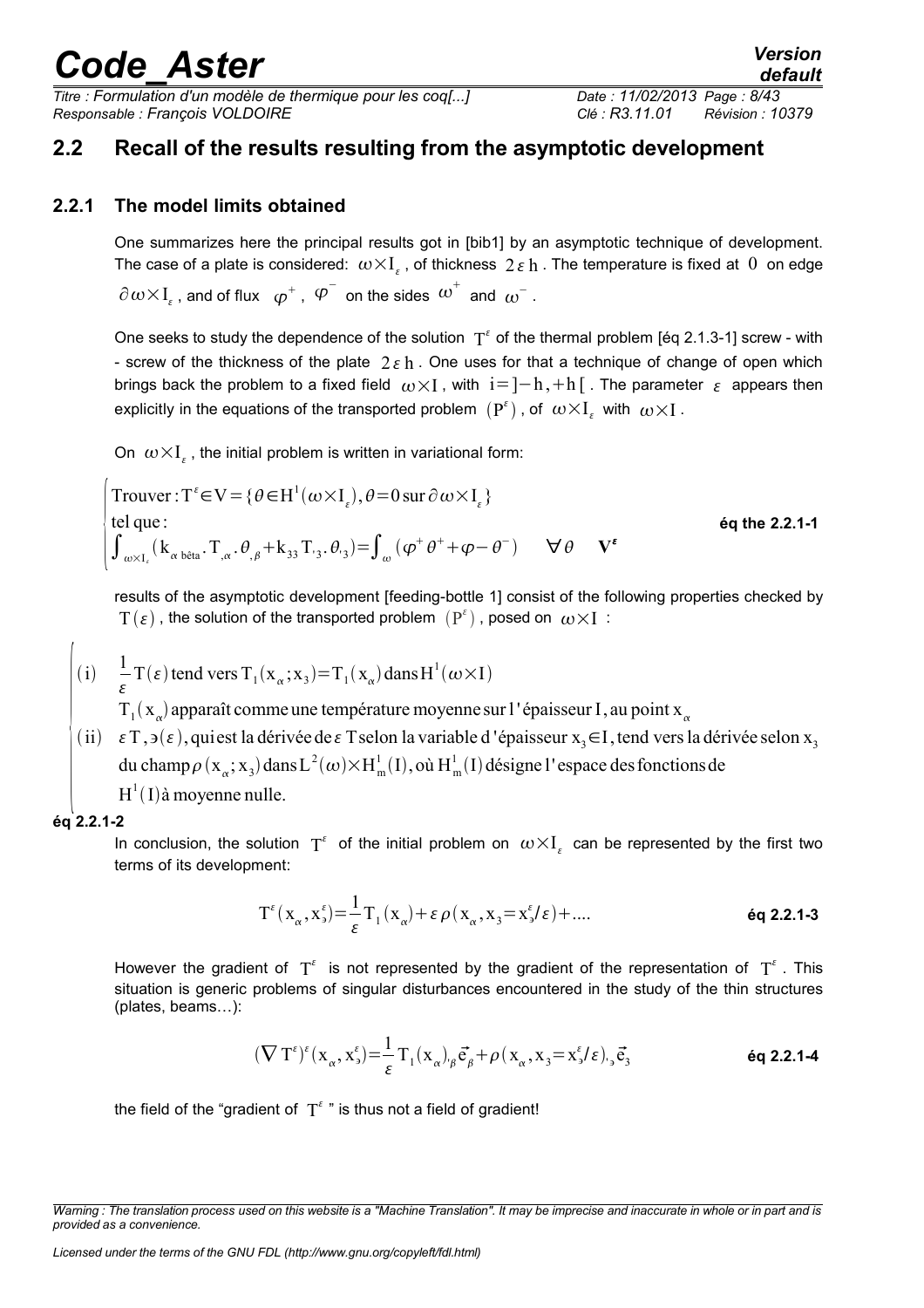## 2.2 Recall of the results resulting from the asymptotic development

### 2.2.1 The model limits obtained

One summarizes here the principal results got in [bib1] by an asymptotic technique of development. The case of a plate is considered: $\omega \times I_\varepsilon$, of thickness $2\varepsilon h$. The temperature is fixed at $0$ on edge $\partial\omega \times I_\varepsilon$, and of flux $\varphi^+$, $\varphi^-$ on the sides $\omega^+$ and $\omega^-$.

One seeks to study the dependence of the solution $T^\varepsilon$ of the thermal problem [éq 2.1.3-1] screw - with - screw of the thickness of the plate $2\varepsilon h$. One uses for that a technique of change of open which brings back the problem to a fixed field $\omega \times I$, with $i = ]-h, +h[$. The parameter $\varepsilon$ appears then explicitly in the equations of the transported problem $(P^\varepsilon)$, of $\omega \times I_\varepsilon$ with $\omega \times I$.

On $\omega \times I_\varepsilon$, the initial problem is written in variational form:

$$\begin{cases} \text{Trouver} : T^\varepsilon \in V = \{\theta \in H^1(\omega \times I_\varepsilon), \theta = 0 \,\text{sur}\, \partial\omega \times I_\varepsilon\} \\ \text{tel que} : \\ \int_{\omega \times I_\varepsilon} (k_{\alpha\,\text{bêta}} . T_{,\alpha} . \theta_{,\beta} + k_{33} T_{,3} . \theta_{,3}) = \int_\omega (\varphi^+ \theta^+ + \varphi - \theta^-) \qquad \forall \theta \quad \mathbf{V}^\varepsilon \end{cases}$$ **éq the 2.2.1-1**

results of the asymptotic development [feeding-bottle 1] consist of the following properties checked by $T(\varepsilon)$, the solution of the transported problem $(P^\varepsilon)$, posed on $\omega \times I$ :

$$\begin{cases} \text{(i)} \quad \dfrac{1}{\varepsilon} T(\varepsilon) \,\text{tend vers}\, T_1(x_\alpha; x_3) = T_1(x_\alpha) \,\text{dans}\, H^1(\omega \times I) \\ \qquad T_1(x_\alpha) \,\text{apparaît comme une température moyenne sur l'épaisseur}\, I, \text{au point}\, x_\alpha \\ \text{(ii)} \quad \varepsilon T_{,3}(\varepsilon), \text{qui est la dérivée de}\, \varepsilon\, T \,\text{selon la variable d'épaisseur}\, x_3 \in I, \text{tend vers la dérivée selon}\, x_3 \\ \qquad \text{du champ}\, \rho(x_\alpha; x_3) \,\text{dans}\, L^2(\omega) \times H^1_m(I), \text{où}\, H^1_m(I) \,\text{désigne l'espace des fonctions de} \\ \qquad H^1(I) \,\text{à moyenne nulle.} \end{cases}$$

**éq 2.2.1-2**

In conclusion, the solution $T^\varepsilon$ of the initial problem on $\omega \times I_\varepsilon$ can be represented by the first two terms of its development:

$$T^\varepsilon(x_\alpha, x_3^\varepsilon) = \frac{1}{\varepsilon} T_1(x_\alpha) + \varepsilon\, \rho(x_\alpha, x_3 = x_3^\varepsilon / \varepsilon) + \ldots$$ **éq 2.2.1-3**

However the gradient of $T^\varepsilon$ is not represented by the gradient of the representation of $T^\varepsilon$. This situation is generic problems of singular disturbances encountered in the study of the thin structures (plates, beams…):

$$(\nabla T^\varepsilon)^\varepsilon (x_\alpha, x_3^\varepsilon) = \frac{1}{\varepsilon} T_1(x_\alpha)_{,\beta} \vec{e}_\beta + \rho(x_\alpha, x_3 = x_3^\varepsilon / \varepsilon)_{,3} \vec{e}_3$$ **éq 2.2.1-4**

the field of the "gradient of $T^\varepsilon$ " is thus not a field of gradient!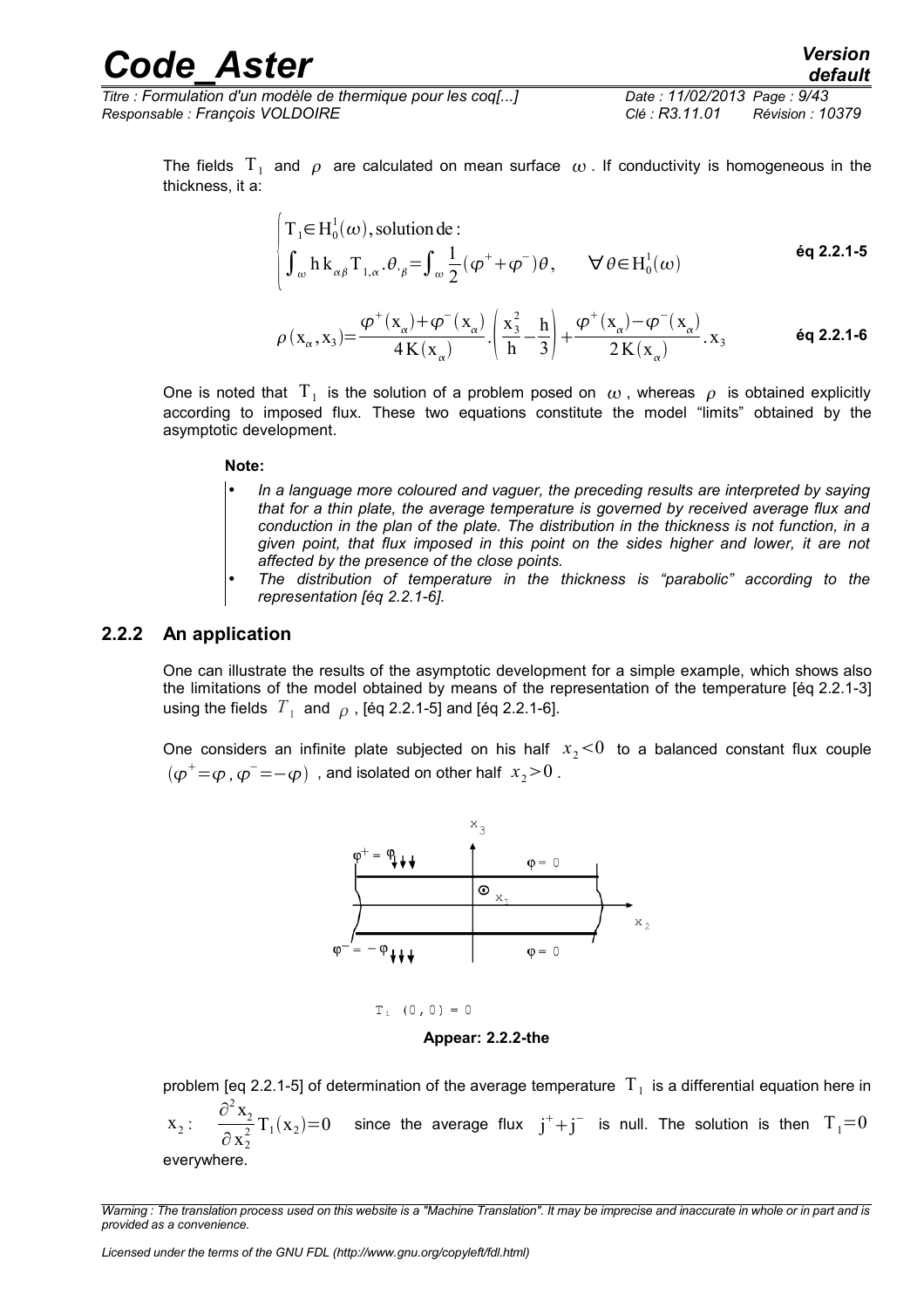The fields $T_1$ and $\rho$ are calculated on mean surface $\omega$. If conductivity is homogeneous in the thickness, it a:

$$\begin{cases} T_1 \in H_0^1(\omega), \text{solution de :} \\ \int_\omega h\, k_{\alpha\beta} T_{1,\alpha} . \theta_{,\beta} = \int_\omega \frac{1}{2}(\varphi^+ + \varphi^-)\theta, \qquad \forall \theta \in H_0^1(\omega) \end{cases} \quad \textbf{éq 2.2.1-5}$$

$$\rho(x_\alpha, x_3) = \frac{\varphi^+(x_\alpha) + \varphi^-(x_\alpha)}{4K(x_\alpha)} . \left(\frac{x_3^2}{h} - \frac{h}{3}\right) + \frac{\varphi^+(x_\alpha) - \varphi^-(x_\alpha)}{2K(x_\alpha)} . x_3 \quad \textbf{éq 2.2.1-6}$$

One is noted that $T_1$ is the solution of a problem posed on $\omega$, whereas $\rho$ is obtained explicitly according to imposed flux. These two equations constitute the model "limits" obtained by the asymptotic development.

**Note:**

- *In a language more coloured and vaguer, the preceding results are interpreted by saying that for a thin plate, the average temperature is governed by received average flux and conduction in the plan of the plate. The distribution in the thickness is not function, in a given point, that flux imposed in this point on the sides higher and lower, it are not affected by the presence of the close points.*
- *The distribution of temperature in the thickness is "parabolic" according to the representation [éq 2.2.1-6].*

### 2.2.2 An application

One can illustrate the results of the asymptotic development for a simple example, which shows also the limitations of the model obtained by means of the representation of the temperature [éq 2.2.1-3] using the fields $T_1$ and $\rho$, [éq 2.2.1-5] and [éq 2.2.1-6].

One considers an infinite plate subjected on his half $x_2 < 0$ to a balanced constant flux couple $(\varphi^+ = \varphi, \varphi^- = -\varphi)$, and isolated on other half $x_2 > 0$.

$T_1(0,0) = 0$

**Appear: 2.2.2-the**

problem [eq 2.2.1-5] of determination of the average temperature $T_1$ is a differential equation here in $x_2$: $\frac{\partial^2 x_2}{\partial x_2^2} T_1(x_2) = 0$ since the average flux $j^+ + j^-$ is null. The solution is then $T_1 = 0$ everywhere.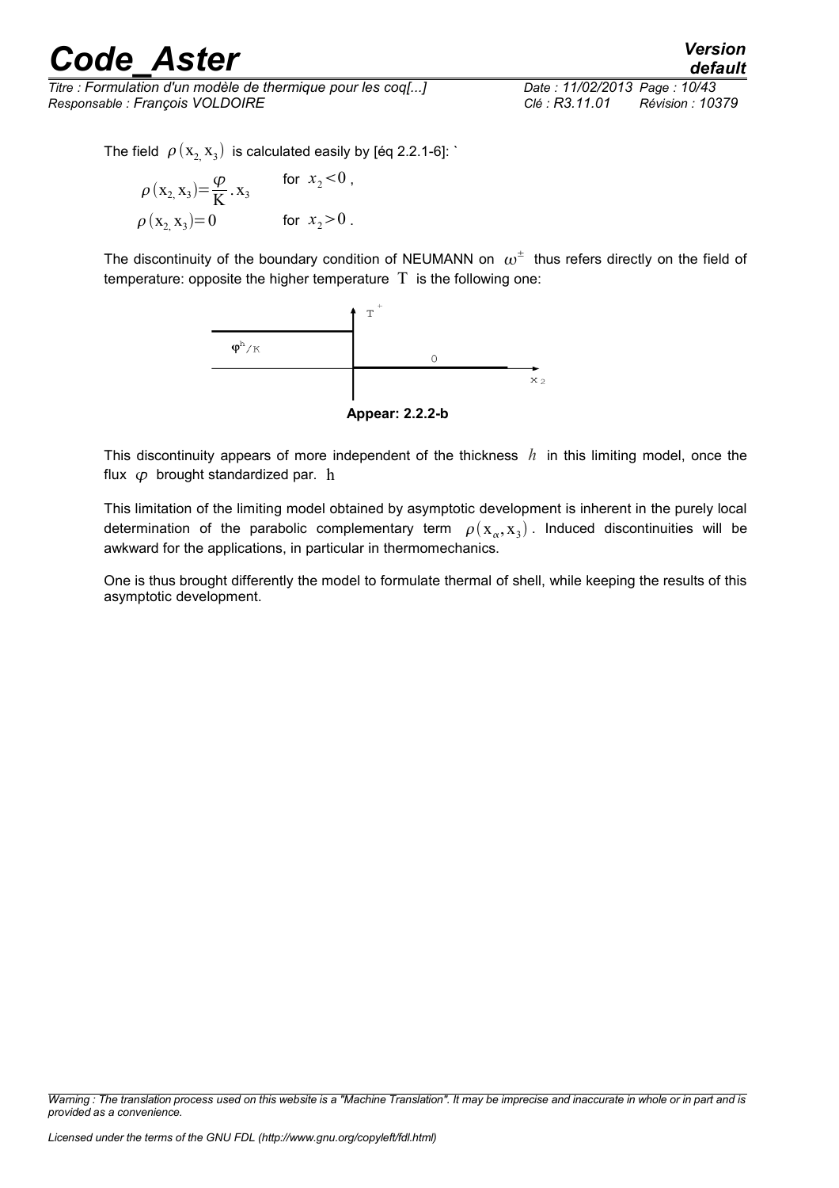The field $\rho(x_2, x_3)$ is calculated easily by [éq 2.2.1-6]: `

$$\rho(x_2, x_3) = \frac{\varphi}{K} . x_3 \qquad \text{for } x_2 < 0 ,$$

$$\rho(x_2, x_3) = 0 \qquad \text{for } x_2 > 0 .$$

The discontinuity of the boundary condition of NEUMANN on $\omega^{\pm}$ thus refers directly on the field of temperature: opposite the higher temperature $T$ is the following one:

**Appear: 2.2.2-b**

This discontinuity appears of more independent of the thickness $h$ in this limiting model, once the flux $\varphi$ brought standardized par. h

This limitation of the limiting model obtained by asymptotic development is inherent in the purely local determination of the parabolic complementary term $\rho(x_{\alpha}, x_3)$. Induced discontinuities will be awkward for the applications, in particular in thermomechanics.

One is thus brought differently the model to formulate thermal of shell, while keeping the results of this asymptotic development.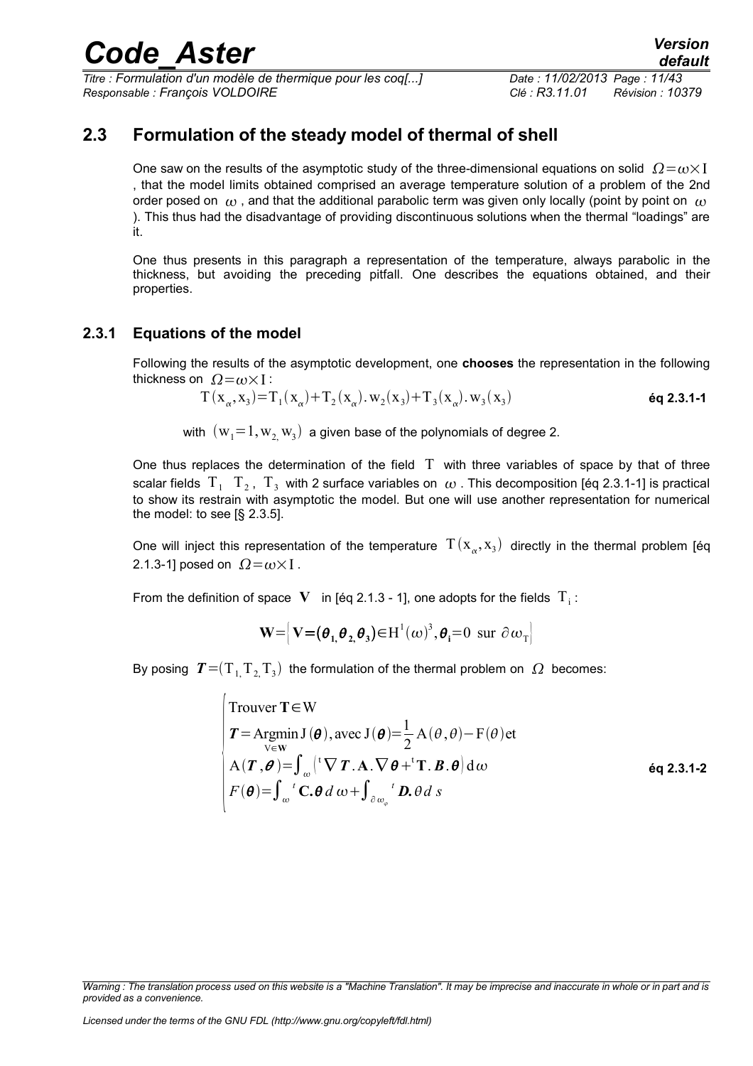## 2.3 Formulation of the steady model of thermal of shell

One saw on the results of the asymptotic study of the three-dimensional equations on solid $\Omega=\omega\times I$ , that the model limits obtained comprised an average temperature solution of a problem of the 2nd order posed on $\omega$ , and that the additional parabolic term was given only locally (point by point on $\omega$ ). This thus had the disadvantage of providing discontinuous solutions when the thermal "loadings" are it.

One thus presents in this paragraph a representation of the temperature, always parabolic in the thickness, but avoiding the preceding pitfall. One describes the equations obtained, and their properties.

### 2.3.1 Equations of the model

Following the results of the asymptotic development, one **chooses** the representation in the following thickness on $\Omega=\omega\times I$ :

$$T(x_\alpha,x_3)=T_1(x_\alpha)+T_2(x_\alpha).w_2(x_3)+T_3(x_\alpha).w_3(x_3) \qquad \textbf{éq 2.3.1-1}$$

with $(w_1=1,w_2,w_3)$ a given base of the polynomials of degree 2.

One thus replaces the determination of the field $T$ with three variables of space by that of three scalar fields $T_1$ $T_2$, $T_3$ with 2 surface variables on $\omega$ . This decomposition [éq 2.3.1-1] is practical to show its restrain with asymptotic the model. But one will use another representation for numerical the model: to see [§ 2.3.5].

One will inject this representation of the temperature $T(x_\alpha,x_3)$ directly in the thermal problem [éq 2.1.3-1] posed on $\Omega=\omega\times I$ .

From the definition of space $\mathbf{V}$ in [éq 2.1.3 - 1], one adopts for the fields $T_i$ :

$$\mathbf{W}=\left\{\mathbf{V}=(\boldsymbol{\theta}_1,\boldsymbol{\theta}_2,\boldsymbol{\theta}_3)\in H^1(\omega)^3, \boldsymbol{\theta}_i=0 \text{ sur } \partial\omega_T\right\}$$

By posing $\boldsymbol{T}=(T_1,T_2,T_3)$ the formulation of the thermal problem on $\Omega$ becomes:

$$\begin{cases}
\text{Trouver } \mathbf{T}\in W \\
\boldsymbol{T}=\underset{V\in\mathbf{W}}{\text{Argmin}}\, J(\boldsymbol{\theta}), \text{avec } J(\boldsymbol{\theta})=\dfrac{1}{2}A(\theta,\theta)-F(\theta)\text{et} \\
A(\boldsymbol{T},\boldsymbol{\theta})=\int_\omega \left({}^t\nabla \boldsymbol{T}.\mathbf{A}.\nabla\boldsymbol{\theta}+{}^t\mathbf{T}.\boldsymbol{B}.\boldsymbol{\theta}\right)d\omega \\
F(\boldsymbol{\theta})=\int_\omega {}^t\mathbf{C}.\boldsymbol{\theta}\, d\omega+\int_{\partial\omega_\varphi} {}^t\boldsymbol{D}.\theta\, ds
\end{cases} \qquad \textbf{éq 2.3.1-2}$$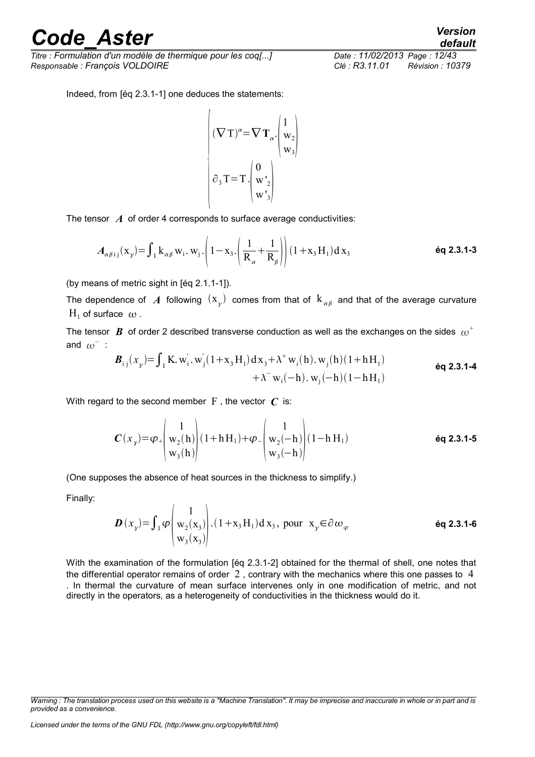Indeed, from [éq 2.3.1-1] one deduces the statements:

$$\left\{\begin{array}{l}(\nabla \mathrm{T})^{\alpha}=\nabla \mathbf{T}_{\alpha}\cdot\begin{pmatrix}1\\ \mathrm{w}_2\\ \mathrm{w}_3\end{pmatrix}\\ \partial_3 \mathrm{T}=\mathrm{T}\cdot\begin{pmatrix}0\\ \mathrm{w}'_2\\ \mathrm{w}'_3\end{pmatrix}\end{array}\right.$$

The tensor $\boldsymbol{A}$ of order 4 corresponds to surface average conductivities:

$$\boldsymbol{A}_{\alpha\beta i j}(\mathrm{x}_y)=\int_{\mathrm{I}} \mathrm{k}_{\alpha\beta}\,\mathrm{w}_i.\,\mathrm{w}_j.\left(1-\mathrm{x}_3.\left(\frac{1}{\mathrm{R}_{\alpha}}+\frac{1}{\mathrm{R}_{\beta}}\right)\right)(1+\mathrm{x}_3\,\mathrm{H}_1)\,\mathrm{d}\,\mathrm{x}_3 \qquad \textbf{éq 2.3.1-3}$$

(by means of metric sight in [éq 2.1.1-1]).

The dependence of $\boldsymbol{A}$ following $(\mathrm{x}_y)$ comes from that of $\mathrm{k}_{\alpha\beta}$ and that of the average curvature $\mathrm{H}_1$ of surface $\omega$.

The tensor $\boldsymbol{B}$ of order 2 described transverse conduction as well as the exchanges on the sides $\omega^{+}$ and $\omega^{-}$ :

$$\begin{aligned}\boldsymbol{B}_{i j}(x_y)=\int_{\mathrm{I}} \mathrm{K}.\,\mathrm{w}'_i.\,\mathrm{w}'_j(1+\mathrm{x}_3\,\mathrm{H}_1)\,\mathrm{d}\,\mathrm{x}_3+\lambda^{+}\,\mathrm{w}_i(\mathrm{h}).\,\mathrm{w}_j(\mathrm{h})(1+\mathrm{h}\,\mathrm{H}_1)\\ +\lambda^{-}\,\mathrm{w}_i(-\mathrm{h}).\,\mathrm{w}_j(-\mathrm{h})(1-\mathrm{h}\,\mathrm{H}_1)\end{aligned} \qquad \textbf{éq 2.3.1-4}$$

With regard to the second member $\mathrm{F}$, the vector $\boldsymbol{C}$ is:

$$\boldsymbol{C}(x_y)=\varphi_{+}\begin{pmatrix}1\\ \mathrm{w}_2(\mathrm{h})\\ \mathrm{w}_3(\mathrm{h})\end{pmatrix}(1+\mathrm{h}\,\mathrm{H}_1)+\varphi_{-}\begin{pmatrix}1\\ \mathrm{w}_2(-\mathrm{h})\\ \mathrm{w}_3(-\mathrm{h})\end{pmatrix}(1-\mathrm{h}\,\mathrm{H}_1) \qquad \textbf{éq 2.3.1-5}$$

(One supposes the absence of heat sources in the thickness to simplify.)

Finally:

$$\boldsymbol{D}(x_y)=\int_{\mathrm{I}} \varphi\begin{pmatrix}1\\ \mathrm{w}_2(\mathrm{x}_3)\\ \mathrm{w}_3(\mathrm{x}_3)\end{pmatrix}.(1+\mathrm{x}_3\,\mathrm{H}_1)\,\mathrm{d}\,\mathrm{x}_3,\ \text{pour}\ \ \mathrm{x}_y\in\partial\omega_{\varphi} \qquad \textbf{éq 2.3.1-6}$$

With the examination of the formulation [éq 2.3.1-2] obtained for the thermal of shell, one notes that the differential operator remains of order $2$, contrary with the mechanics where this one passes to $4$. In thermal the curvature of mean surface intervenes only in one modification of metric, and not directly in the operators, as a heterogeneity of conductivities in the thickness would do it.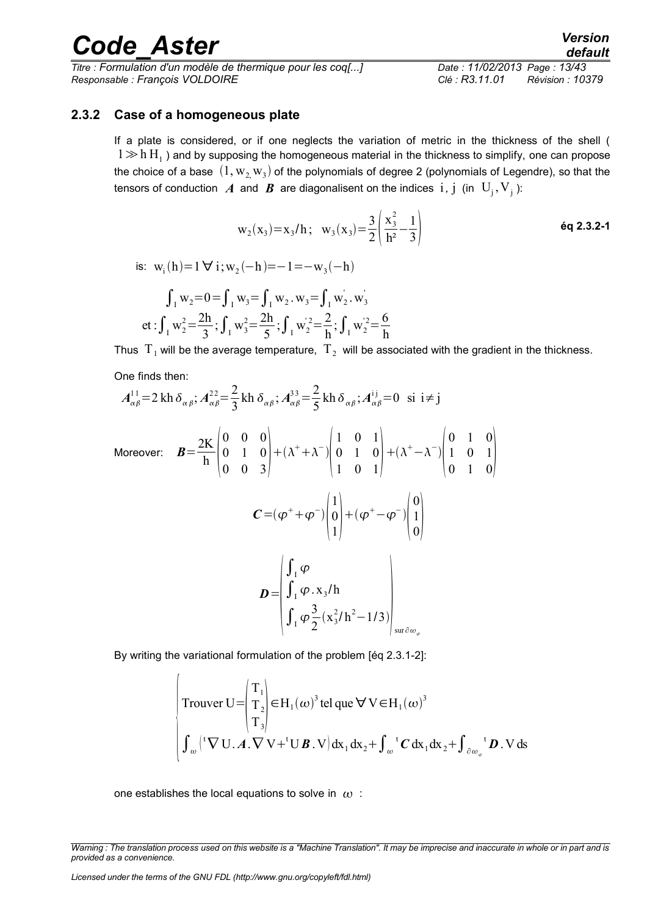### 2.3.2 Case of a homogeneous plate

If a plate is considered, or if one neglects the variation of metric in the thickness of the shell ( $1 \gg h H_1$ ) and by supposing the homogeneous material in the thickness to simplify, one can propose the choice of a base $(1, w_2, w_3)$ of the polynomials of degree 2 (polynomials of Legendre), so that the tensors of conduction $\boldsymbol{A}$ and $\boldsymbol{B}$ are diagonalisent on the indices $i, j$ (in $U_j, V_j$ ):

$$w_2(x_3) = x_3/h; \quad w_3(x_3) = \frac{3}{2}\left(\frac{x_3^2}{h^2} - \frac{1}{3}\right) \qquad \textbf{éq 2.3.2-1}$$

is: $w_i(h) = 1 \; \forall \, i; w_2(-h) = -1 = -w_3(-h)$

$$\int_I w_2 = 0 = \int_I w_3 = \int_I w_2 . w_3 = \int_I w_2' . w_3'$$

$$\text{et} : \int_I w_2^2 = \frac{2h}{3}; \int_I w_3^2 = \frac{2h}{5}; \int_I w_2'^2 = \frac{2}{h}; \int_I w_2'^2 = \frac{6}{h}$$

Thus $T_1$ will be the average temperature, $T_2$ will be associated with the gradient in the thickness.

One finds then:

$$\boldsymbol{A}_{\alpha\beta}^{11} = 2\,kh\,\delta_{\alpha\beta}; \boldsymbol{A}_{\alpha\beta}^{22} = \frac{2}{3}\,kh\,\delta_{\alpha\beta}; \boldsymbol{A}_{\alpha\beta}^{33} = \frac{2}{5}\,kh\,\delta_{\alpha\beta}; \boldsymbol{A}_{\alpha\beta}^{ij} = 0 \quad \text{si } i \neq j$$

Moreover: $$\boldsymbol{B} = \frac{2K}{h}\begin{pmatrix} 0 & 0 & 0 \\ 0 & 1 & 0 \\ 0 & 0 & 3 \end{pmatrix} + (\lambda^+ + \lambda^-)\begin{pmatrix} 1 & 0 & 1 \\ 0 & 1 & 0 \\ 1 & 0 & 1 \end{pmatrix} + (\lambda^+ - \lambda^-)\begin{pmatrix} 0 & 1 & 0 \\ 1 & 0 & 1 \\ 0 & 1 & 0 \end{pmatrix}$$

$$\boldsymbol{C} = (\varphi^+ + \varphi^-)\begin{pmatrix} 1 \\ 0 \\ 1 \end{pmatrix} + (\varphi^+ - \varphi^-)\begin{pmatrix} 0 \\ 1 \\ 0 \end{pmatrix}$$

$$\boldsymbol{D} = \left.\begin{pmatrix} \int_I \varphi \\ \int_I \varphi . x_3/h \\ \int_I \varphi \frac{3}{2}(x_3^2/h^2 - 1/3) \end{pmatrix}\right|_{\text{sur } \partial\omega_\varphi}$$

By writing the variational formulation of the problem [éq 2.3.1-2]:

$$\begin{cases} \text{Trouver } U = \begin{pmatrix} T_1 \\ T_2 \\ T_3 \end{pmatrix} \in H_1(\omega)^3 \text{ tel que } \forall \, V \in H_1(\omega)^3 \\ \int_\omega \left({}^t\nabla U . \boldsymbol{A} . \nabla V + {}^t U \boldsymbol{B} . V\right) dx_1\, dx_2 + \int_\omega {}^t \boldsymbol{C}\, dx_1\, dx_2 + \int_{\partial\omega_\varphi} {}^t \boldsymbol{D} . V\, ds \end{cases}$$

one establishes the local equations to solve in $\omega$ :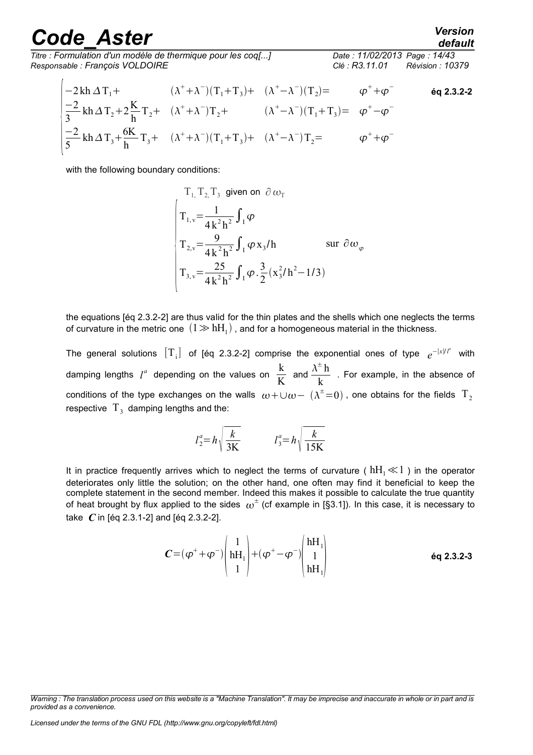$$
\begin{cases}
-2\,\mathrm{kh}\,\Delta T_1 + & (\lambda^+ + \lambda^-)(T_1 + T_3) + \quad (\lambda^+ - \lambda^-)(T_2) = \quad \varphi^+ + \varphi^- \\
\dfrac{-2}{3}\,\mathrm{kh}\,\Delta T_2 + 2\dfrac{K}{h} T_2 + & (\lambda^+ + \lambda^-) T_2 + \quad (\lambda^+ - \lambda^-)(T_1 + T_3) = \quad \varphi^+ - \varphi^- \\
\dfrac{-2}{5}\,\mathrm{kh}\,\Delta T_3 + \dfrac{6K}{h} T_3 + & (\lambda^+ + \lambda^-)(T_1 + T_3) + \quad (\lambda^+ - \lambda^-) T_2 = \quad \varphi^+ + \varphi^-
\end{cases}
\qquad \textbf{éq 2.3.2-2}
$$

with the following boundary conditions:

$$
T_1, T_2, T_3 \text{ given on } \partial\omega_T
$$

$$
\begin{cases}
T_{1,v} = \dfrac{1}{4k^2h^2} \displaystyle\int_I \varphi \\
T_{2,v} = \dfrac{9}{4k^2h^2} \displaystyle\int_I \varphi x_3 / h & \text{sur } \partial\omega_\varphi \\
T_{3,v} = \dfrac{25}{4k^2h^2} \displaystyle\int_I \varphi . \dfrac{3}{2}(x_3^2/h^2 - 1/3)
\end{cases}
$$

the equations [éq 2.3.2-2] are thus valid for the thin plates and the shells which one neglects the terms of curvature in the metric one $(1 \gg hH_1)$, and for a homogeneous material in the thickness.

The general solutions $[T_i]$ of [éq 2.3.2-2] comprise the exponential ones of type $e^{-|x|/l^a}$ with damping lengths $l^a$ depending on the values on $\frac{k}{K}$ and $\frac{\lambda^\pm h}{k}$. For example, in the absence of conditions of the type exchanges on the walls $\omega + \cup \omega -$ $(\lambda^\pm = 0)$, one obtains for the fields $T_2$ respective $T_3$ damping lengths and the:

$$
l_2^a = h\sqrt{\frac{k}{3K}} \qquad l_3^a = h\sqrt{\frac{k}{15K}}
$$

It in practice frequently arrives which to neglect the terms of curvature ( $hH_1 \ll 1$ ) in the operator deteriorates only little the solution; on the other hand, one often may find it beneficial to keep the complete statement in the second member. Indeed this makes it possible to calculate the true quantity of heat brought by flux applied to the sides $\omega^\pm$ (cf example in [§3.1]). In this case, it is necessary to take $\boldsymbol{C}$ in [éq 2.3.1-2] and [éq 2.3.2-2].

$$
\boldsymbol{C} = (\varphi^+ + \varphi^-)\begin{pmatrix} 1 \\ hH_1 \\ 1 \end{pmatrix} + (\varphi^+ - \varphi^-)\begin{pmatrix} hH_1 \\ 1 \\ hH_1 \end{pmatrix} \qquad \textbf{éq 2.3.2-3}
$$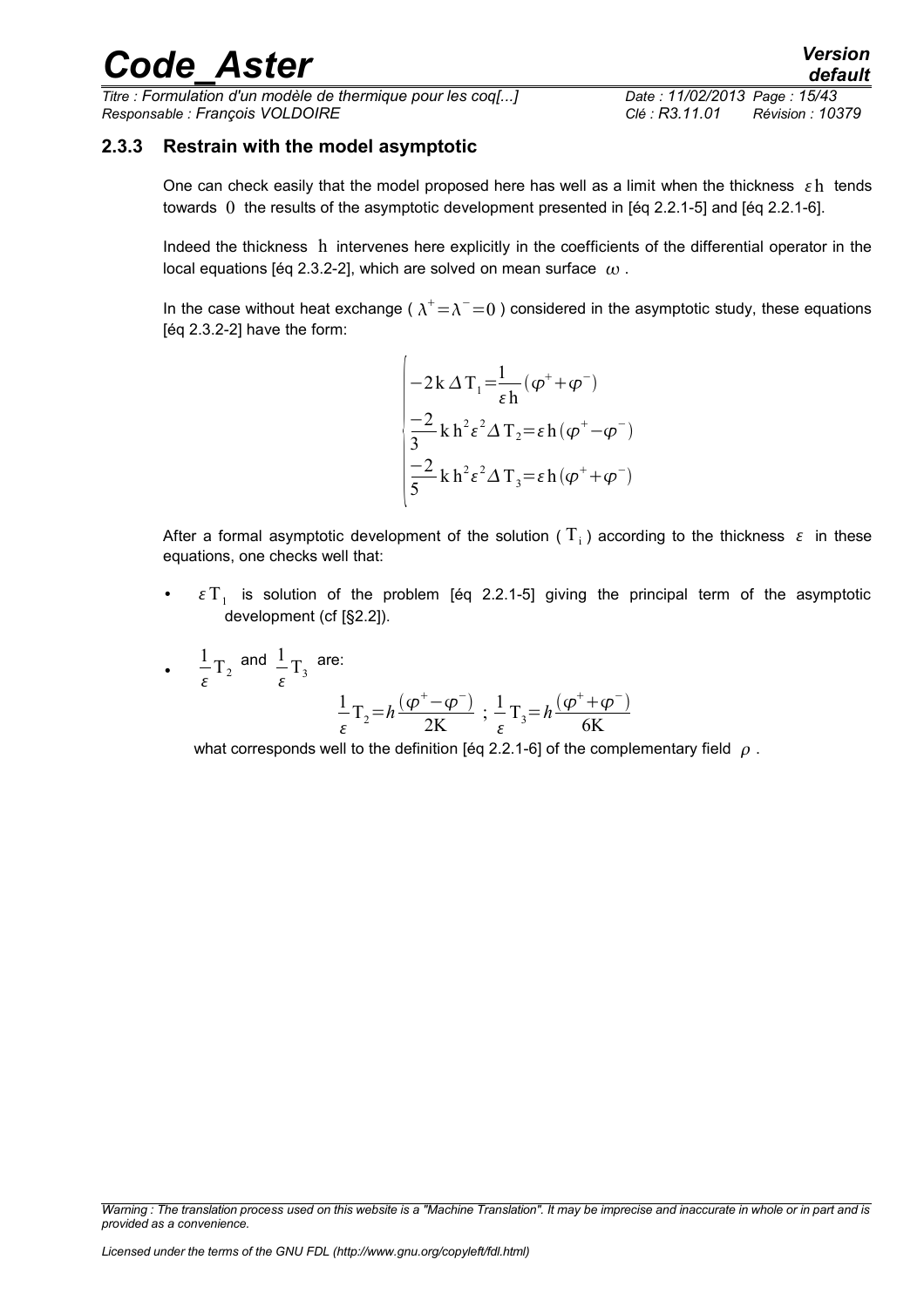### 2.3.3 Restrain with the model asymptotic

One can check easily that the model proposed here has well as a limit when the thickness $\varepsilon \mathrm{h}$ tends towards $0$ the results of the asymptotic development presented in [éq 2.2.1-5] and [éq 2.2.1-6].

Indeed the thickness $\mathrm{h}$ intervenes here explicitly in the coefficients of the differential operator in the local equations [éq 2.3.2-2], which are solved on mean surface $\omega$.

In the case without heat exchange ( $\lambda^{+}=\lambda^{-}=0$ ) considered in the asymptotic study, these equations [éq 2.3.2-2] have the form:

$$
\begin{cases}
-2\mathrm{k}\,\Delta \mathrm{T}_1=\dfrac{1}{\varepsilon \mathrm{h}}(\varphi^{+}+\varphi^{-}) \\
\dfrac{-2}{3}\mathrm{k}\,\mathrm{h}^2\varepsilon^2\Delta \mathrm{T}_2=\varepsilon \mathrm{h}(\varphi^{+}-\varphi^{-}) \\
\dfrac{-2}{5}\mathrm{k}\,\mathrm{h}^2\varepsilon^2\Delta \mathrm{T}_3=\varepsilon \mathrm{h}(\varphi^{+}+\varphi^{-})
\end{cases}
$$

After a formal asymptotic development of the solution ( $\mathrm{T}_{\mathrm{i}}$ ) according to the thickness $\varepsilon$ in these equations, one checks well that:

- $\varepsilon \mathrm{T}_1$ is solution of the problem [éq 2.2.1-5] giving the principal term of the asymptotic development (cf [§2.2]).
- $\dfrac{1}{\varepsilon}\mathrm{T}_2$ and $\dfrac{1}{\varepsilon}\mathrm{T}_3$ are:

$$
\frac{1}{\varepsilon}\mathrm{T}_2=h\frac{(\varphi^{+}-\varphi^{-})}{2\mathrm{K}}\ ;\ \frac{1}{\varepsilon}\mathrm{T}_3=h\frac{(\varphi^{+}+\varphi^{-})}{6\mathrm{K}}
$$

what corresponds well to the definition [éq 2.2.1-6] of the complementary field $\rho$.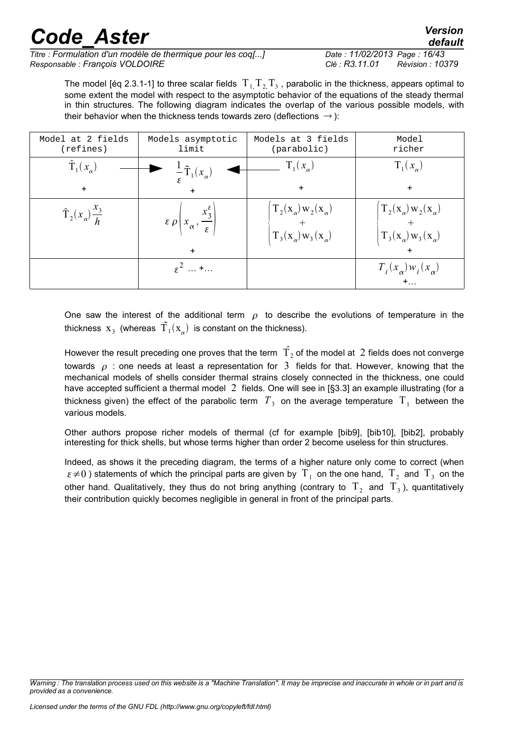The model [éq 2.3.1-1] to three scalar fields $T_1, T_2, T_3$, parabolic in the thickness, appears optimal to some extent the model with respect to the asymptotic behavior of the equations of the steady thermal in thin structures. The following diagram indicates the overlap of the various possible models, with their behavior when the thickness tends towards zero (deflections $\rightarrow$):

| Model at 2 fields (refines) | Models asymptotic limit | Models at 3 fields (parabolic) | Model richer |
|---|---|---|---|
| $\hat{T}_1(x_\alpha)$ $\longrightarrow$ | $\frac{1}{\varepsilon}\tilde{T}_1(x_\alpha)$ | $\longleftarrow$ $T_1(x_\alpha)$ | $T_1(x_\alpha)$ |
| + | + | + | + |
| $\hat{T}_2(x_\alpha)\frac{x_3}{h}$ | $\varepsilon\,\rho\left(x_\alpha, \frac{x_3^\varepsilon}{\varepsilon}\right)$ | $\left(\begin{matrix} T_2(x_\alpha)w_2(x_\alpha) \\ + \\ T_3(x_\alpha)w_3(x_\alpha)\end{matrix}\right.$ | $\left(\begin{matrix} T_2(x_\alpha)w_2(x_\alpha) \\ + \\ T_3(x_\alpha)w_3(x_\alpha)\end{matrix}\right.$ |
| | + | | + |
| | $\varepsilon^2 \ldots + \ldots$ | | $T_i(x_\alpha)w_i(x_\alpha)$ $+\ldots$ |

One saw the interest of the additional term $\rho$ to describe the evolutions of temperature in the thickness $x_3$ (whereas $\tilde{T}_1(x_\alpha)$ is constant on the thickness).

However the result preceding one proves that the term $\hat{T}_2$ of the model at $2$ fields does not converge towards $\rho$ : one needs at least a representation for $3$ fields for that. However, knowing that the mechanical models of shells consider thermal strains closely connected in the thickness, one could have accepted sufficient a thermal model $2$ fields. One will see in [§3.3] an example illustrating (for a thickness given) the effect of the parabolic term $T_3$ on the average temperature $T_1$ between the various models.

Other authors propose richer models of thermal (cf for example [bib9], [bib10], [bib2], probably interesting for thick shells, but whose terms higher than order 2 become useless for thin structures.

Indeed, as shows it the preceding diagram, the terms of a higher nature only come to correct (when $\varepsilon \neq 0$ ) statements of which the principal parts are given by $T_1$ on the one hand, $T_2$ and $T_3$ on the other hand. Qualitatively, they thus do not bring anything (contrary to $T_2$ and $T_3$ ), quantitatively their contribution quickly becomes negligible in general in front of the principal parts.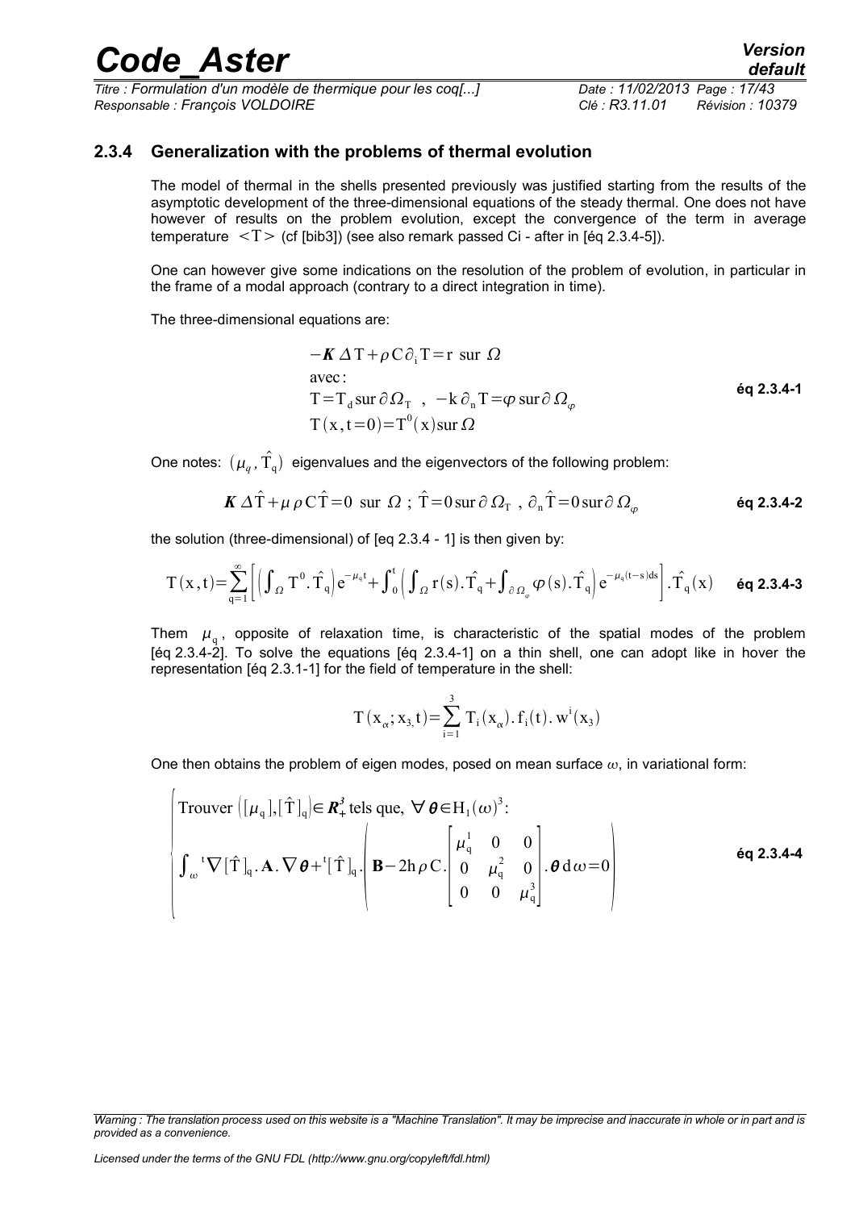### 2.3.4 Generalization with the problems of thermal evolution

The model of thermal in the shells presented previously was justified starting from the results of the asymptotic development of the three-dimensional equations of the steady thermal. One does not have however of results on the problem evolution, except the convergence of the term in average temperature $<T>$ (cf [bib3]) (see also remark passed Ci - after in [éq 2.3.4-5]).

One can however give some indications on the resolution of the problem of evolution, in particular in the frame of a modal approach (contrary to a direct integration in time).

The three-dimensional equations are:

$$
\begin{aligned}
&-\boldsymbol{K}\,\Delta \mathrm{T}+\rho\,\mathrm{C}\,\partial_t \mathrm{T}=\mathrm{r}\ \text{ sur }\ \Omega \\
&\text{avec:} \\
&\mathrm{T}=\mathrm{T_d}\,\text{sur}\,\partial\Omega_{\mathrm{T}}\ \ ,\ \ -\mathrm{k}\,\partial_{\mathrm{n}}\mathrm{T}=\varphi\ \text{sur}\,\partial\,\Omega_{\varphi} \\
&\mathrm{T}(\mathrm{x},\mathrm{t}=0)=\mathrm{T}^0(\mathrm{x})\,\text{sur}\,\Omega
\end{aligned}
\qquad \textbf{éq 2.3.4-1}
$$

One notes: $(\mu_q, \hat{\mathrm{T}}_q)$ eigenvalues and the eigenvectors of the following problem:

$$
\boldsymbol{K}\,\Delta\hat{\mathrm{T}}+\mu\,\rho\,\mathrm{C}\,\hat{\mathrm{T}}=0\ \text{ sur }\ \Omega\ ;\ \hat{\mathrm{T}}=0\,\text{sur}\,\partial\,\Omega_{\mathrm{T}}\ ,\ \partial_{\mathrm{n}}\hat{\mathrm{T}}=0\,\text{sur}\,\partial\,\Omega_{\varphi} \qquad \textbf{éq 2.3.4-2}
$$

the solution (three-dimensional) of [eq 2.3.4 - 1] is then given by:

$$
\mathrm{T}(\mathrm{x},\mathrm{t})=\sum_{\mathrm{q}=1}^{\infty}\left[\left(\int_{\Omega}\mathrm{T}^0.\hat{\mathrm{T}}_{\mathrm{q}}\right)\mathrm{e}^{-\mu_{\mathrm{q}}\mathrm{t}}+\int_0^{\mathrm{t}}\left(\int_{\Omega}\mathrm{r}(\mathrm{s}).\hat{\mathrm{T}}_{\mathrm{q}}+\int_{\partial\,\Omega_{\varphi}}\varphi(\mathrm{s}).\hat{\mathrm{T}}_{\mathrm{q}}\right)\mathrm{e}^{-\mu_{\mathrm{q}}(\mathrm{t}-\mathrm{s})\mathrm{ds}}\right].\hat{\mathrm{T}}_{\mathrm{q}}(\mathrm{x}) \qquad \textbf{éq 2.3.4-3}
$$

Them $\mu_q$, opposite of relaxation time, is characteristic of the spatial modes of the problem [éq 2.3.4-2]. To solve the equations [éq 2.3.4-1] on a thin shell, one can adopt like in hover the representation [éq 2.3.1-1] for the field of temperature in the shell:

$$
\mathrm{T}(\mathrm{x}_\alpha;\mathrm{x}_3,\mathrm{t})=\sum_{\mathrm{i}=1}^{3}\mathrm{T}_{\mathrm{i}}(\mathrm{x}_\alpha).\,\mathrm{f}_{\mathrm{i}}(\mathrm{t}).\,\mathrm{w}^{\mathrm{i}}(\mathrm{x}_3)
$$

One then obtains the problem of eigen modes, posed on mean surface $\omega$, in variational form:

$$
\left\{
\begin{aligned}
&\text{Trouver }\left([\mu_{\mathrm{q}}],[\hat{\mathrm{T}}]_{\mathrm{q}}\right)\in \boldsymbol{R}_+^3\ \text{tels que, }\ \forall\,\boldsymbol{\theta}\in \mathrm{H}_1(\omega)^3: \\
&\int_{\omega}{}^{\mathrm{t}}\nabla[\hat{\mathrm{T}}]_{\mathrm{q}}.\,\mathbf{A}.\,\nabla\boldsymbol{\theta}+{}^{\mathrm{t}}[\hat{\mathrm{T}}]_{\mathrm{q}}.\left(\mathbf{B}-2\mathrm{h}\,\rho\,\mathrm{C}.\begin{bmatrix}\mu_{\mathrm{q}}^1 & 0 & 0\\ 0 & \mu_{\mathrm{q}}^2 & 0\\ 0 & 0 & \mu_{\mathrm{q}}^3\end{bmatrix}.\boldsymbol{\theta}\,\mathrm{d}\omega=0\right)
\end{aligned}
\right. \qquad \textbf{éq 2.3.4-4}
$$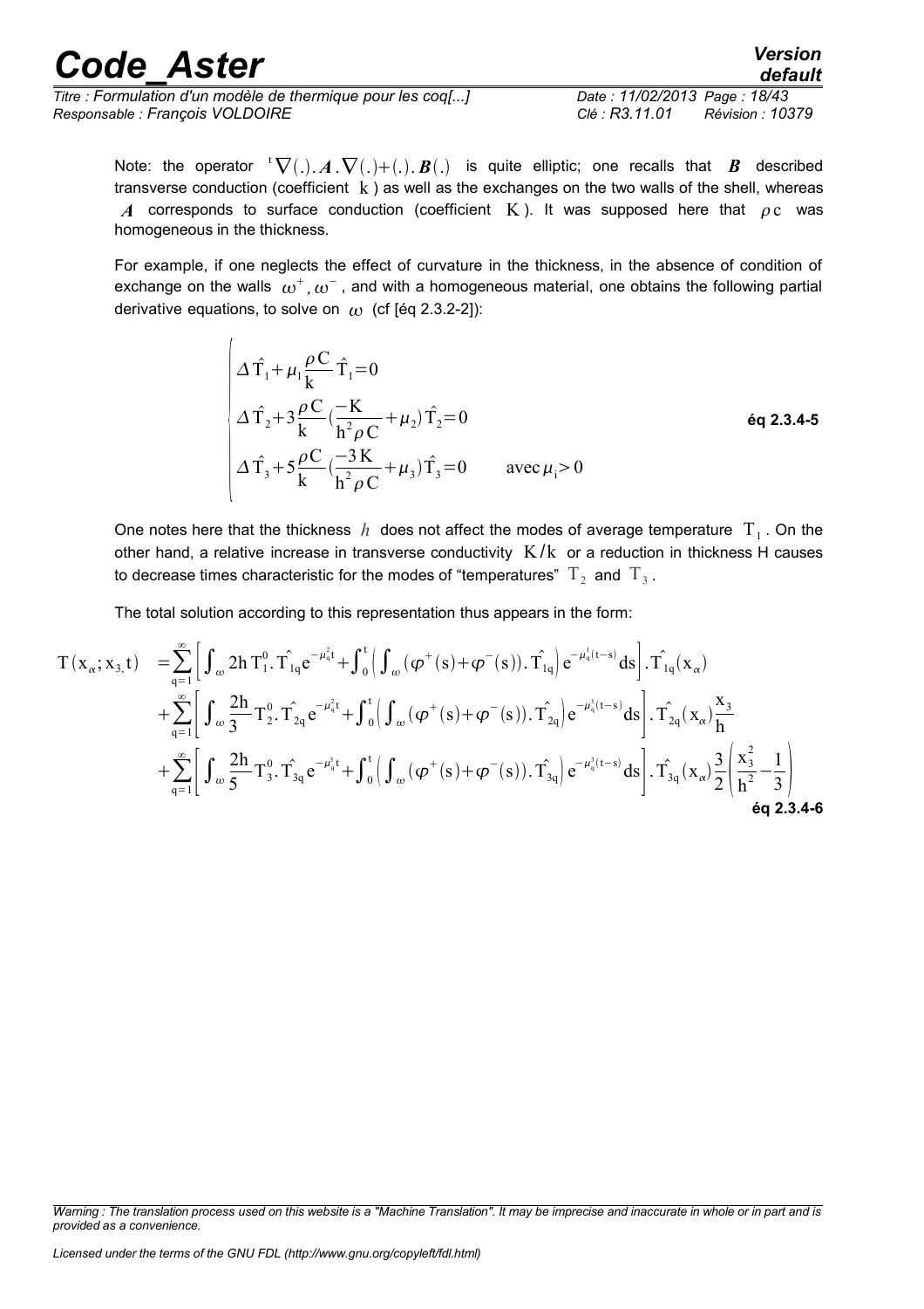Note: the operator ${}^{t}\nabla(.).\boldsymbol{A}.\nabla(.)+(.).\boldsymbol{B}(.)$ is quite elliptic; one recalls that $\boldsymbol{B}$ described transverse conduction (coefficient $k$) as well as the exchanges on the two walls of the shell, whereas $\boldsymbol{A}$ corresponds to surface conduction (coefficient $K$). It was supposed here that $\rho c$ was homogeneous in the thickness.

For example, if one neglects the effect of curvature in the thickness, in the absence of condition of exchange on the walls $\omega^{+},\omega^{-}$, and with a homogeneous material, one obtains the following partial derivative equations, to solve on $\omega$ (cf [éq 2.3.2-2]):

$$\begin{cases} \Delta\hat{T}_1+\mu_1\dfrac{\rho C}{k}\hat{T}_1=0 \\ \Delta\hat{T}_2+3\dfrac{\rho C}{k}\left(\dfrac{-K}{h^2\rho C}+\mu_2\right)\hat{T}_2=0 \\ \Delta\hat{T}_3+5\dfrac{\rho C}{k}\left(\dfrac{-3K}{h^2\rho C}+\mu_3\right)\hat{T}_3=0 \qquad \text{avec}\,\mu_i>0 \end{cases} \qquad \textbf{éq 2.3.4-5}$$

One notes here that the thickness $h$ does not affect the modes of average temperature $T_1$. On the other hand, a relative increase in transverse conductivity $K/k$ or a reduction in thickness H causes to decrease times characteristic for the modes of "temperatures" $T_2$ and $T_3$.

The total solution according to this representation thus appears in the form:

$$\begin{aligned} T(x_\alpha;x_3,t) &= \sum_{q=1}^{\infty}\left[\int_\omega 2h\,T_1^0.\hat{T}_{1q}e^{-\mu_q^1 t}+\int_0^t\left(\int_\omega(\varphi^+(s)+\varphi^-(s)).\hat{T}_{1q}\right)e^{-\mu_q^1(t-s)}ds\right].\hat{T}_{1q}(x_\alpha) \\ &+\sum_{q=1}^{\infty}\left[\int_\omega \frac{2h}{3}T_2^0.\hat{T}_{2q}e^{-\mu_q^2 t}+\int_0^t\left(\int_\omega(\varphi^+(s)+\varphi^-(s)).\hat{T}_{2q}\right)e^{-\mu_q^2(t-s)}ds\right].\hat{T}_{2q}(x_\alpha)\frac{x_3}{h} \\ &+\sum_{q=1}^{\infty}\left[\int_\omega \frac{2h}{5}T_3^0.\hat{T}_{3q}e^{-\mu_q^3 t}+\int_0^t\left(\int_\omega(\varphi^+(s)+\varphi^-(s)).\hat{T}_{3q}\right)e^{-\mu_q^3(t-s)}ds\right].\hat{T}_{3q}(x_\alpha)\frac{3}{2}\left(\frac{x_3^2}{h^2}-\frac{1}{3}\right) \end{aligned}$$

**éq 2.3.4-6**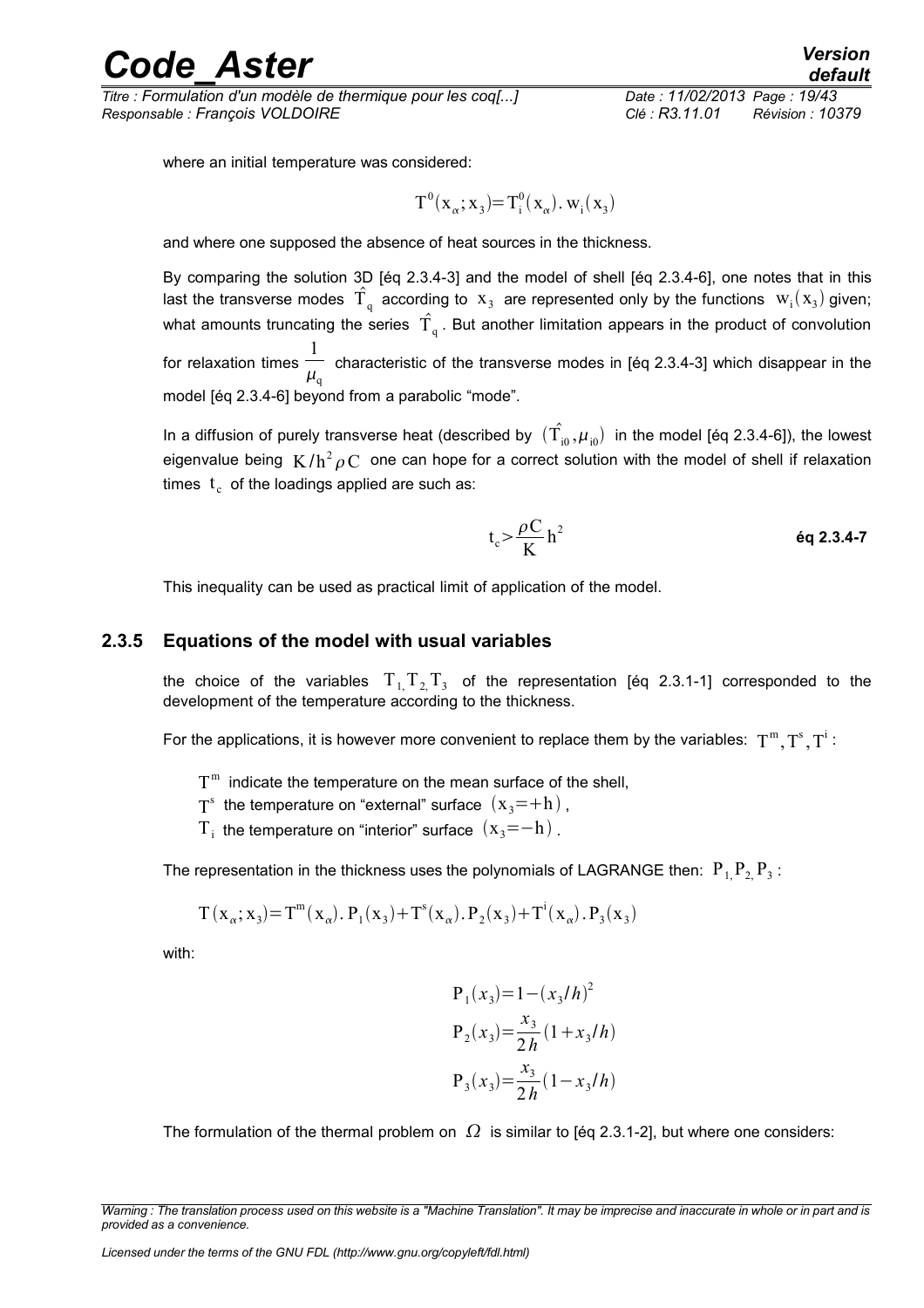where an initial temperature was considered:

$$T^0(x_\alpha; x_3) = T_i^0(x_\alpha).\, w_i(x_3)$$

and where one supposed the absence of heat sources in the thickness.

By comparing the solution 3D [éq 2.3.4-3] and the model of shell [éq 2.3.4-6], one notes that in this last the transverse modes $\hat{T}_q$ according to $x_3$ are represented only by the functions $w_i(x_3)$ given; what amounts truncating the series $\hat{T}_q$. But another limitation appears in the product of convolution for relaxation times $\dfrac{1}{\mu_q}$ characteristic of the transverse modes in [éq 2.3.4-3] which disappear in the model [éq 2.3.4-6] beyond from a parabolic "mode".

In a diffusion of purely transverse heat (described by $(\hat{T}_{i0}, \mu_{i0})$ in the model [éq 2.3.4-6]), the lowest eigenvalue being $K/h^2 \rho C$ one can hope for a correct solution with the model of shell if relaxation times $t_c$ of the loadings applied are such as:

$$t_c > \frac{\rho C}{K} h^2 \qquad \textbf{éq 2.3.4-7}$$

This inequality can be used as practical limit of application of the model.

### 2.3.5 Equations of the model with usual variables

the choice of the variables $T_1, T_2, T_3$ of the representation [éq 2.3.1-1] corresponded to the development of the temperature according to the thickness.

For the applications, it is however more convenient to replace them by the variables: $T^m, T^s, T^i$ :

- $T^m$ indicate the temperature on the mean surface of the shell,
- $T^s$ the temperature on "external" surface $(x_3 = +h)$,
- $T_i$ the temperature on "interior" surface $(x_3 = -h)$.

The representation in the thickness uses the polynomials of LAGRANGE then: $P_1, P_2, P_3$ :

$$T(x_\alpha; x_3) = T^m(x_\alpha).\, P_1(x_3) + T^s(x_\alpha).\, P_2(x_3) + T^i(x_\alpha).\, P_3(x_3)$$

with:

$$P_1(x_3) = 1 - (x_3/h)^2$$

$$P_2(x_3) = \frac{x_3}{2h}(1 + x_3/h)$$

$$P_3(x_3) = \frac{x_3}{2h}(1 - x_3/h)$$

The formulation of the thermal problem on $\Omega$ is similar to [éq 2.3.1-2], but where one considers: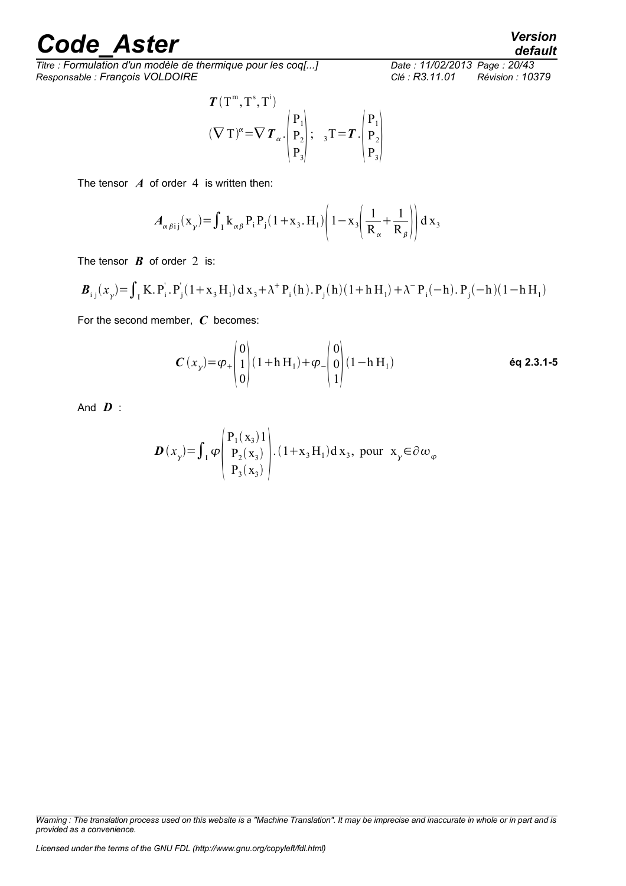$$\boldsymbol{T}(\mathrm{T}^m, \mathrm{T}^s, \mathrm{T}^i)$$

$$(\nabla \mathrm{T})^{\alpha} = \nabla \boldsymbol{T}_{\alpha} \cdot \begin{pmatrix} \mathrm{P}_1 \\ \mathrm{P}_2 \\ \mathrm{P}_3 \end{pmatrix}; \quad {}_3\mathrm{T} = \boldsymbol{T} \cdot \begin{pmatrix} \mathrm{P}_1 \\ \mathrm{P}_2 \\ \mathrm{P}_3 \end{pmatrix}$$

The tensor $\boldsymbol{A}$ of order $4$ is written then:

$$\boldsymbol{A}_{\alpha\beta i j}(\mathrm{x}_{\gamma}) = \int_{\mathrm{I}} \mathrm{k}_{\alpha\beta} \mathrm{P}_i \mathrm{P}_j (1 + \mathrm{x}_3 . \mathrm{H}_1) \left( 1 - \mathrm{x}_3 \left( \frac{1}{\mathrm{R}_{\alpha}} + \frac{1}{\mathrm{R}_{\beta}} \right) \right) \mathrm{d}\,\mathrm{x}_3$$

The tensor $\boldsymbol{B}$ of order $2$ is:

$$\boldsymbol{B}_{ij}(x_{\gamma}) = \int_{\mathrm{I}} \mathrm{K} . \mathrm{P}_i^{'} . \mathrm{P}_j^{'} (1 + \mathrm{x}_3 \mathrm{H}_1) \mathrm{d}\,\mathrm{x}_3 + \lambda^{+} \mathrm{P}_i(\mathrm{h}) . \mathrm{P}_j(\mathrm{h})(1 + \mathrm{h}\,\mathrm{H}_1) + \lambda^{-} \mathrm{P}_i(-\mathrm{h}) . \mathrm{P}_j(-\mathrm{h})(1 - \mathrm{h}\,\mathrm{H}_1)$$

For the second member, $\boldsymbol{C}$ becomes:

$$\boldsymbol{C}(x_{\gamma}) = \varphi_{+} \begin{pmatrix} 0 \\ 1 \\ 0 \end{pmatrix} (1 + \mathrm{h}\,\mathrm{H}_1) + \varphi_{-} \begin{pmatrix} 0 \\ 0 \\ 1 \end{pmatrix} (1 - \mathrm{h}\,\mathrm{H}_1) \qquad \textbf{éq 2.3.1-5}$$

And $\boldsymbol{D}$ :

$$\boldsymbol{D}(x_{\gamma}) = \int_{\mathrm{I}} \varphi \begin{pmatrix} \mathrm{P}_1(\mathrm{x}_3) 1 \\ \mathrm{P}_2(\mathrm{x}_3) \\ \mathrm{P}_3(\mathrm{x}_3) \end{pmatrix} . (1 + \mathrm{x}_3 \mathrm{H}_1) \mathrm{d}\,\mathrm{x}_3, \text{ pour } \mathrm{x}_{\gamma} \in \partial \omega_{\varphi}$$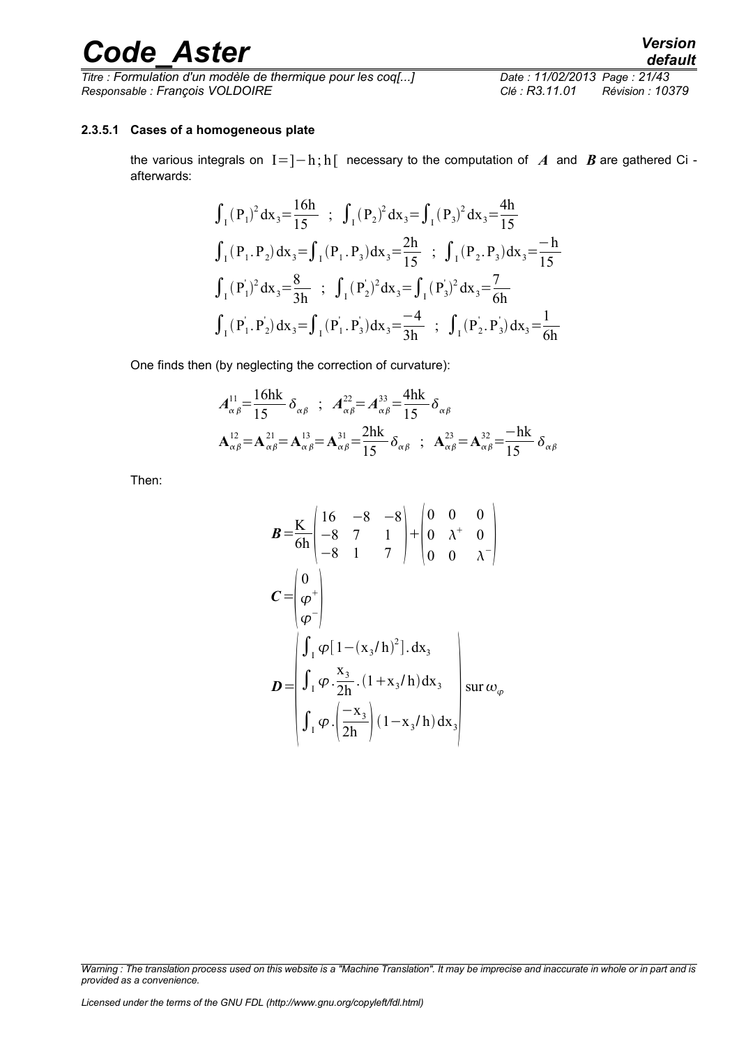#### 2.3.5.1 Cases of a homogeneous plate

the various integrals on $I=]-h;h[$ necessary to the computation of $\boldsymbol{A}$ and $\boldsymbol{B}$ are gathered Ci - afterwards:

$$\int_I (P_1)^2 dx_3 = \frac{16h}{15} \quad ; \quad \int_I (P_2)^2 dx_3 = \int_I (P_3)^2 dx_3 = \frac{4h}{15}$$

$$\int_I (P_1 . P_2) dx_3 = \int_I (P_1 . P_3) dx_3 = \frac{2h}{15} \quad ; \quad \int_I (P_2 . P_3) dx_3 = \frac{-h}{15}$$

$$\int_I (P_1^{'})^2 dx_3 = \frac{8}{3h} \quad ; \quad \int_I (P_2^{'})^2 dx_3 = \int_I (P_3^{'})^2 dx_3 = \frac{7}{6h}$$

$$\int_I (P_1^{'} . P_2^{'}) dx_3 = \int_I (P_1^{'} . P_3^{'}) dx_3 = \frac{-4}{3h} \quad ; \quad \int_I (P_2^{'} . P_3^{'}) dx_3 = \frac{1}{6h}$$

One finds then (by neglecting the correction of curvature):

$$\boldsymbol{A}_{\alpha\beta}^{11} = \frac{16hk}{15} \delta_{\alpha\beta} \quad ; \quad \boldsymbol{A}_{\alpha\beta}^{22} = \boldsymbol{A}_{\alpha\beta}^{33} = \frac{4hk}{15} \delta_{\alpha\beta}$$

$$\mathbf{A}_{\alpha\beta}^{12} = \mathbf{A}_{\alpha\beta}^{21} = \mathbf{A}_{\alpha\beta}^{13} = \mathbf{A}_{\alpha\beta}^{31} = \frac{2hk}{15} \delta_{\alpha\beta} \quad ; \quad \mathbf{A}_{\alpha\beta}^{23} = \mathbf{A}_{\alpha\beta}^{32} = \frac{-hk}{15} \delta_{\alpha\beta}$$

Then:

$$\boldsymbol{B} = \frac{K}{6h} \begin{pmatrix} 16 & -8 & -8 \\ -8 & 7 & 1 \\ -8 & 1 & 7 \end{pmatrix} + \begin{pmatrix} 0 & 0 & 0 \\ 0 & \lambda^+ & 0 \\ 0 & 0 & \lambda^- \end{pmatrix}$$

$$\boldsymbol{C} = \begin{pmatrix} 0 \\ \varphi^+ \\ \varphi^- \end{pmatrix}$$

$$\boldsymbol{D} = \begin{pmatrix} \int_I \varphi [1-(x_3/h)^2] . dx_3 \\ \int_I \varphi . \frac{x_3}{2h} . (1+x_3/h) dx_3 \\ \int_I \varphi . \left( \frac{-x_3}{2h} \right) (1-x_3/h) dx_3 \end{pmatrix} \text{sur } \omega_\varphi$$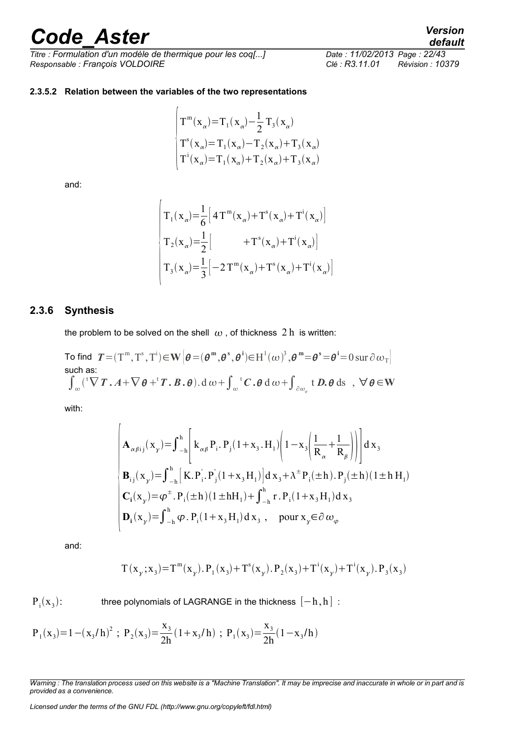#### 2.3.5.2 Relation between the variables of the two representations

$$
\begin{cases}
T^m(x_\alpha) = T_1(x_\alpha) - \dfrac{1}{2} T_3(x_\alpha) \\
T^s(x_\alpha) = T_1(x_\alpha) - T_2(x_\alpha) + T_3(x_\alpha) \\
T^i(x_\alpha) = T_1(x_\alpha) + T_2(x_\alpha) + T_3(x_\alpha)
\end{cases}
$$

and:

$$
\begin{cases}
T_1(x_\alpha) = \dfrac{1}{6}\left[ 4\,T^m(x_\alpha) + T^s(x_\alpha) + T^i(x_\alpha) \right] \\
T_2(x_\alpha) = \dfrac{1}{2}\left[ \qquad\qquad + T^s(x_\alpha) + T^i(x_\alpha) \right] \\
T_3(x_\alpha) = \dfrac{1}{3}\left[ -2\,T^m(x_\alpha) + T^s(x_\alpha) + T^i(x_\alpha) \right]
\end{cases}
$$

### 2.3.6 Synthesis

the problem to be solved on the shell $\omega$, of thickness $2\,h$ is written:

To find $\boldsymbol{T} = (T^m, T^s, T^i) \in \mathbf{W} \left\{ \boldsymbol{\theta} = (\boldsymbol{\theta}^m, \boldsymbol{\theta}^s, \boldsymbol{\theta}^i) \in H^1(\omega)^3, \boldsymbol{\theta}^m = \boldsymbol{\theta}^s = \boldsymbol{\theta}^i = 0 \,\text{sur}\, \partial\omega_T \right\}$
such as:

$$
\int_\omega ({}^t\nabla \boldsymbol{T} \,.\, \boldsymbol{A} + \nabla \boldsymbol{\theta} + {}^t\boldsymbol{T} \,.\, \boldsymbol{B} \,.\, \boldsymbol{\theta}) \,.\, d\omega + \int_\omega {}^t\boldsymbol{C} \,.\, \boldsymbol{\theta}\, d\omega + \int_{\partial\omega_\varphi} t\, \boldsymbol{D} . \boldsymbol{\theta}\, ds \quad , \ \forall \boldsymbol{\theta} \in \mathbf{W}
$$

with:

$$
\begin{cases}
\mathbf{A}_{\alpha\beta ij}(x_\gamma) = \displaystyle\int_{-h}^{h} \left[ k_{\alpha\beta} P_i \,.\, P_j (1 + x_3 \,.\, H_1) \left( 1 - x_3 \left( \frac{1}{R_\alpha} + \frac{1}{R_\beta} \right) \right) \right] dx_3 \\
\mathbf{B}_{ij}(x_\gamma) = \displaystyle\int_{-h}^{h} \left[ K . P_i' \,.\, P_j' (1 + x_3 H_1) \right] dx_3 + \lambda^\pm P_i(\pm h) \,.\, P_j(\pm h)(1 \pm h\, H_1) \\
\mathbf{C}_i(x_\gamma) = \varphi^\pm \,.\, P_i(\pm h)(1 \pm h H_1) + \displaystyle\int_{-h}^{h} r \,.\, P_i (1 + x_3 H_1)\, dx_3 \\
\mathbf{D}_i(x_\gamma) = \displaystyle\int_{-h}^{h} \varphi \,.\, P_i (1 + x_3 H_1)\, dx_3 \ , \quad \text{pour } x_\gamma \in \partial\omega_\varphi
\end{cases}
$$

and:

$$
T(x_\gamma ; x_3) = T^m(x_\gamma) \,.\, P_1(x_3) + T^s(x_\gamma) \,.\, P_2(x_3) + T^i(x_\gamma) \,.\, T^i(x_\gamma) \,.\, P_3(x_3)
$$

$P_i(x_3)$: three polynomials of LAGRANGE in the thickness $[-h, h]$ :

$$
P_1(x_3) = 1 - (x_3/h)^2 \ ; \ P_2(x_3) = \frac{x_3}{2h}(1 + x_3/h) \ ; \ P_1(x_3) = \frac{x_3}{2h}(1 - x_3/h)
$$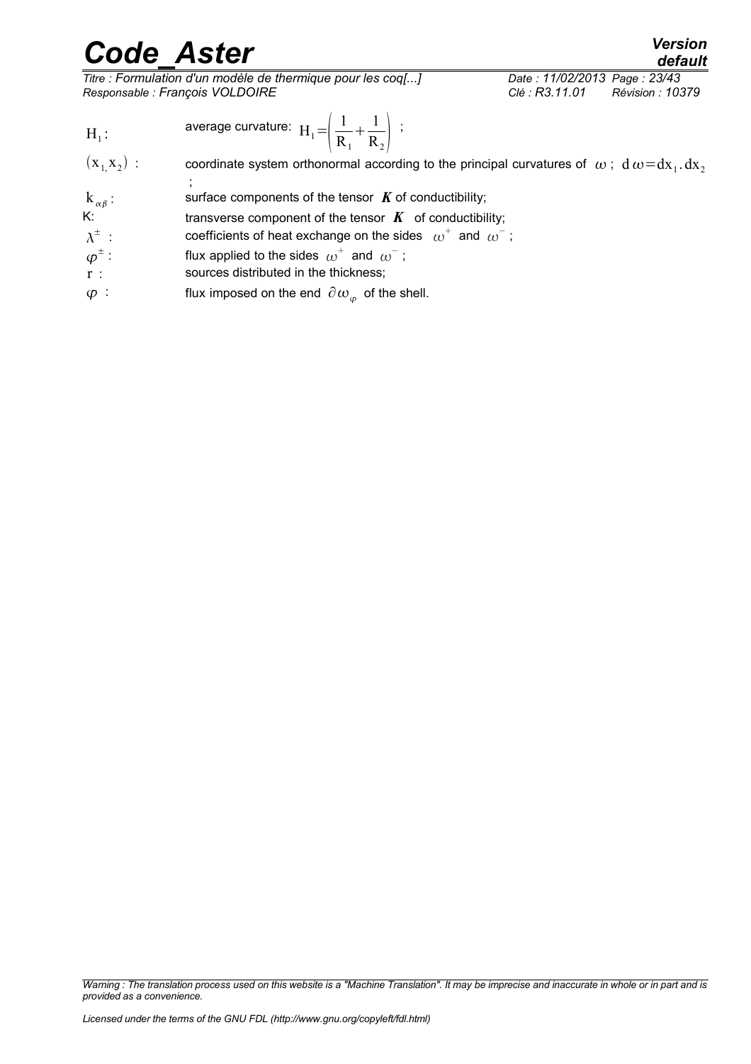| | |
|---|---|
| $H_1$ : | average curvature: $H_1=\left(\frac{1}{R_1}+\frac{1}{R_2}\right)$ ; |
| $(x_1, x_2)$ : | coordinate system orthonormal according to the principal curvatures of $\omega$ ; $d\omega=dx_1.dx_2$ ; |
| $k_{\alpha\beta}$ : | surface components of the tensor $\boldsymbol{K}$ of conductibility; |
| K: | transverse component of the tensor $\boldsymbol{K}$ of conductibility; |
| $\lambda^{\pm}$ : | coefficients of heat exchange on the sides $\omega^{+}$ and $\omega^{-}$ ; |
| $\varphi^{\pm}$ : | flux applied to the sides $\omega^{+}$ and $\omega^{-}$ ; |
| r : | sources distributed in the thickness; |
| $\varphi$ : | flux imposed on the end $\partial\omega_{\varphi}$ of the shell. |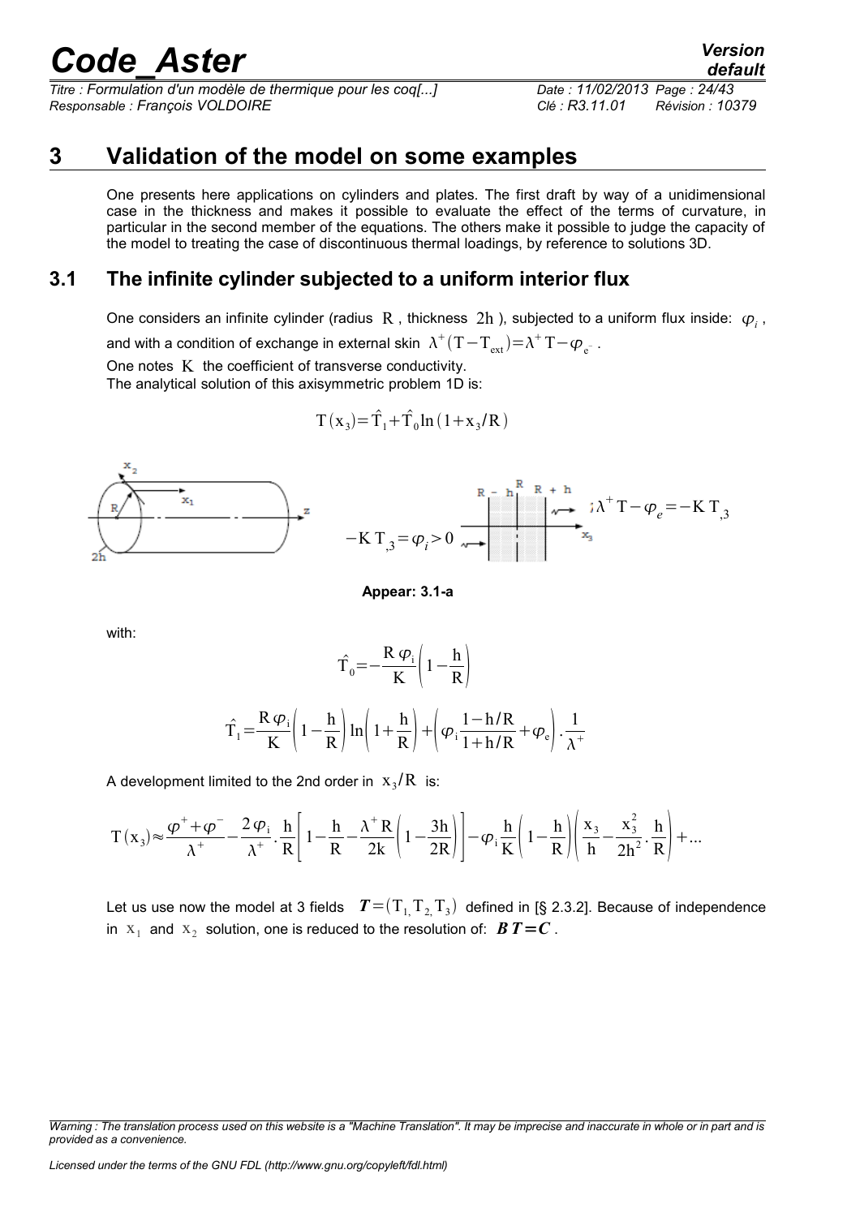# 3 Validation of the model on some examples

One presents here applications on cylinders and plates. The first draft by way of a unidimensional case in the thickness and makes it possible to evaluate the effect of the terms of curvature, in particular in the second member of the equations. The others make it possible to judge the capacity of the model to treating the case of discontinuous thermal loadings, by reference to solutions 3D.

## 3.1 The infinite cylinder subjected to a uniform interior flux

One considers an infinite cylinder (radius $R$ , thickness $2h$ ), subjected to a uniform flux inside: $\varphi_i$ , and with a condition of exchange in external skin $\lambda^+(T-T_{ext})=\lambda^+T-\varphi_{e^-}$ .

One notes $K$ the coefficient of transverse conductivity.

The analytical solution of this axisymmetric problem 1D is:

$$T(x_3)=\hat{T}_1+\hat{T}_0\ln(1+x_3/R)$$

$$-K\,T_{,3}=\varphi_i>0 \qquad ;\lambda^+T-\varphi_e=-K\,T_{,3}$$

**Appear: 3.1-a**

with:

$$\hat{T}_0=-\frac{R\,\varphi_i}{K}\left(1-\frac{h}{R}\right)$$

$$\hat{T}_1=\frac{R\,\varphi_i}{K}\left(1-\frac{h}{R}\right)\ln\left(1+\frac{h}{R}\right)+\left(\varphi_i\frac{1-h/R}{1+h/R}+\varphi_e\right)\cdot\frac{1}{\lambda^+}$$

A development limited to the 2nd order in $x_3/R$ is:

$$T(x_3)\approx\frac{\varphi^++\varphi^-}{\lambda^+}-\frac{2\varphi_i}{\lambda^+}\cdot\frac{h}{R}\left[1-\frac{h}{R}-\frac{\lambda^+R}{2k}\left(1-\frac{3h}{2R}\right)\right]-\varphi_i\frac{h}{K}\left(1-\frac{h}{R}\right)\left(\frac{x_3}{h}-\frac{x_3^2}{2h^2}\cdot\frac{h}{R}\right)+\dots$$

Let us use now the model at 3 fields $\boldsymbol{T}=(T_1,T_2,T_3)$ defined in [§ 2.3.2]. Because of independence in $x_1$ and $x_2$ solution, one is reduced to the resolution of: $\boldsymbol{B\,T=C}$ .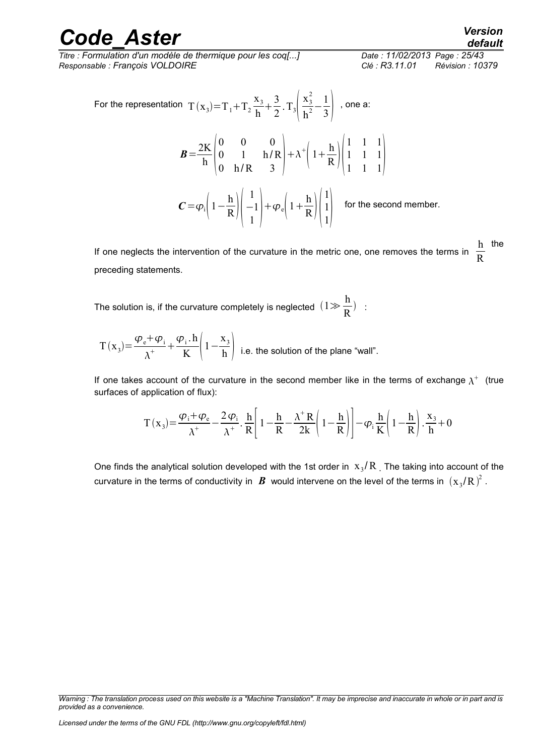For the representation $T(x_3) = T_1 + T_2 \dfrac{x_3}{h} + \dfrac{3}{2} . T_3 \left( \dfrac{x_3^2}{h^2} - \dfrac{1}{3} \right)$, one a:

$$\boldsymbol{B} = \frac{2K}{h} \begin{pmatrix} 0 & 0 & 0 \\ 0 & 1 & h/R \\ 0 & h/R & 3 \end{pmatrix} + \lambda^+ \left( 1 + \frac{h}{R} \right) \begin{pmatrix} 1 & 1 & 1 \\ 1 & 1 & 1 \\ 1 & 1 & 1 \end{pmatrix}$$

$$\boldsymbol{C} = \varphi_i \left( 1 - \frac{h}{R} \right) \begin{pmatrix} 1 \\ -1 \\ 1 \end{pmatrix} + \varphi_e \left( 1 + \frac{h}{R} \right) \begin{pmatrix} 1 \\ 1 \\ 1 \end{pmatrix} \quad \text{for the second member.}$$

If one neglects the intervention of the curvature in the metric one, one removes the terms in $\dfrac{h}{R}$ the preceding statements.

The solution is, if the curvature completely is neglected $\left(1 \gg \dfrac{h}{R}\right)$ :

$$T(x_3) = \frac{\varphi_e + \varphi_i}{\lambda^+} + \frac{\varphi_i . h}{K} \left( 1 - \frac{x_3}{h} \right) \quad \text{i.e. the solution of the plane “wall”.}$$

If one takes account of the curvature in the second member like in the terms of exchange $\lambda^+$ (true surfaces of application of flux):

$$T(x_3) = \frac{\varphi_i + \varphi_e}{\lambda^+} - \frac{2\varphi_i}{\lambda^+} . \frac{h}{R} \left[ 1 - \frac{h}{R} - \frac{\lambda^+ R}{2k} \left( 1 - \frac{h}{R} \right) \right] - \varphi_i \frac{h}{K} \left( 1 - \frac{h}{R} \right) . \frac{x_3}{h} + 0$$

One finds the analytical solution developed with the 1st order in $x_3/R$. The taking into account of the curvature in the terms of conductivity in $\boldsymbol{B}$ would intervene on the level of the terms in $(x_3/R)^2$.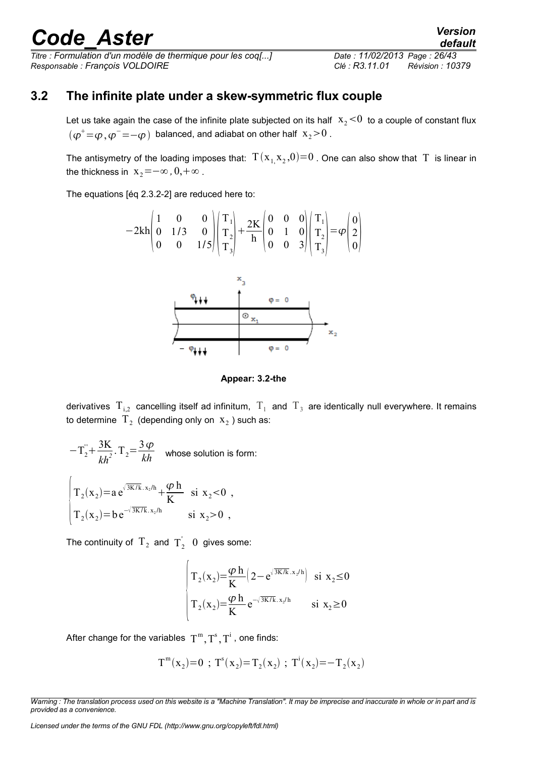## 3.2 The infinite plate under a skew-symmetric flux couple

Let us take again the case of the infinite plate subjected on its half $x_2<0$ to a couple of constant flux $(\varphi^+=\varphi, \varphi^-=-\varphi)$ balanced, and adiabat on other half $x_2>0$.

The antisymetry of the loading imposes that: $T(x_1, x_2, 0)=0$. One can also show that $T$ is linear in the thickness in $x_2=-\infty, 0, +\infty$.

The equations [éq 2.3.2-2] are reduced here to:

$$-2kh\begin{pmatrix}1 & 0 & 0\\ 0 & 1/3 & 0\\ 0 & 0 & 1/5\end{pmatrix}\begin{pmatrix}T_1\\ T_2\\ T_3\end{pmatrix}+\frac{2K}{h}\begin{pmatrix}0 & 0 & 0\\ 0 & 1 & 0\\ 0 & 0 & 3\end{pmatrix}\begin{pmatrix}T_1\\ T_2\\ T_3\end{pmatrix}=\varphi\begin{pmatrix}0\\ 2\\ 0\end{pmatrix}$$

**Appear: 3.2-the**

derivatives $T_{i,2}$ cancelling itself ad infinitum, $T_1$ and $T_3$ are identically null everywhere. It remains to determine $T_2$ (depending only on $x_2$) such as:

$-T_2''+\frac{3K}{kh^2}.T_2=\frac{3\varphi}{kh}$ whose solution is form:

$$\begin{cases}T_2(x_2)=a\,e^{\sqrt{3K/k}.x_2/h}+\frac{\varphi h}{K} & \text{si } x_2<0\ ,\\ T_2(x_2)=b\,e^{-\sqrt{3K/k}.x_2/h} & \text{si } x_2>0\ ,\end{cases}$$

The continuity of $T_2$ and $T_2'$ 0 gives some:

$$\begin{cases}T_2(x_2)=\frac{\varphi h}{K}\left(2-e^{\sqrt{3K/k}.x_2/h}\right) & \text{si } x_2\leq 0\\ T_2(x_2)=\frac{\varphi h}{K}e^{-\sqrt{3K/k}.x_2/h} & \text{si } x_2\geq 0\end{cases}$$

After change for the variables $T^m, T^s, T^i$, one finds:

$$T^m(x_2)=0\ ;\ T^s(x_2)=T_2(x_2)\ ;\ T^i(x_2)=-T_2(x_2)$$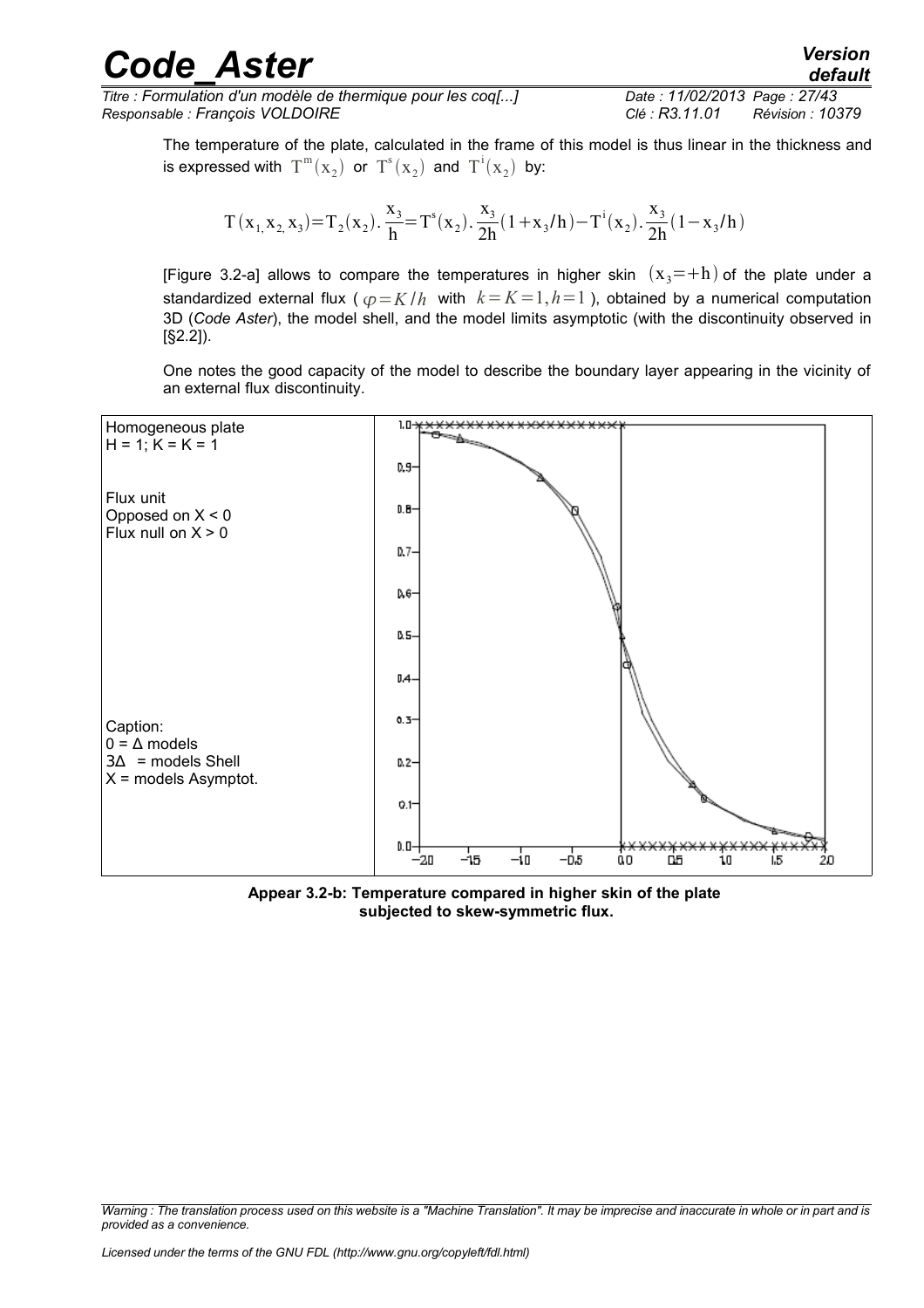The temperature of the plate, calculated in the frame of this model is thus linear in the thickness and is expressed with $T^m(x_2)$ or $T^s(x_2)$ and $T^i(x_2)$ by:

$$T(x_1, x_2, x_3) = T_2(x_2) . \frac{x_3}{h} = T^s(x_2) . \frac{x_3}{2h}(1 + x_3/h) - T^i(x_2) . \frac{x_3}{2h}(1 - x_3/h)$$

[Figure 3.2-a] allows to compare the temperatures in higher skin $(x_3 = +h)$ of the plate under a standardized external flux ( $\varphi = K/h$ with $k = K = 1, h = 1$ ), obtained by a numerical computation 3D (*Code Aster*), the model shell, and the model limits asymptotic (with the discontinuity observed in [§2.2]).

One notes the good capacity of the model to describe the boundary layer appearing in the vicinity of an external flux discontinuity.

Homogeneous plate
H = 1; K = K = 1

Flux unit
Opposed on X < 0
Flux null on X > 0

Caption:
0 = Δ models
3Δ = models Shell
X = models Asymptot.

**Appear 3.2-b: Temperature compared in higher skin of the plate subjected to skew-symmetric flux.**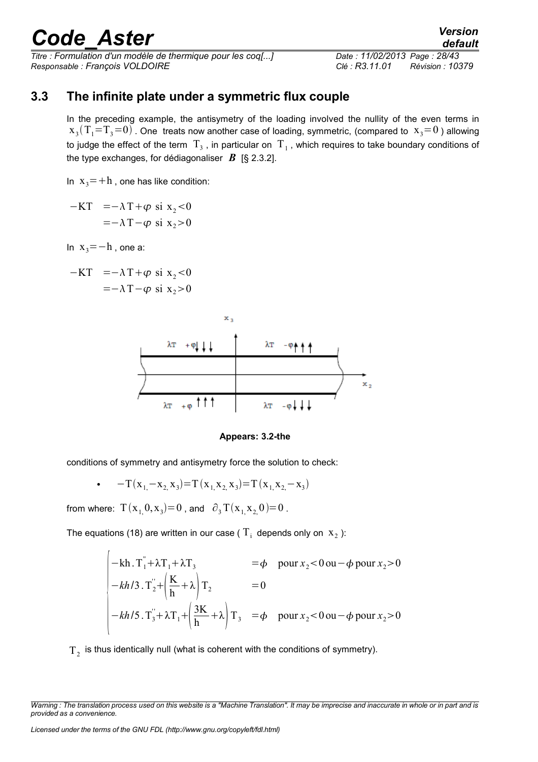## 3.3 The infinite plate under a symmetric flux couple

In the preceding example, the antisymetry of the loading involved the nullity of the even terms in $x_3(T_1=T_3=0)$. One treats now another case of loading, symmetric, (compared to $x_3=0$) allowing to judge the effect of the term $T_3$, in particular on $T_1$, which requires to take boundary conditions of the type exchanges, for dédiagonaliser $\boldsymbol{B}$ [§ 2.3.2].

In $x_3=+h$, one has like condition:

$$
\begin{aligned}
-KT &= -\lambda T + \varphi \text{ si } x_2<0 \\
&= -\lambda T - \varphi \text{ si } x_2>0
\end{aligned}
$$

In $x_3=-h$, one a:

$$
\begin{aligned}
-KT &= -\lambda T + \varphi \text{ si } x_2<0 \\
&= -\lambda T - \varphi \text{ si } x_2>0
\end{aligned}
$$

**Appears: 3.2-the**

conditions of symmetry and antisymetry force the solution to check:

- $-T(x_1,-x_2,x_3)=T(x_1,x_2,x_3)=T(x_1,x_2,-x_3)$

from where: $T(x_1,0,x_3)=0$, and $\partial_3 T(x_1,x_2,0)=0$.

The equations (18) are written in our case ( $T_i$ depends only on $x_2$ ):

$$
\begin{cases}
-kh.T_1''+\lambda T_1+\lambda T_3 & =\phi \quad \text{pour } x_2<0 \text{ ou} -\phi \text{ pour } x_2>0 \\
-kh/3.T_2''+\left(\dfrac{K}{h}+\lambda\right)T_2 & =0 \\
-kh/5.T_3''+\lambda T_1+\left(\dfrac{3K}{h}+\lambda\right)T_3 & =\phi \quad \text{pour } x_2<0 \text{ ou} -\phi \text{ pour } x_2>0
\end{cases}
$$

$T_2$ is thus identically null (what is coherent with the conditions of symmetry).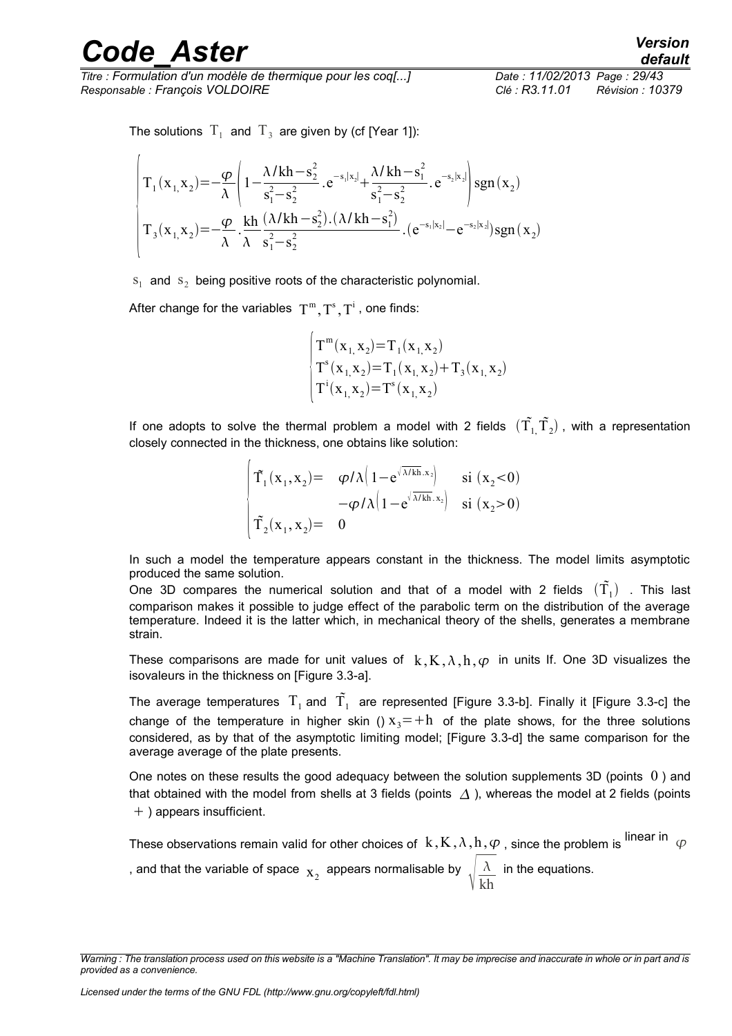The solutions $T_1$ and $T_3$ are given by (cf [Year 1]):

$$
\begin{cases}
T_1(x_1, x_2) = -\dfrac{\varphi}{\lambda}\left(1 - \dfrac{\lambda/kh - s_2^2}{s_1^2 - s_2^2}.e^{-s_1|x_2|} + \dfrac{\lambda/kh - s_1^2}{s_1^2 - s_2^2}.e^{-s_2|x_2|}\right)\operatorname{sgn}(x_2) \\
T_3(x_1, x_2) = -\dfrac{\varphi}{\lambda}.\dfrac{kh}{\lambda}\dfrac{(\lambda/kh - s_2^2).(\lambda/kh - s_1^2)}{s_1^2 - s_2^2}.(e^{-s_1|x_2|} - e^{-s_2|x_2|})\operatorname{sgn}(x_2)
\end{cases}
$$

$s_1$ and $s_2$ being positive roots of the characteristic polynomial.

After change for the variables $T^m, T^s, T^i$, one finds:

$$
\begin{cases}
T^m(x_1, x_2) = T_1(x_1, x_2) \\
T^s(x_1, x_2) = T_1(x_1, x_2) + T_3(x_1, x_2) \\
T^i(x_1, x_2) = T^s(x_1, x_2)
\end{cases}
$$

If one adopts to solve the thermal problem a model with 2 fields $(\tilde{T}_1, \tilde{T}_2)$, with a representation closely connected in the thickness, one obtains like solution:

$$
\begin{cases}
\tilde{T}_1(x_1, x_2) = & \varphi/\lambda\left(1 - e^{\sqrt{\lambda/kh}.x_2}\right) \quad \text{si } (x_2 < 0) \\
 & -\varphi/\lambda\left(1 - e^{\sqrt{\lambda/kh}.x_2}\right) \quad \text{si } (x_2 > 0) \\
\tilde{T}_2(x_1, x_2) = & 0
\end{cases}
$$

In such a model the temperature appears constant in the thickness. The model limits asymptotic produced the same solution.

One 3D compares the numerical solution and that of a model with 2 fields $(\tilde{T}_1)$ . This last comparison makes it possible to judge effect of the parabolic term on the distribution of the average temperature. Indeed it is the latter which, in mechanical theory of the shells, generates a membrane strain.

These comparisons are made for unit values of $k, K, \lambda, h, \varphi$ in units If. One 3D visualizes the isovaleurs in the thickness on [Figure 3.3-a].

The average temperatures $T_1$ and $\tilde{T}_1$ are represented [Figure 3.3-b]. Finally it [Figure 3.3-c] the change of the temperature in higher skin () $x_3 = +h$ of the plate shows, for the three solutions considered, as by that of the asymptotic limiting model; [Figure 3.3-d] the same comparison for the average average of the plate presents.

One notes on these results the good adequacy between the solution supplements 3D (points $0$ ) and that obtained with the model from shells at 3 fields (points $\Delta$ ), whereas the model at 2 fields (points $+$ ) appears insufficient.

These observations remain valid for other choices of $k, K, \lambda, h, \varphi$, since the problem is linear in $\varphi$, and that the variable of space $x_2$ appears normalisable by $\sqrt{\dfrac{\lambda}{kh}}$ in the equations.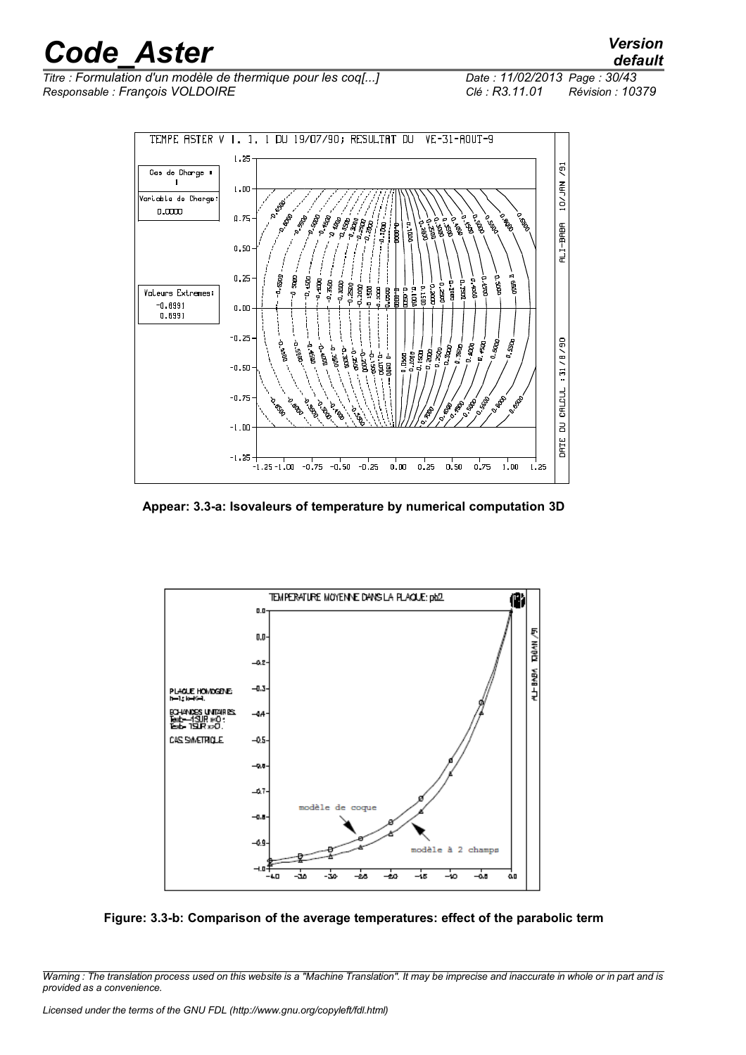Appear: 3.3-a: Isovaleurs of temperature by numerical computation 3D

Figure: 3.3-b: Comparison of the average temperatures: effect of the parabolic term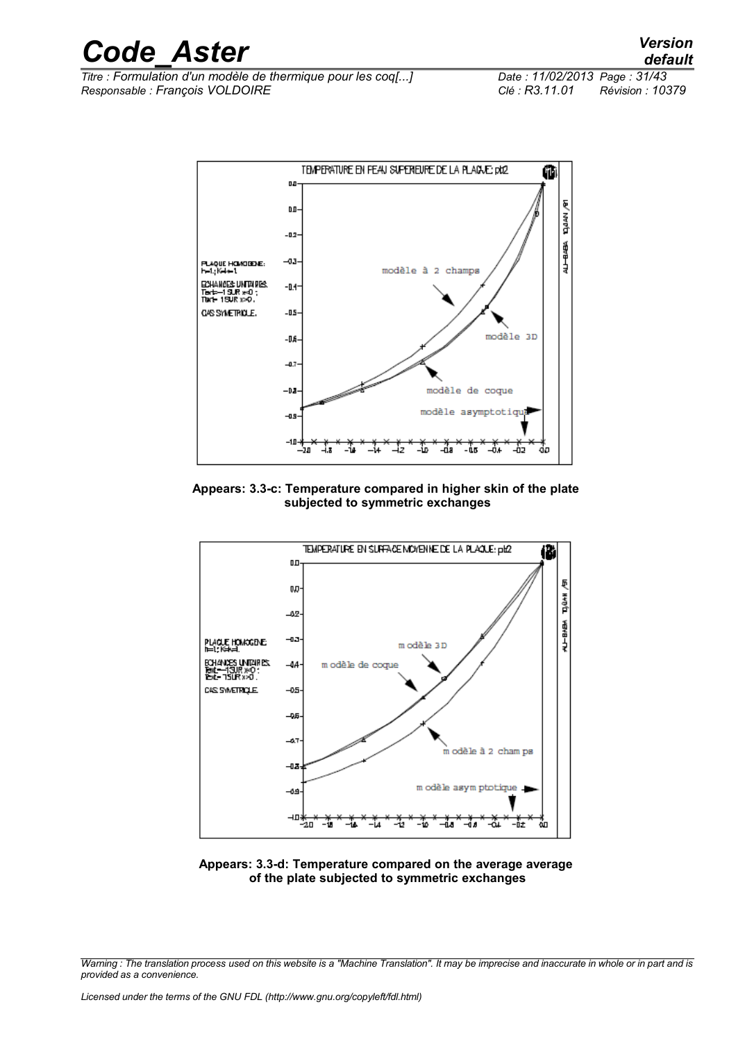Appears: 3.3-c: Temperature compared in higher skin of the plate subjected to symmetric exchanges

Appears: 3.3-d: Temperature compared on the average average of the plate subjected to symmetric exchanges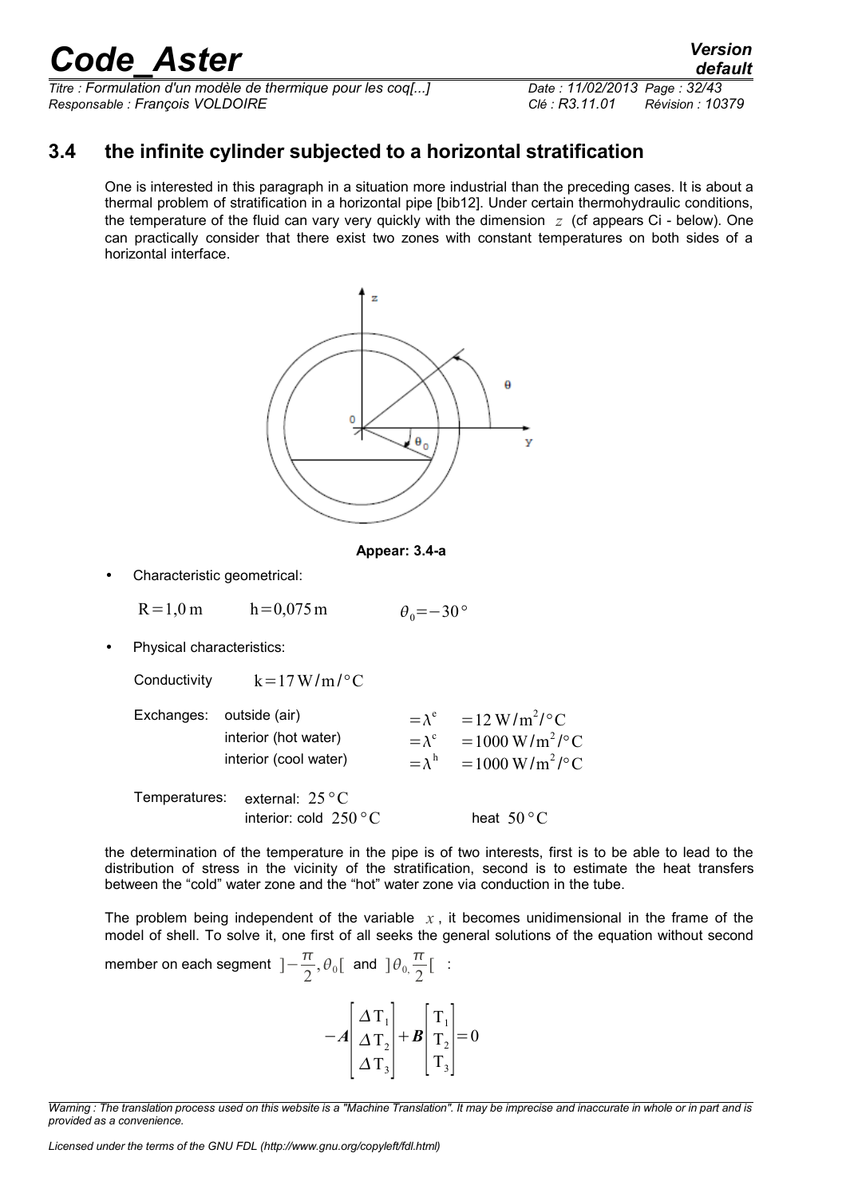## 3.4 the infinite cylinder subjected to a horizontal stratification

One is interested in this paragraph in a situation more industrial than the preceding cases. It is about a thermal problem of stratification in a horizontal pipe [bib12]. Under certain thermohydraulic conditions, the temperature of the fluid can vary very quickly with the dimension $z$ (cf appears Ci - below). One can practically consider that there exist two zones with constant temperatures on both sides of a horizontal interface.

**Appear: 3.4-a**

- Characteristic geometrical:

$R=1{,}0\,\mathrm{m}$ $\quad h=0{,}075\,\mathrm{m}$ $\quad \theta_0=-30°$

- Physical characteristics:

Conductivity $\quad k=17\,\mathrm{W/m/°C}$

| Exchanges: | outside (air) | $=\lambda^e$ | $=12\,\mathrm{W/m^2/°C}$ |
|---|---|---|---|
| | interior (hot water) | $=\lambda^c$ | $=1000\,\mathrm{W/m^2/°C}$ |
| | interior (cool water) | $=\lambda^h$ | $=1000\,\mathrm{W/m^2/°C}$ |

Temperatures: external: $25\,°C$
interior: cold $250\,°C$ heat $50\,°C$

the determination of the temperature in the pipe is of two interests, first is to be able to lead to the distribution of stress in the vicinity of the stratification, second is to estimate the heat transfers between the "cold" water zone and the "hot" water zone via conduction in the tube.

The problem being independent of the variable $x$, it becomes unidimensional in the frame of the model of shell. To solve it, one first of all seeks the general solutions of the equation without second member on each segment $]-\frac{\pi}{2},\theta_0[$ and $]\theta_{0,}\frac{\pi}{2}[$ :

$$-\boldsymbol{A}\begin{bmatrix}\Delta T_1\\ \Delta T_2\\ \Delta T_3\end{bmatrix}+\boldsymbol{B}\begin{bmatrix}T_1\\ T_2\\ T_3\end{bmatrix}=0$$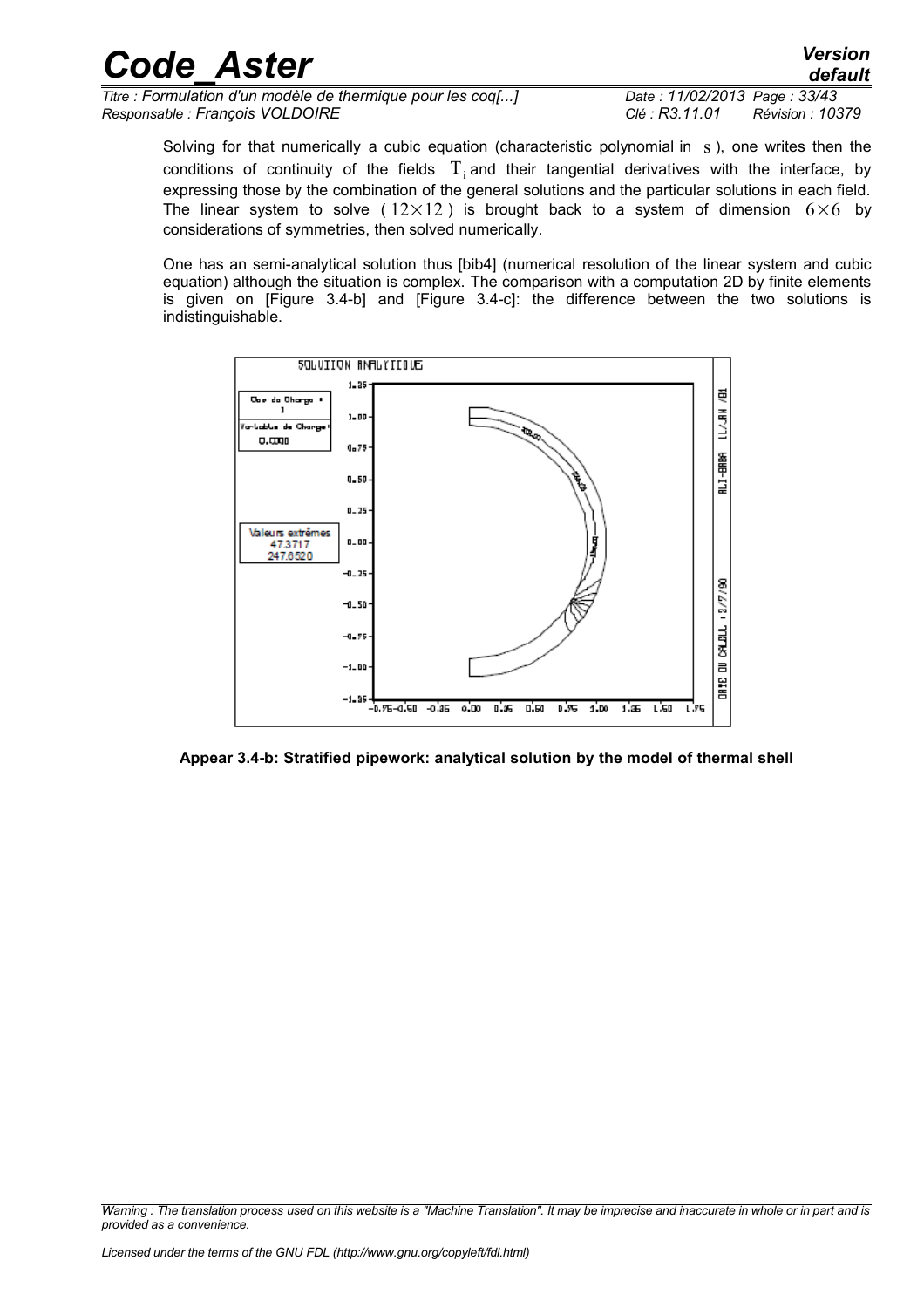Solving for that numerically a cubic equation (characteristic polynomial in $s$), one writes then the conditions of continuity of the fields $T_i$ and their tangential derivatives with the interface, by expressing those by the combination of the general solutions and the particular solutions in each field. The linear system to solve ($12 \times 12$) is brought back to a system of dimension $6 \times 6$ by considerations of symmetries, then solved numerically.

One has an semi-analytical solution thus [bib4] (numerical resolution of the linear system and cubic equation) although the situation is complex. The comparison with a computation 2D by finite elements is given on [Figure 3.4-b] and [Figure 3.4-c]: the difference between the two solutions is indistinguishable.

**Appear 3.4-b: Stratified pipework: analytical solution by the model of thermal shell**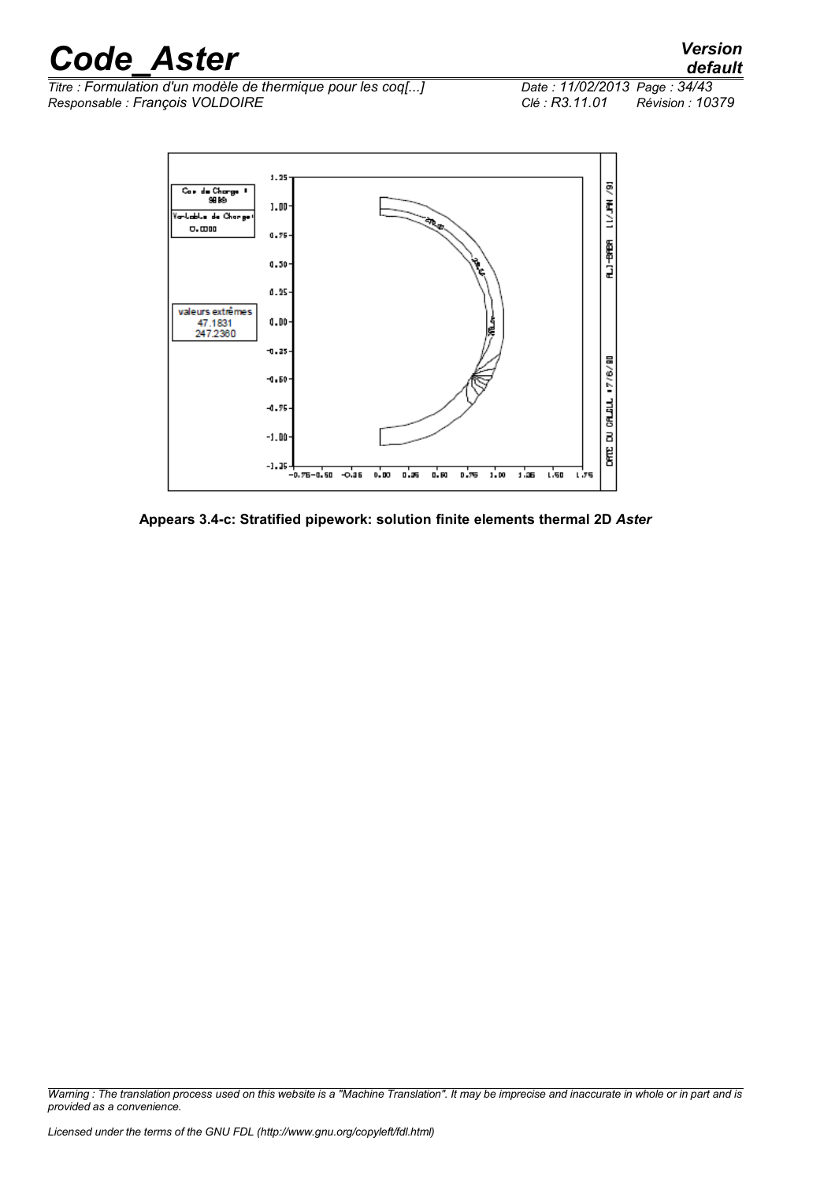**Appears 3.4-c: Stratified pipework: solution finite elements thermal 2D *Aster***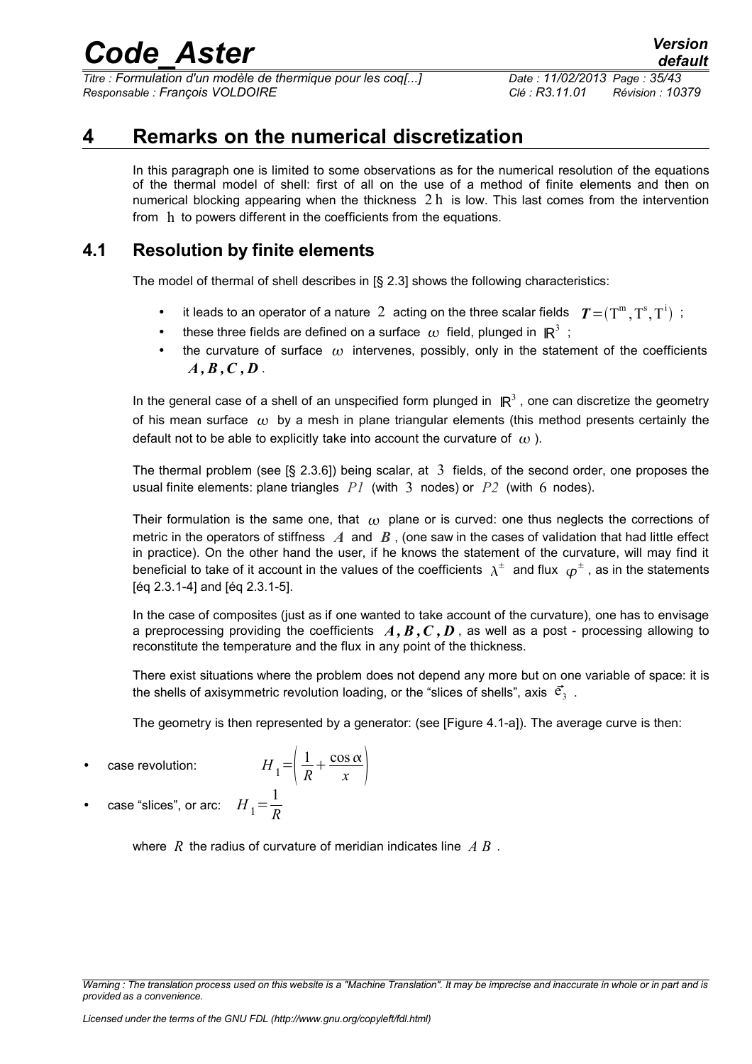# 4 Remarks on the numerical discretization

In this paragraph one is limited to some observations as for the numerical resolution of the equations of the thermal model of shell: first of all on the use of a method of finite elements and then on numerical blocking appearing when the thickness $2\mathrm{h}$ is low. This last comes from the intervention from $\mathrm{h}$ to powers different in the coefficients from the equations.

## 4.1 Resolution by finite elements

The model of thermal of shell describes in [§ 2.3] shows the following characteristics:

- it leads to an operator of a nature $2$ acting on the three scalar fields $\boldsymbol{T}=(\mathrm{T}^{\mathrm{m}}, \mathrm{T}^{\mathrm{s}}, \mathrm{T}^{\mathrm{i}})$ ;
- these three fields are defined on a surface $\omega$ field, plunged in $\mathbb{R}^3$ ;
- the curvature of surface $\omega$ intervenes, possibly, only in the statement of the coefficients $\boldsymbol{A}, \boldsymbol{B}, \boldsymbol{C}, \boldsymbol{D}$.

In the general case of a shell of an unspecified form plunged in $\mathbb{R}^3$, one can discretize the geometry of his mean surface $\omega$ by a mesh in plane triangular elements (this method presents certainly the default not to be able to explicitly take into account the curvature of $\omega$).

The thermal problem (see [§ 2.3.6]) being scalar, at $3$ fields, of the second order, one proposes the usual finite elements: plane triangles $P1$ (with $3$ nodes) or $P2$ (with $6$ nodes).

Their formulation is the same one, that $\omega$ plane or is curved: one thus neglects the corrections of metric in the operators of stiffness $A$ and $\boldsymbol{B}$, (one saw in the cases of validation that had little effect in practice). On the other hand the user, if he knows the statement of the curvature, will may find it beneficial to take of it account in the values of the coefficients $\lambda^{\pm}$ and flux $\varphi^{\pm}$, as in the statements [éq 2.3.1-4] and [éq 2.3.1-5].

In the case of composites (just as if one wanted to take account of the curvature), one has to envisage a preprocessing providing the coefficients $\boldsymbol{A}, \boldsymbol{B}, \boldsymbol{C}, \boldsymbol{D}$, as well as a post - processing allowing to reconstitute the temperature and the flux in any point of the thickness.

There exist situations where the problem does not depend any more but on one variable of space: it is the shells of axisymmetric revolution loading, or the "slices of shells", axis $\vec{e}_3$.

The geometry is then represented by a generator: (see [Figure 4.1-a]). The average curve is then:

- case revolution: $H_1=\left(\dfrac{1}{R}+\dfrac{\cos\alpha}{x}\right)$
- case "slices", or arc: $H_1=\dfrac{1}{R}$

where $R$ the radius of curvature of meridian indicates line $A\,B$.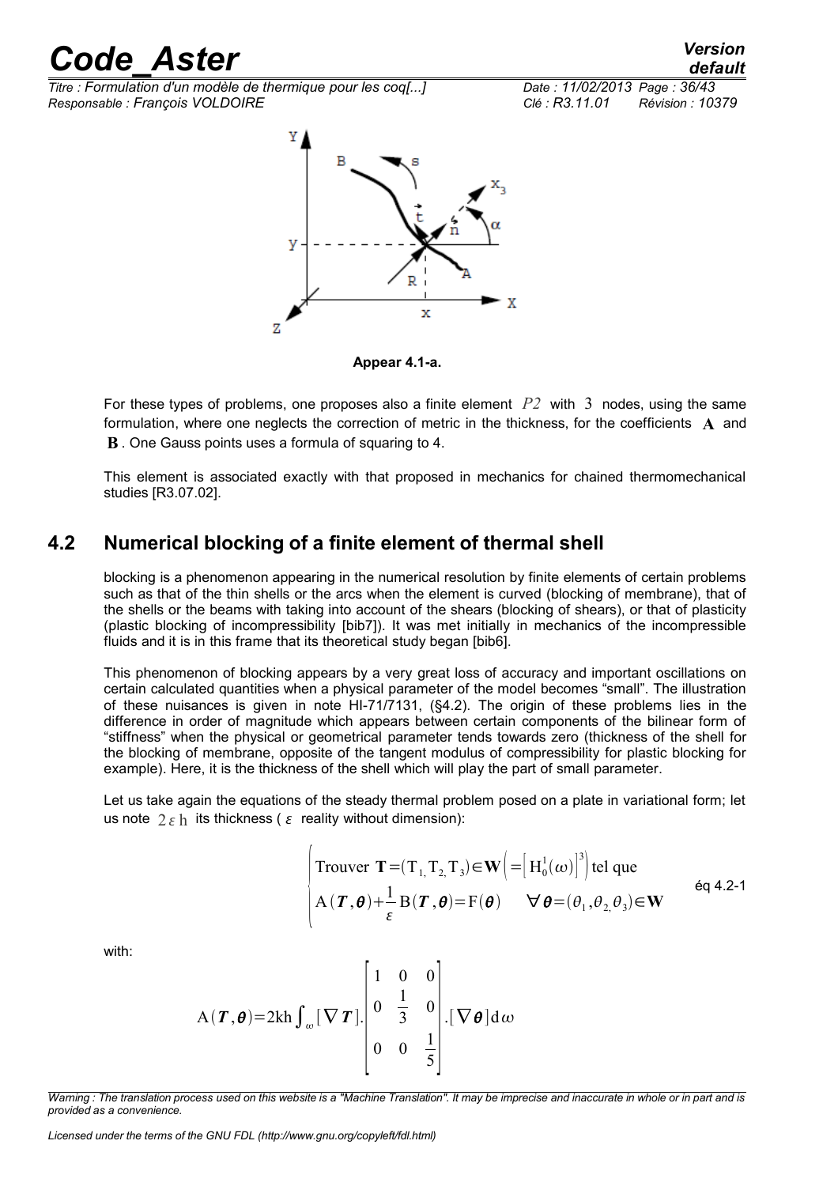Appear 4.1-a.

For these types of problems, one proposes also a finite element $P2$ with $3$ nodes, using the same formulation, where one neglects the correction of metric in the thickness, for the coefficients $\mathbf{A}$ and $\mathbf{B}$. One Gauss points uses a formula of squaring to 4.

This element is associated exactly with that proposed in mechanics for chained thermomechanical studies [R3.07.02].

## 4.2 Numerical blocking of a finite element of thermal shell

blocking is a phenomenon appearing in the numerical resolution by finite elements of certain problems such as that of the thin shells or the arcs when the element is curved (blocking of membrane), that of the shells or the beams with taking into account of the shears (blocking of shears), or that of plasticity (plastic blocking of incompressibility [bib7]). It was met initially in mechanics of the incompressible fluids and it is in this frame that its theoretical study began [bib6].

This phenomenon of blocking appears by a very great loss of accuracy and important oscillations on certain calculated quantities when a physical parameter of the model becomes "small". The illustration of these nuisances is given in note HI-71/7131, (§4.2). The origin of these problems lies in the difference in order of magnitude which appears between certain components of the bilinear form of "stiffness" when the physical or geometrical parameter tends towards zero (thickness of the shell for the blocking of membrane, opposite of the tangent modulus of compressibility for plastic blocking for example). Here, it is the thickness of the shell which will play the part of small parameter.

Let us take again the equations of the steady thermal problem posed on a plate in variational form; let us note $2\varepsilon\,\mathrm{h}$ its thickness ( $\varepsilon$ reality without dimension):

$$
\begin{cases}
\text{Trouver } \mathbf{T}=(\mathrm{T}_1,\mathrm{T}_2,\mathrm{T}_3)\in\mathbf{W}\left(=\left[\mathrm{H}_0^1(\omega)\right]^3\right)\text{ tel que} \\
\mathrm{A}(\boldsymbol{T},\boldsymbol{\theta})+\dfrac{1}{\varepsilon}\mathrm{B}(\boldsymbol{T},\boldsymbol{\theta})=\mathrm{F}(\boldsymbol{\theta}) \qquad \forall\boldsymbol{\theta}=(\theta_1,\theta_2,\theta_3)\in\mathbf{W}
\end{cases}
\qquad \text{éq 4.2-1}
$$

with:

$$
\mathrm{A}(\boldsymbol{T},\boldsymbol{\theta})=2\mathrm{kh}\int_{\omega}[\nabla\boldsymbol{T}].\begin{bmatrix}1 & 0 & 0\\ 0 & \frac{1}{3} & 0\\ 0 & 0 & \frac{1}{5}\end{bmatrix}.[\nabla\boldsymbol{\theta}]\mathrm{d}\omega
$$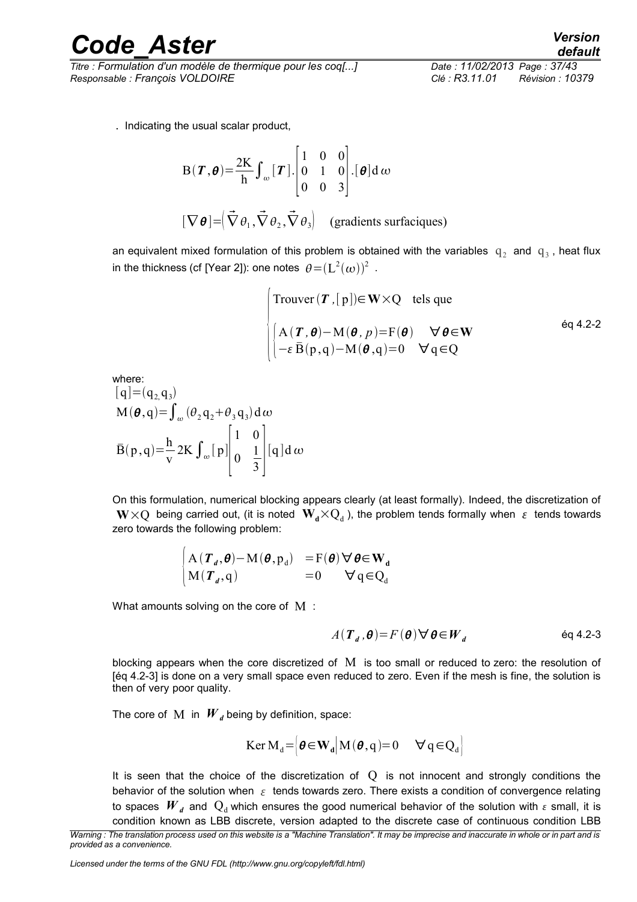. Indicating the usual scalar product,

$$\mathrm{B}(\boldsymbol{T},\boldsymbol{\theta})=\frac{2\mathrm{K}}{\mathrm{h}}\int_{\omega}[\boldsymbol{T}].\begin{bmatrix}1 & 0 & 0\\ 0 & 1 & 0\\ 0 & 0 & 3\end{bmatrix}.[\boldsymbol{\theta}]\mathrm{d}\,\omega$$

$$[\nabla\boldsymbol{\theta}]=\left(\vec{\nabla}\theta_1,\vec{\nabla}\theta_2,\vec{\nabla}\theta_3\right)\quad\text{(gradients surfaciques)}$$

an equivalent mixed formulation of this problem is obtained with the variables $\mathrm{q}_2$ and $\mathrm{q}_3$, heat flux in the thickness (cf [Year 2]): one notes $\theta=(\mathrm{L}^2(\omega))^2$.

$$\begin{cases}\text{Trouver}\,(\boldsymbol{T},[\mathrm{p}])\in\mathbf{W}\times\mathrm{Q}\quad\text{tels que}\\ \begin{cases}\mathrm{A}(\boldsymbol{T},\boldsymbol{\theta})-\mathrm{M}(\boldsymbol{\theta},p)=\mathrm{F}(\boldsymbol{\theta}) & \forall\boldsymbol{\theta}\in\mathbf{W}\\ -\varepsilon\,\bar{\mathrm{B}}(\mathrm{p},\mathrm{q})-\mathrm{M}(\boldsymbol{\theta},\mathrm{q})=0 & \forall\mathrm{q}\in\mathrm{Q}\end{cases}\end{cases}\qquad\text{éq 4.2-2}$$

where:

$[\mathrm{q}]=(\mathrm{q}_2,\mathrm{q}_3)$

$\mathrm{M}(\boldsymbol{\theta},\mathrm{q})=\int_{\omega}(\theta_2\mathrm{q}_2+\theta_3\mathrm{q}_3)\,\mathrm{d}\,\omega$

$\bar{\mathrm{B}}(\mathrm{p},\mathrm{q})=\frac{\mathrm{h}}{\mathrm{v}}2\mathrm{K}\int_{\omega}[\mathrm{p}]\begin{bmatrix}1 & 0\\ 0 & \frac{1}{3}\end{bmatrix}[\mathrm{q}]\mathrm{d}\,\omega$

On this formulation, numerical blocking appears clearly (at least formally). Indeed, the discretization of $\mathbf{W}\times\mathrm{Q}$ being carried out, (it is noted $\mathbf{W_d}\times\mathrm{Q_d}$), the problem tends formally when $\varepsilon$ tends towards zero towards the following problem:

$$\begin{cases}\mathrm{A}(\boldsymbol{T_d},\boldsymbol{\theta})-\mathrm{M}(\boldsymbol{\theta},\mathrm{p_d}) & =\mathrm{F}(\boldsymbol{\theta})\,\forall\boldsymbol{\theta}\in\mathbf{W_d}\\ \mathrm{M}(\boldsymbol{T_d},\mathrm{q}) & =0\qquad\forall\mathrm{q}\in\mathrm{Q_d}\end{cases}$$

What amounts solving on the core of $\mathrm{M}$ :

$$A(\boldsymbol{T_d},\boldsymbol{\theta})=F(\boldsymbol{\theta})\,\forall\boldsymbol{\theta}\in\boldsymbol{W_d}\qquad\text{éq 4.2-3}$$

blocking appears when the core discretized of $\mathrm{M}$ is too small or reduced to zero: the resolution of [éq 4.2-3] is done on a very small space even reduced to zero. Even if the mesh is fine, the solution is then of very poor quality.

The core of $\mathrm{M}$ in $\boldsymbol{W_d}$ being by definition, space:

$$\mathrm{Ker}\,\mathrm{M_d}=\left\{\boldsymbol{\theta}\in\mathbf{W_d}\middle|\mathrm{M}(\boldsymbol{\theta},\mathrm{q})=0\quad\forall\mathrm{q}\in\mathrm{Q_d}\right\}$$

It is seen that the choice of the discretization of $\mathrm{Q}$ is not innocent and strongly conditions the behavior of the solution when $\varepsilon$ tends towards zero. There exists a condition of convergence relating to spaces $\boldsymbol{W_d}$ and $\mathrm{Q_d}$ which ensures the good numerical behavior of the solution with $\varepsilon$ small, it is condition known as LBB discrete, version adapted to the discrete case of continuous condition LBB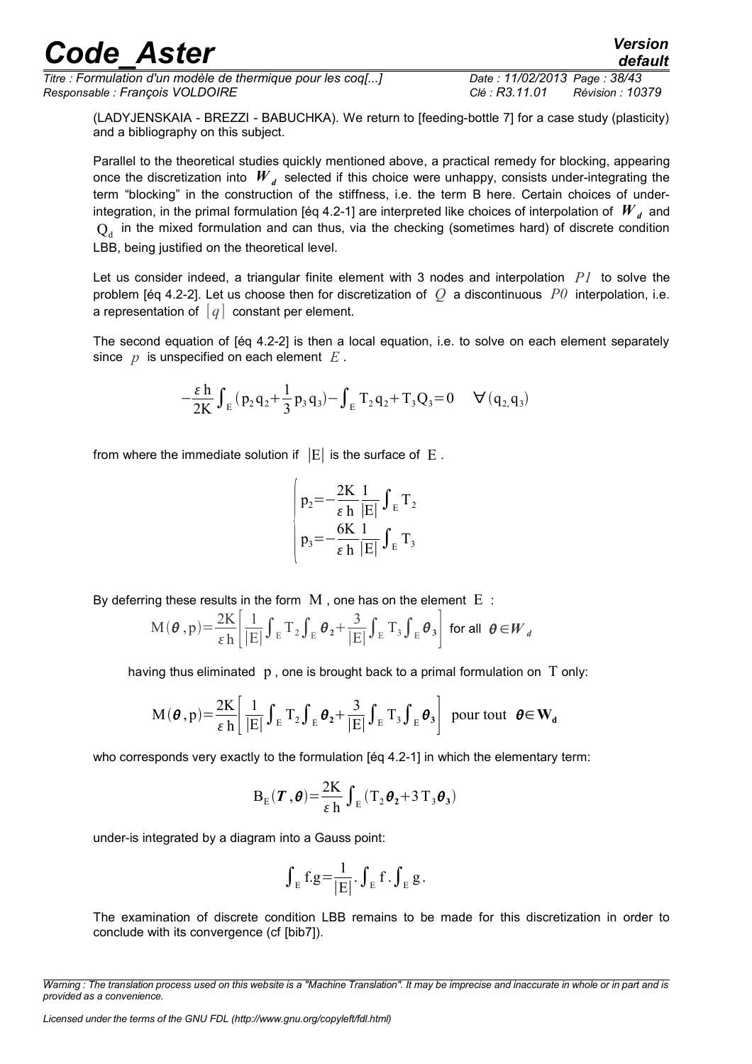(LADYJENSKAIA - BREZZI - BABUCHKA). We return to [feeding-bottle 7] for a case study (plasticity) and a bibliography on this subject.

Parallel to the theoretical studies quickly mentioned above, a practical remedy for blocking, appearing once the discretization into $\boldsymbol{W}_d$ selected if this choice were unhappy, consists under-integrating the term "blocking" in the construction of the stiffness, i.e. the term B here. Certain choices of under-integration, in the primal formulation [éq 4.2-1] are interpreted like choices of interpolation of $\boldsymbol{W}_d$ and $\mathrm{Q_d}$ in the mixed formulation and can thus, via the checking (sometimes hard) of discrete condition LBB, being justified on the theoretical level.

Let us consider indeed, a triangular finite element with 3 nodes and interpolation $P1$ to solve the problem [éq 4.2-2]. Let us choose then for discretization of $Q$ a discontinuous $P0$ interpolation, i.e. a representation of $[q]$ constant per element.

The second equation of [éq 4.2-2] is then a local equation, i.e. to solve on each element separately since $p$ is unspecified on each element $E$.

$$-\frac{\varepsilon\,\mathrm{h}}{2\mathrm{K}}\int_{\mathrm{E}}(\mathrm{p_2 q_2}+\frac{1}{3}\mathrm{p_3 q_3})-\int_{\mathrm{E}}\mathrm{T_2 q_2}+\mathrm{T_3 Q_3}=0 \quad \forall(\mathrm{q_2, q_3})$$

from where the immediate solution if $|\mathrm{E}|$ is the surface of $\mathrm{E}$.

$$\begin{cases}\mathrm{p_2}=-\dfrac{2\mathrm{K}}{\varepsilon\,\mathrm{h}}\dfrac{1}{|\mathrm{E}|}\displaystyle\int_{\mathrm{E}}\mathrm{T_2}\\[2ex]\mathrm{p_3}=-\dfrac{6\mathrm{K}}{\varepsilon\,\mathrm{h}}\dfrac{1}{|\mathrm{E}|}\displaystyle\int_{\mathrm{E}}\mathrm{T_3}\end{cases}$$

By deferring these results in the form $\mathrm{M}$, one has on the element $\mathrm{E}$ :

$$\mathrm{M}(\boldsymbol{\theta},\mathrm{p})=\frac{2\mathrm{K}}{\varepsilon\,\mathrm{h}}\left[\frac{1}{|\mathrm{E}|}\int_{\mathrm{E}}\mathrm{T_2}\int_{\mathrm{E}}\boldsymbol{\theta}_2+\frac{3}{|\mathrm{E}|}\int_{\mathrm{E}}\mathrm{T_3}\int_{\mathrm{E}}\boldsymbol{\theta}_3\right] \text{ for all } \boldsymbol{\theta}\in\boldsymbol{W}_d$$

having thus eliminated $\mathrm{p}$, one is brought back to a primal formulation on $\mathrm{T}$ only:

$$\mathrm{M}(\boldsymbol{\theta},\mathrm{p})=\frac{2\mathrm{K}}{\varepsilon\,\mathrm{h}}\left[\frac{1}{|\mathrm{E}|}\int_{\mathrm{E}}\mathrm{T_2}\int_{\mathrm{E}}\boldsymbol{\theta}_2+\frac{3}{|\mathrm{E}|}\int_{\mathrm{E}}\mathrm{T_3}\int_{\mathrm{E}}\boldsymbol{\theta}_3\right] \text{ pour tout } \boldsymbol{\theta}\in\mathbf{W_d}$$

who corresponds very exactly to the formulation [éq 4.2-1] in which the elementary term:

$$\mathrm{B_E}(\boldsymbol{T},\boldsymbol{\theta})=\frac{2\mathrm{K}}{\varepsilon\,\mathrm{h}}\int_{\mathrm{E}}(\mathrm{T_2}\boldsymbol{\theta}_2+3\,\mathrm{T_3}\boldsymbol{\theta}_3)$$

under-is integrated by a diagram into a Gauss point:

$$\int_{\mathrm{E}}\mathrm{f.g}=\frac{1}{|\mathrm{E}|}.\int_{\mathrm{E}}\mathrm{f}\,.\int_{\mathrm{E}}\mathrm{g}\,.$$

The examination of discrete condition LBB remains to be made for this discretization in order to conclude with its convergence (cf [bib7]).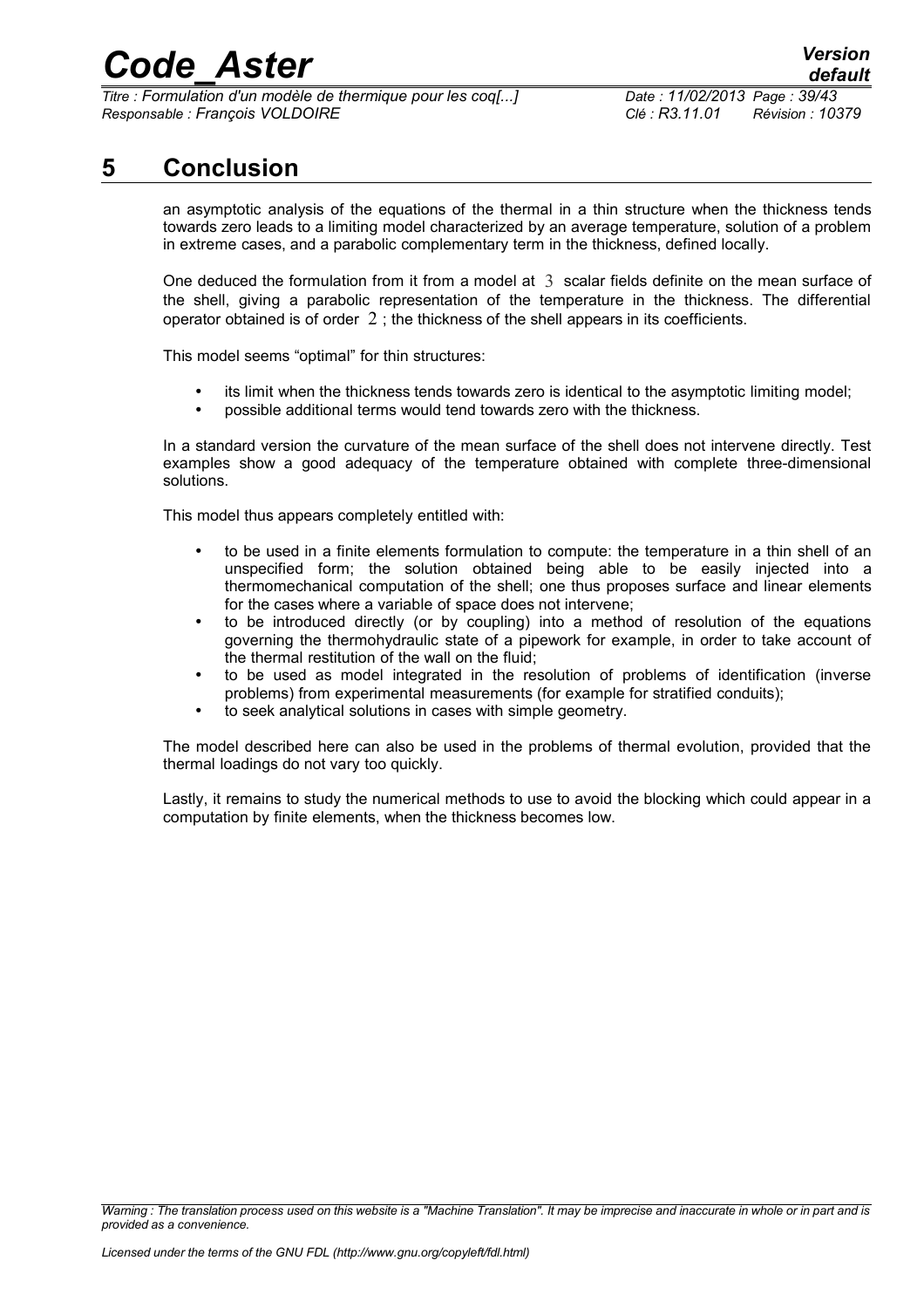# 5 Conclusion

an asymptotic analysis of the equations of the thermal in a thin structure when the thickness tends towards zero leads to a limiting model characterized by an average temperature, solution of a problem in extreme cases, and a parabolic complementary term in the thickness, defined locally.

One deduced the formulation from it from a model at $3$ scalar fields definite on the mean surface of the shell, giving a parabolic representation of the temperature in the thickness. The differential operator obtained is of order $2$ ; the thickness of the shell appears in its coefficients.

This model seems "optimal" for thin structures:

- its limit when the thickness tends towards zero is identical to the asymptotic limiting model;
- possible additional terms would tend towards zero with the thickness.

In a standard version the curvature of the mean surface of the shell does not intervene directly. Test examples show a good adequacy of the temperature obtained with complete three-dimensional solutions.

This model thus appears completely entitled with:

- to be used in a finite elements formulation to compute: the temperature in a thin shell of an unspecified form; the solution obtained being able to be easily injected into a thermomechanical computation of the shell; one thus proposes surface and linear elements for the cases where a variable of space does not intervene;
- to be introduced directly (or by coupling) into a method of resolution of the equations governing the thermohydraulic state of a pipework for example, in order to take account of the thermal restitution of the wall on the fluid;
- to be used as model integrated in the resolution of problems of identification (inverse problems) from experimental measurements (for example for stratified conduits);
- to seek analytical solutions in cases with simple geometry.

The model described here can also be used in the problems of thermal evolution, provided that the thermal loadings do not vary too quickly.

Lastly, it remains to study the numerical methods to use to avoid the blocking which could appear in a computation by finite elements, when the thickness becomes low.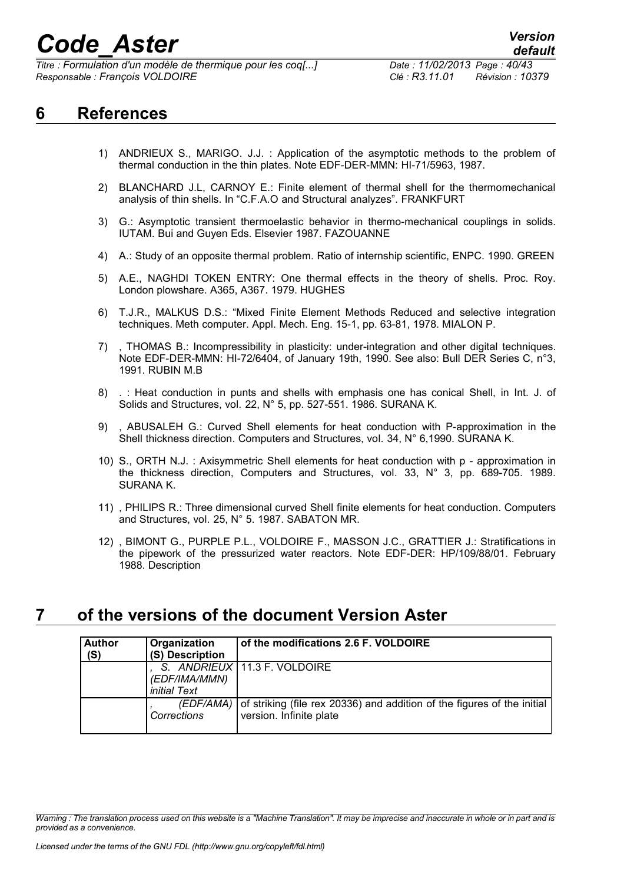# 6 References

1) ANDRIEUX S., MARIGO. J.J. : Application of the asymptotic methods to the problem of thermal conduction in the thin plates. Note EDF-DER-MMN: HI-71/5963, 1987.

2) BLANCHARD J.L, CARNOY E.: Finite element of thermal shell for the thermomechanical analysis of thin shells. In "C.F.A.O and Structural analyzes". FRANKFURT

3) G.: Asymptotic transient thermoelastic behavior in thermo-mechanical couplings in solids. IUTAM. Bui and Guyen Eds. Elsevier 1987. FAZOUANNE

4) A.: Study of an opposite thermal problem. Ratio of internship scientific, ENPC. 1990. GREEN

5) A.E., NAGHDI TOKEN ENTRY: One thermal effects in the theory of shells. Proc. Roy. London plowshare. A365, A367. 1979. HUGHES

6) T.J.R., MALKUS D.S.: "Mixed Finite Element Methods Reduced and selective integration techniques. Meth computer. Appl. Mech. Eng. 15-1, pp. 63-81, 1978. MIALON P.

7) , THOMAS B.: Incompressibility in plasticity: under-integration and other digital techniques. Note EDF-DER-MMN: HI-72/6404, of January 19th, 1990. See also: Bull DER Series C, n°3, 1991. RUBIN M.B

8) . : Heat conduction in punts and shells with emphasis one has conical Shell, in Int. J. of Solids and Structures, vol. 22, N° 5, pp. 527-551. 1986. SURANA K.

9) , ABUSALEH G.: Curved Shell elements for heat conduction with P-approximation in the Shell thickness direction. Computers and Structures, vol. 34, N° 6,1990. SURANA K.

10) S., ORTH N.J. : Axisymmetric Shell elements for heat conduction with p - approximation in the thickness direction, Computers and Structures, vol. 33, N° 3, pp. 689-705. 1989. SURANA K.

11) , PHILIPS R.: Three dimensional curved Shell finite elements for heat conduction. Computers and Structures, vol. 25, N° 5. 1987. SABATON MR.

12) , BIMONT G., PURPLE P.L., VOLDOIRE F., MASSON J.C., GRATTIER J.: Stratifications in the pipework of the pressurized water reactors. Note EDF-DER: HP/109/88/01. February 1988. Description

# 7 of the versions of the document Version Aster

| Author (S) | Organization (S) Description | of the modifications 2.6 F. VOLDOIRE |
|---|---|---|
| | *, S. ANDRIEUX (EDF/IMA/MMN) initial Text* | 11.3 F. VOLDOIRE |
| | *, (EDF/AMA) Corrections* | of striking (file rex 20336) and addition of the figures of the initial version. Infinite plate |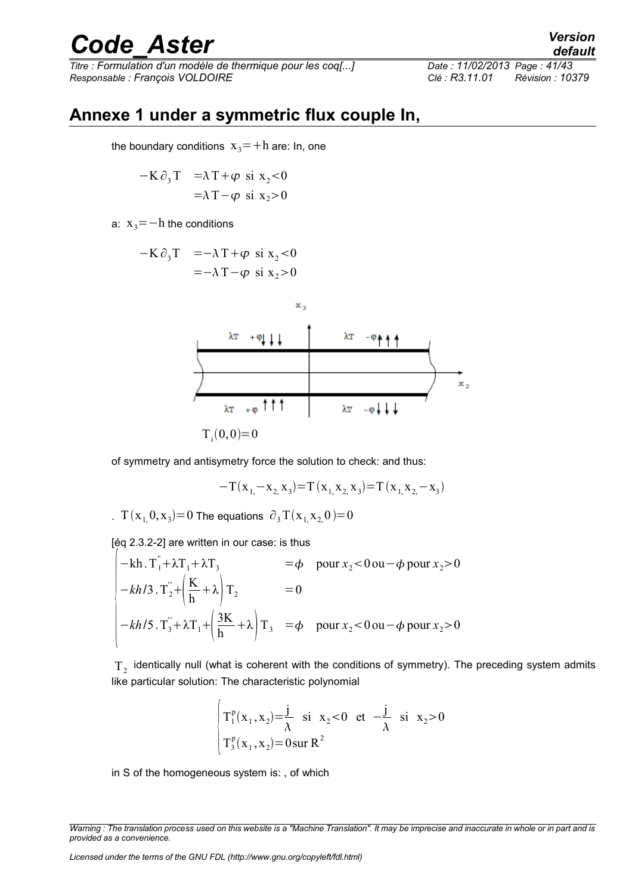## Annexe 1 under a symmetric flux couple In,

the boundary conditions $x_3=+h$ are: In, one

$$
\begin{aligned}
-K\partial_3 T \quad &= \lambda T + \varphi \ \text{ si } \ x_2<0 \\
&= \lambda T - \varphi \ \text{ si } \ x_2>0
\end{aligned}
$$

a: $x_3=-h$ the conditions

$$
\begin{aligned}
-K\partial_3 T \quad &= -\lambda T + \varphi \ \text{ si } \ x_2<0 \\
&= -\lambda T - \varphi \ \text{ si } \ x_2>0
\end{aligned}
$$

$T_i(0,0)=0$

of symmetry and antisymetry force the solution to check: and thus:

$$-T(x_1, -x_2, x_3)=T(x_1, x_2, x_3)=T(x_1, x_2, -x_3)$$

. $T(x_1, 0, x_3)=0$ The equations $\partial_3 T(x_1, x_2, 0)=0$

[éq 2.3.2-2] are written in our case: is thus

$$
\begin{cases}
-kh.\,T_1''+\lambda T_1+\lambda T_3 & =\phi \quad \text{pour } x_2<0 \text{ ou} -\phi \text{ pour } x_2>0 \\
-kh/3.\,T_2''+\left(\dfrac{K}{h}+\lambda\right)T_2 & =0 \\
-kh/5.\,T_3''+\lambda T_1+\left(\dfrac{3K}{h}+\lambda\right)T_3 & =\phi \quad \text{pour } x_2<0 \text{ ou} -\phi \text{ pour } x_2>0
\end{cases}
$$

$T_2$ identically null (what is coherent with the conditions of symmetry). The preceding system admits like particular solution: The characteristic polynomial

$$
\begin{cases}
T_1^p(x_1, x_2)=\dfrac{j}{\lambda} \ \text{ si } \ x_2<0 \ \text{ et } \ -\dfrac{j}{\lambda} \ \text{ si } \ x_2>0 \\
T_3^p(x_1, x_2)=0 \text{sur } R^2
\end{cases}
$$

in S of the homogeneous system is: , of which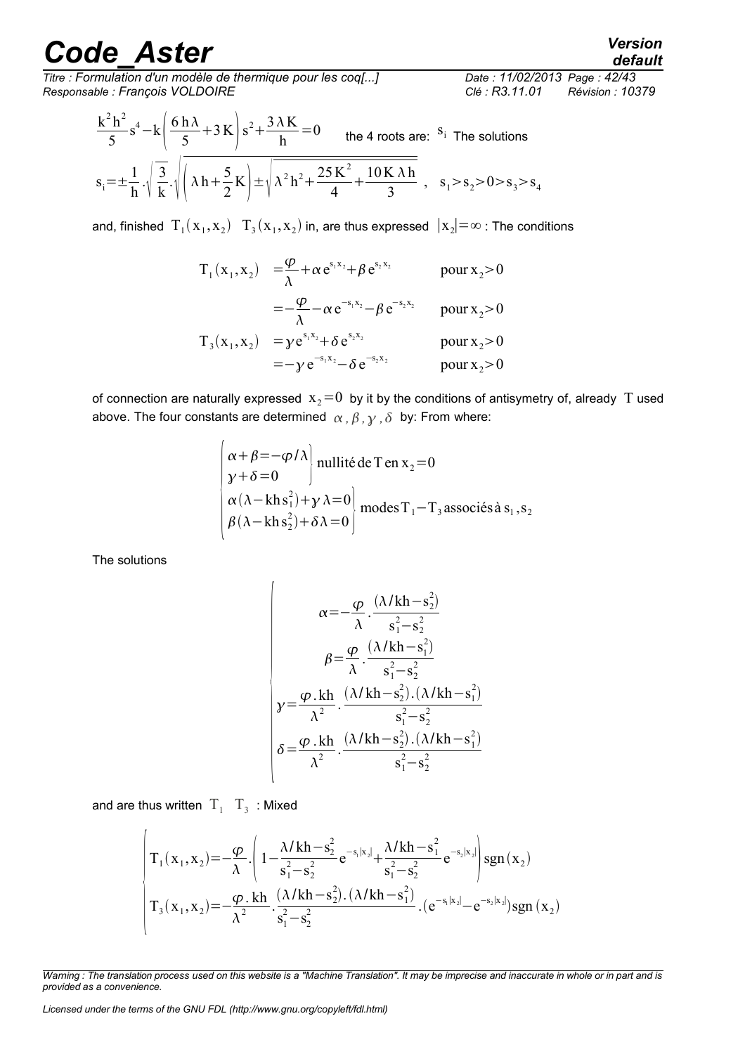$$\frac{k^2 h^2}{5} s^4 - k\left(\frac{6\,h\,\lambda}{5} + 3\,K\right) s^2 + \frac{3\,\lambda\,K}{h} = 0$$

the 4 roots are: $s_i$ The solutions

$$s_i = \pm\frac{1}{h}\cdot\sqrt{\frac{3}{k}}\cdot\sqrt{\left(\lambda h + \frac{5}{2}K\right) \pm \sqrt{\lambda^2 h^2 + \frac{25\,K^2}{4} + \frac{10\,K\,\lambda\,h}{3}}}\ ,\quad s_1 > s_2 > 0 > s_3 > s_4$$

and, finished $T_1(x_1, x_2)$ $T_3(x_1, x_2)$ in, are thus expressed $|x_2| = \infty$ : The conditions

$$
\begin{aligned}
T_1(x_1, x_2) &= \frac{\varphi}{\lambda} + \alpha\, e^{s_1 x_2} + \beta\, e^{s_2 x_2} && \text{pour } x_2 > 0 \\
&= -\frac{\varphi}{\lambda} - \alpha\, e^{-s_1 x_2} - \beta\, e^{-s_2 x_2} && \text{pour } x_2 > 0 \\
T_3(x_1, x_2) &= \gamma\, e^{s_1 x_2} + \delta\, e^{s_2 x_2} && \text{pour } x_2 > 0 \\
&= -\gamma\, e^{-s_1 x_2} - \delta\, e^{-s_2 x_2} && \text{pour } x_2 > 0
\end{aligned}
$$

of connection are naturally expressed $x_2 = 0$ by it by the conditions of antisymetry of, already $T$ used above. The four constants are determined $\alpha, \beta, \gamma, \delta$ by: From where:

$$
\begin{cases}
\left.\begin{aligned} \alpha + \beta &= -\varphi/\lambda \\ \gamma + \delta &= 0 \end{aligned}\right\} \text{nullité de T en } x_2 = 0 \\
\left.\begin{aligned} \alpha(\lambda - kh\,s_1^2) + \gamma\,\lambda &= 0 \\ \beta(\lambda - kh\,s_2^2) + \delta\,\lambda &= 0 \end{aligned}\right\} \text{modes } T_1 - T_3 \text{ associés à } s_1, s_2
\end{cases}
$$

The solutions

$$
\begin{cases}
\alpha = -\dfrac{\varphi}{\lambda}\cdot\dfrac{(\lambda/kh - s_2^2)}{s_1^2 - s_2^2} \\[2ex]
\beta = \dfrac{\varphi}{\lambda}\cdot\dfrac{(\lambda/kh - s_1^2)}{s_1^2 - s_2^2} \\[2ex]
\gamma = \dfrac{\varphi.\,kh}{\lambda^2}\cdot\dfrac{(\lambda/kh - s_2^2).(\lambda/kh - s_1^2)}{s_1^2 - s_2^2} \\[2ex]
\delta = \dfrac{\varphi.\,kh}{\lambda^2}\cdot\dfrac{(\lambda/kh - s_2^2).(\lambda/kh - s_1^2)}{s_1^2 - s_2^2}
\end{cases}
$$

and are thus written $T_1$ $T_3$ : Mixed

$$
\begin{cases}
T_1(x_1, x_2) = -\dfrac{\varphi}{\lambda}\cdot\left(1 - \dfrac{\lambda/kh - s_2^2}{s_1^2 - s_2^2}\, e^{-s_1|x_2|} + \dfrac{\lambda/kh - s_1^2}{s_1^2 - s_2^2}\, e^{-s_2|x_2|}\right)\operatorname{sgn}(x_2) \\[2ex]
T_3(x_1, x_2) = -\dfrac{\varphi.\,kh}{\lambda^2}\cdot\dfrac{(\lambda/kh - s_2^2).(\lambda/kh - s_1^2)}{s_1^2 - s_2^2}\cdot\left(e^{-s_1|x_2|} - e^{-s_2|x_2|}\right)\operatorname{sgn}(x_2)
\end{cases}
$$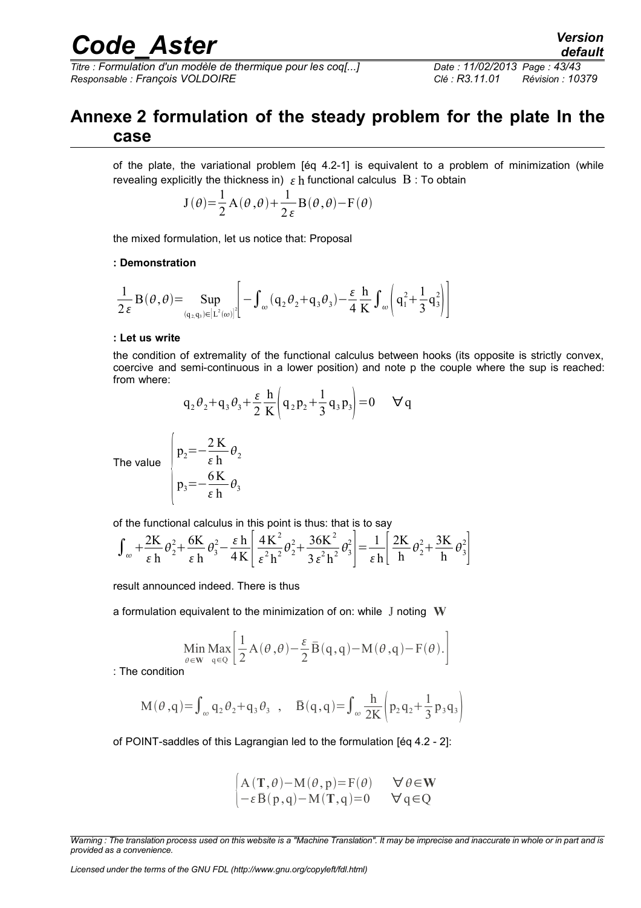## Annexe 2 formulation of the steady problem for the plate In the case

of the plate, the variational problem [éq 4.2-1] is equivalent to a problem of minimization (while revealing explicitly the thickness in) $\varepsilon\,\mathrm{h}$ functional calculus $\mathrm{B}$ : To obtain

$$\mathrm{J}(\theta)=\frac{1}{2}\mathrm{A}(\theta,\theta)+\frac{1}{2\varepsilon}\mathrm{B}(\theta,\theta)-\mathrm{F}(\theta)$$

the mixed formulation, let us notice that: Proposal

**: Demonstration**

$$\frac{1}{2\varepsilon}\mathrm{B}(\theta,\theta)=\sup_{(\mathrm{q}_2,\mathrm{q}_3)\in\left[\mathrm{L}^2(\omega)\right]^2}\left[-\int_\omega(\mathrm{q}_2\theta_2+\mathrm{q}_3\theta_3)-\frac{\varepsilon}{4}\frac{\mathrm{h}}{\mathrm{K}}\int_\omega\left(\mathrm{q}_1^2+\frac{1}{3}\mathrm{q}_3^2\right)\right]$$

**: Let us write**

the condition of extremality of the functional calculus between hooks (its opposite is strictly convex, coercive and semi-continuous in a lower position) and note p the couple where the sup is reached: from where:

$$\mathrm{q}_2\theta_2+\mathrm{q}_3\theta_3+\frac{\varepsilon}{2}\frac{\mathrm{h}}{\mathrm{K}}\left(\mathrm{q}_2\mathrm{p}_2+\frac{1}{3}\mathrm{q}_3\mathrm{p}_3\right)=0\qquad\forall\,\mathrm{q}$$

The value $\begin{cases}\mathrm{p}_2=-\dfrac{2\,\mathrm{K}}{\varepsilon\,\mathrm{h}}\theta_2\\ \mathrm{p}_3=-\dfrac{6\,\mathrm{K}}{\varepsilon\,\mathrm{h}}\theta_3\end{cases}$

of the functional calculus in this point is thus: that is to say

$$\int_\omega+\frac{2\mathrm{K}}{\varepsilon\,\mathrm{h}}\theta_2^2+\frac{6\mathrm{K}}{\varepsilon\,\mathrm{h}}\theta_3^2-\frac{\varepsilon\,\mathrm{h}}{4\mathrm{K}}\left[\frac{4\mathrm{K}^2}{\varepsilon^2\mathrm{h}^2}\theta_2^2+\frac{36\mathrm{K}^2}{3\varepsilon^2\mathrm{h}^2}\theta_3^2\right]=\frac{1}{\varepsilon\,\mathrm{h}}\left[\frac{2\mathrm{K}}{\mathrm{h}}\theta_2^2+\frac{3\mathrm{K}}{\mathrm{h}}\theta_3^2\right]$$

result announced indeed. There is thus

a formulation equivalent to the minimization of on: while $\mathrm{J}$ noting $\mathbf{W}$

$$\underset{\theta\in\mathbf{W}}{\mathrm{Min}}\ \underset{\mathrm{q}\in\mathrm{Q}}{\mathrm{Max}}\left[\frac{1}{2}\mathrm{A}(\theta,\theta)-\frac{\varepsilon}{2}\bar{\mathrm{B}}(\mathrm{q},\mathrm{q})-\mathrm{M}(\theta,\mathrm{q})-\mathrm{F}(\theta).\right]$$

: The condition

$$\mathrm{M}(\theta,\mathrm{q})=\int_\omega\mathrm{q}_2\theta_2+\mathrm{q}_3\theta_3\quad,\quad\bar{\mathrm{B}}(\mathrm{q},\mathrm{q})=\int_\omega\frac{\mathrm{h}}{2\mathrm{K}}\left(\mathrm{p}_2\mathrm{q}_2+\frac{1}{3}\mathrm{p}_3\mathrm{q}_3\right)$$

of POINT-saddles of this Lagrangian led to the formulation [éq 4.2 - 2]:

$$\begin{cases}\mathrm{A}(\mathbf{T},\theta)-\mathrm{M}(\theta,\mathrm{p})=\mathrm{F}(\theta) & \forall\,\theta\in\mathbf{W}\\ -\varepsilon\bar{\mathrm{B}}(\mathrm{p},\mathrm{q})-\mathrm{M}(\mathbf{T},\mathrm{q})=0 & \forall\,\mathrm{q}\in\mathrm{Q}\end{cases}$$